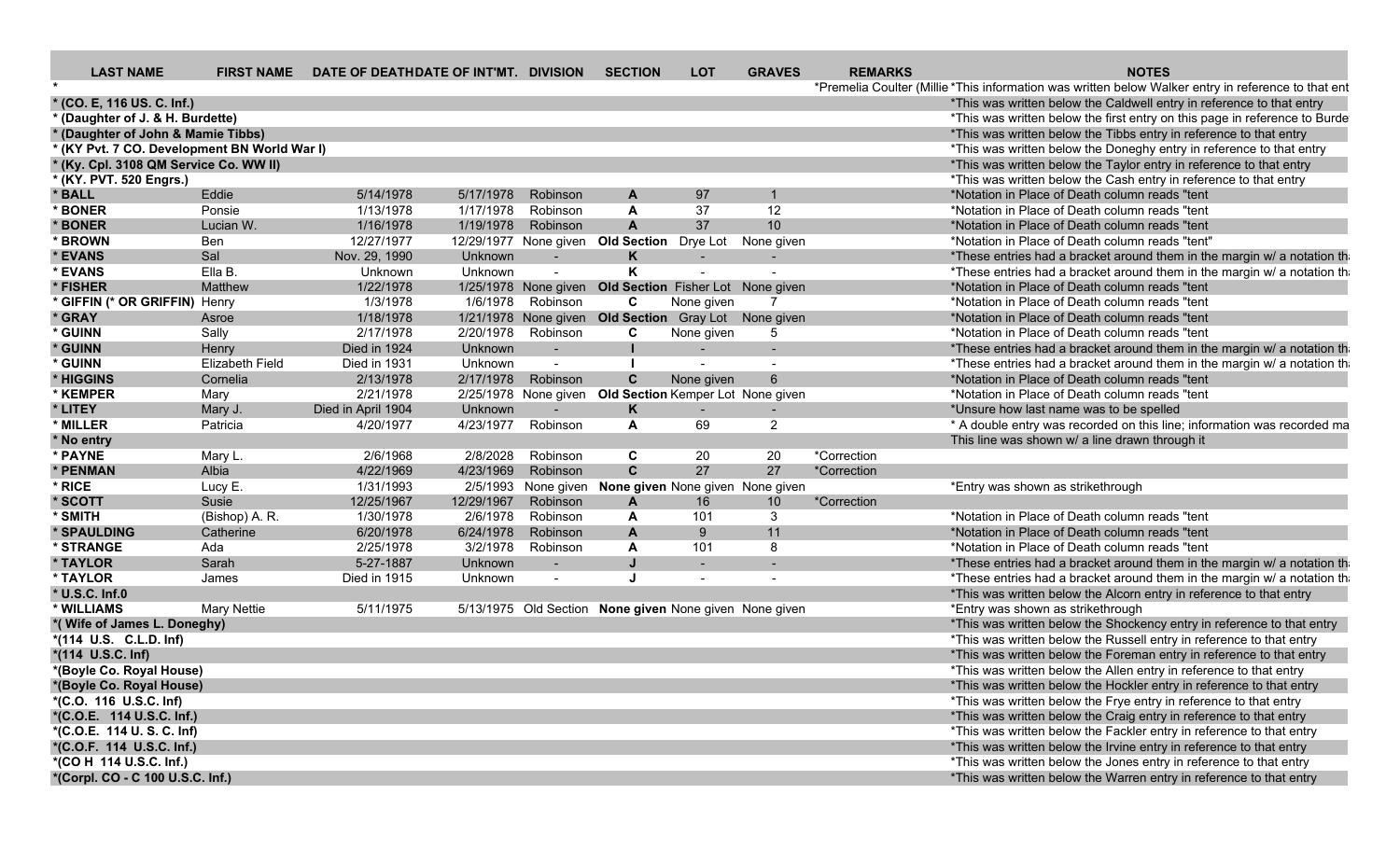| LAST NAME | FIRST NAME | DATE OF DEATH | DATE OF INT'MT. | DIVISION | SECTION | LOT | GRAVES | REMARKS | NOTES |
|---|---|---|---|---|---|---|---|---|---|
| * | | | | | | | | *Premelia Coulter (Millie | *This information was written below Walker entry in reference to that ent |
| * (CO. E, 116 US. C. Inf.) | | | | | | | | | *This was written below the Caldwell entry in reference to that entry |
| * (Daughter of J. & H. Burdette) | | | | | | | | | *This was written below the first entry on this page in reference to Burde |
| * (Daughter of John & Mamie Tibbs) | | | | | | | | | *This was written below the Tibbs entry in reference to that entry |
| * (KY Pvt. 7 CO. Development BN World War I) | | | | | | | | | *This was written below the Doneghy entry in reference to that entry |
| * (Ky. Cpl. 3108 QM Service Co. WW II) | | | | | | | | | *This was written below the Taylor entry in reference to that entry |
| * (KY. PVT. 520 Engrs.) | | | | | | | | | *This was written below the Cash entry in reference to that entry |
| * BALL | Eddie | 5/14/1978 | 5/17/1978 | Robinson | A | 97 | 1 | | *Notation in Place of Death column reads "tent |
| * BONER | Ponsie | 1/13/1978 | 1/17/1978 | Robinson | A | 37 | 12 | | *Notation in Place of Death column reads "tent |
| * BONER | Lucian W. | 1/16/1978 | 1/19/1978 | Robinson | A | 37 | 10 | | *Notation in Place of Death column reads "tent |
| * BROWN | Ben | 12/27/1977 | 12/29/1977 | None given | Old Section | Drye Lot | None given | | *Notation in Place of Death column reads "tent" |
| * EVANS | Sal | Nov. 29, 1990 | Unknown | - | K | - | - | | *These entries had a bracket around them in the margin w/ a notation th |
| * EVANS | Ella B. | Unknown | Unknown | - | K | - | - | | *These entries had a bracket around them in the margin w/ a notation th |
| * FISHER | Matthew | 1/22/1978 | 1/25/1978 | None given | Old Section | Fisher Lot | None given | | *Notation in Place of Death column reads "tent |
| * GIFFIN (* OR GRIFFIN) | Henry | 1/3/1978 | 1/6/1978 | Robinson | C | None given | 7 | | *Notation in Place of Death column reads "tent |
| * GRAY | Asroe | 1/18/1978 | 1/21/1978 | None given | Old Section | Gray Lot | None given | | *Notation in Place of Death column reads "tent |
| * GUINN | Sally | 2/17/1978 | 2/20/1978 | Robinson | C | None given | 5 | | *Notation in Place of Death column reads "tent |
| * GUINN | Henry | Died in 1924 | Unknown | - | I | - | - | | *These entries had a bracket around them in the margin w/ a notation th |
| * GUINN | Elizabeth Field | Died in 1931 | Unknown | - | I | - | - | | *These entries had a bracket around them in the margin w/ a notation th |
| * HIGGINS | Cornelia | 2/13/1978 | 2/17/1978 | Robinson | C | None given | 6 | | *Notation in Place of Death column reads "tent |
| * KEMPER | Mary | 2/21/1978 | 2/25/1978 | None given | Old Section | Kemper Lot | None given | | *Notation in Place of Death column reads "tent |
| * LITEY | Mary J. | Died in April 1904 | Unknown | - | K | - | - | | *Unsure how last name was to be spelled |
| * MILLER | Patricia | 4/20/1977 | 4/23/1977 | Robinson | A | 69 | 2 | | * A double entry was recorded on this line; information was recorded ma |
| * No entry | | | | | | | | | This line was shown w/ a line drawn through it |
| * PAYNE | Mary L. | 2/6/1968 | 2/8/2028 | Robinson | C | 20 | 20 | *Correction | |
| * PENMAN | Albia | 4/22/1969 | 4/23/1969 | Robinson | C | 27 | 27 | *Correction | |
| * RICE | Lucy E. | 1/31/1993 | 2/5/1993 | None given | None given | None given | None given | | *Entry was shown as strikethrough |
| * SCOTT | Susie | 12/25/1967 | 12/29/1967 | Robinson | A | 16 | 10 | *Correction | |
| * SMITH | (Bishop) A. R. | 1/30/1978 | 2/6/1978 | Robinson | A | 101 | 3 | | *Notation in Place of Death column reads "tent |
| * SPAULDING | Catherine | 6/20/1978 | 6/24/1978 | Robinson | A | 9 | 11 | | *Notation in Place of Death column reads "tent |
| * STRANGE | Ada | 2/25/1978 | 3/2/1978 | Robinson | A | 101 | 8 | | *Notation in Place of Death column reads "tent |
| * TAYLOR | Sarah | 5-27-1887 | Unknown | - | J | - | - | | *These entries had a bracket around them in the margin w/ a notation th |
| * TAYLOR | James | Died in 1915 | Unknown | - | J | - | - | | *These entries had a bracket around them in the margin w/ a notation th |
| * U.S.C. Inf.0 | | | | | | | | | *This was written below the Alcorn entry in reference to that entry |
| * WILLIAMS | Mary Nettie | 5/11/1975 | 5/13/1975 | Old Section | None given | None given | None given | | *Entry was shown as strikethrough |
| *( Wife of James L. Doneghy) | | | | | | | | | *This was written below the Shockency entry in reference to that entry |
| *(114 U.S. C.L.D. Inf) | | | | | | | | | *This was written below the Russell entry in reference to that entry |
| *(114 U.S.C. Inf) | | | | | | | | | *This was written below the Foreman entry in reference to that entry |
| *(Boyle Co. Royal House) | | | | | | | | | *This was written below the Allen entry in reference to that entry |
| *(Boyle Co. Royal House) | | | | | | | | | *This was written below the Hockler entry in reference to that entry |
| *(C.O. 116 U.S.C. Inf) | | | | | | | | | *This was written below the Frye entry in reference to that entry |
| *(C.O.E. 114 U.S.C. Inf.) | | | | | | | | | *This was written below the Craig entry in reference to that entry |
| *(C.O.E. 114 U. S. C. Inf) | | | | | | | | | *This was written below the Fackler entry in reference to that entry |
| *(C.O.F. 114 U.S.C. Inf.) | | | | | | | | | *This was written below the Irvine entry in reference to that entry |
| *(CO H 114 U.S.C. Inf.) | | | | | | | | | *This was written below the Jones entry in reference to that entry |
| *(Corpl. CO - C 100 U.S.C. Inf.) | | | | | | | | | *This was written below the Warren entry in reference to that entry |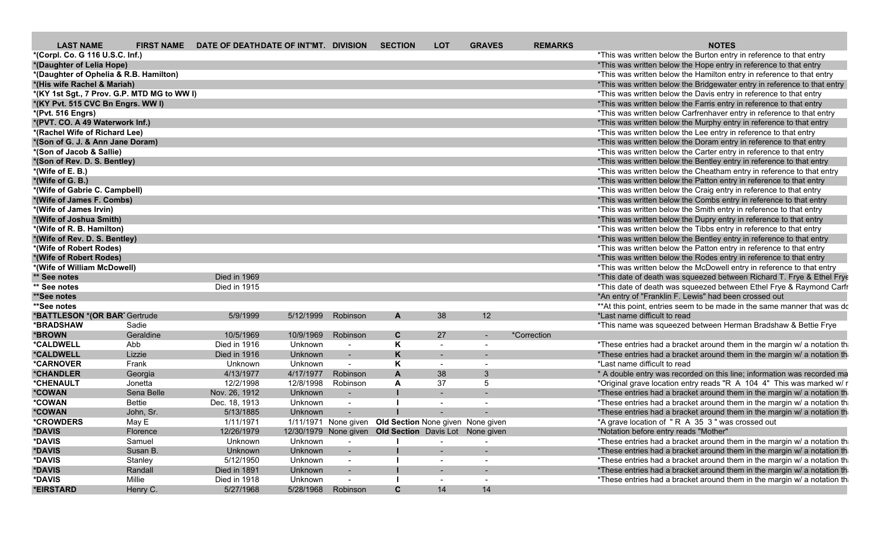| LAST NAME | FIRST NAME | DATE OF DEATH | DATE OF INT'MT. | DIVISION | SECTION | LOT | GRAVES | REMARKS | NOTES |
|---|---|---|---|---|---|---|---|---|---|
| *(Corpl. Co. G 116 U.S.C. Inf.) | | | | | | | | | *This was written below the Burton entry in reference to that entry |
| *(Daughter of Lelia Hope) | | | | | | | | | *This was written below the Hope entry in reference to that entry |
| *(Daughter of Ophelia & R.B. Hamilton) | | | | | | | | | *This was written below the Hamilton entry in reference to that entry |
| *(His wife Rachel & Mariah) | | | | | | | | | *This was written below the Bridgewater entry in reference to that entry |
| *(KY 1st Sgt., 7 Prov. G.P. MTD MG to WW I) | | | | | | | | | *This was written below the Davis entry in reference to that entry |
| *(KY Pvt. 515 CVC Bn Engrs. WW I) | | | | | | | | | *This was written below the Farris entry in reference to that entry |
| *(Pvt. 516 Engrs) | | | | | | | | | *This was written below Carfrenhaver entry in reference to that entry |
| *(PVT. CO. A 49 Waterwork Inf.) | | | | | | | | | *This was written below the Murphy entry in reference to that entry |
| *(Rachel Wife of Richard Lee) | | | | | | | | | *This was written below the Lee entry in reference to that entry |
| *(Son of G. J. & Ann Jane Doram) | | | | | | | | | *This was written below the Doram entry in reference to that entry |
| *(Son of Jacob & Sallie) | | | | | | | | | *This was written below the Carter entry in reference to that entry |
| *(Son of Rev. D. S. Bentley) | | | | | | | | | *This was written below the Bentley entry in reference to that entry |
| *(Wife of E. B.) | | | | | | | | | *This was written below the Cheatham entry in reference to that entry |
| *(Wife of G. B.) | | | | | | | | | *This was written below the Patton entry in reference to that entry |
| *(Wife of Gabrie C. Campbell) | | | | | | | | | *This was written below the Craig entry in reference to that entry |
| *(Wife of James F. Combs) | | | | | | | | | *This was written below the Combs entry in reference to that entry |
| *(Wife of James Irvin) | | | | | | | | | *This was written below the Smith entry in reference to that entry |
| *(Wife of Joshua Smith) | | | | | | | | | *This was written below the Dupry entry in reference to that entry |
| *(Wife of R. B. Hamilton) | | | | | | | | | *This was written below the Tibbs entry in reference to that entry |
| *(Wife of Rev. D. S. Bentley) | | | | | | | | | *This was written below the Bentley entry in reference to that entry |
| *(Wife of Robert Rodes) | | | | | | | | | *This was written below the Patton entry in reference to that entry |
| *(Wife of Robert Rodes) | | | | | | | | | *This was written below the Rodes entry in reference to that entry |
| *(Wife of William McDowell) | | | | | | | | | *This was written below the McDowell entry in reference to that entry |
| ** See notes | | Died in 1969 | | | | | | | *This date of death was squeezed between Richard T. Frye & Ethel Frye |
| ** See notes | | Died in 1915 | | | | | | | *This date of death was squeezed between Ethel Frye & Raymond Carfr |
| **See notes | | | | | | | | | *An entry of "Franklin F. Lewis" had been crossed out |
| **See notes | | | | | | | | | **At this point, entries seem to be made in the same manner that was do |
| *BATTLESON *(OR BAR' | Gertrude | 5/9/1999 | 5/12/1999 | Robinson | A | 38 | 12 | | *Last name difficult to read |
| *BRADSHAW | Sadie | | | | | | | | *This name was squeezed between Herman Bradshaw & Bettie Frye |
| *BROWN | Geraldine | 10/5/1969 | 10/9/1969 | Robinson | C | 27 | - | *Correction | |
| *CALDWELL | Abb | Died in 1916 | Unknown | - | K | - | - | | *These entries had a bracket around them in the margin w/ a notation th |
| *CALDWELL | Lizzie | Died in 1916 | Unknown | - | K | - | - | | *These entries had a bracket around them in the margin w/ a notation th |
| *CARNOVER | Frank | Unknown | Unknown | - | K | - | - | | *Last name difficult to read |
| *CHANDLER | Georgia | 4/13/1977 | 4/17/1977 | Robinson | A | 38 | 3 | | * A double entry was recorded on this line; information was recorded ma |
| *CHENAULT | Jonetta | 12/2/1998 | 12/8/1998 | Robinson | A | 37 | 5 | | *Original grave location entry reads "R A 104 4" This was marked w/ r |
| *COWAN | Sena Belle | Nov. 26, 1912 | Unknown | - | I | - | - | | *These entries had a bracket around them in the margin w/ a notation th |
| *COWAN | Bettie | Dec. 18, 1913 | Unknown | - | I | - | - | | *These entries had a bracket around them in the margin w/ a notation th |
| *COWAN | John, Sr. | 5/13/1885 | Unknown | - | I | - | - | | *These entries had a bracket around them in the margin w/ a notation th |
| *CROWDERS | May E | 1/11/1971 | 1/11/1971 | None given | Old Section | None given | None given | | *A grave location of " R A 35 3 " was crossed out |
| *DAVIS | Florence | 12/26/1979 | 12/30/1979 | None given | Old Section | Davis Lot | None given | | *Notation before entry reads "Mother" |
| *DAVIS | Samuel | Unknown | Unknown | - | I | - | - | | *These entries had a bracket around them in the margin w/ a notation th |
| *DAVIS | Susan B. | Unknown | Unknown | - | I | - | - | | *These entries had a bracket around them in the margin w/ a notation th |
| *DAVIS | Stanley | 5/12/1950 | Unknown | - | I | - | - | | *These entries had a bracket around them in the margin w/ a notation th |
| *DAVIS | Randall | Died in 1891 | Unknown | - | I | - | - | | *These entries had a bracket around them in the margin w/ a notation th |
| *DAVIS | Millie | Died in 1918 | Unknown | - | I | - | - | | *These entries had a bracket around them in the margin w/ a notation th |
| *EIRSTARD | Henry C. | 5/27/1968 | 5/28/1968 | Robinson | C | 14 | 14 | | |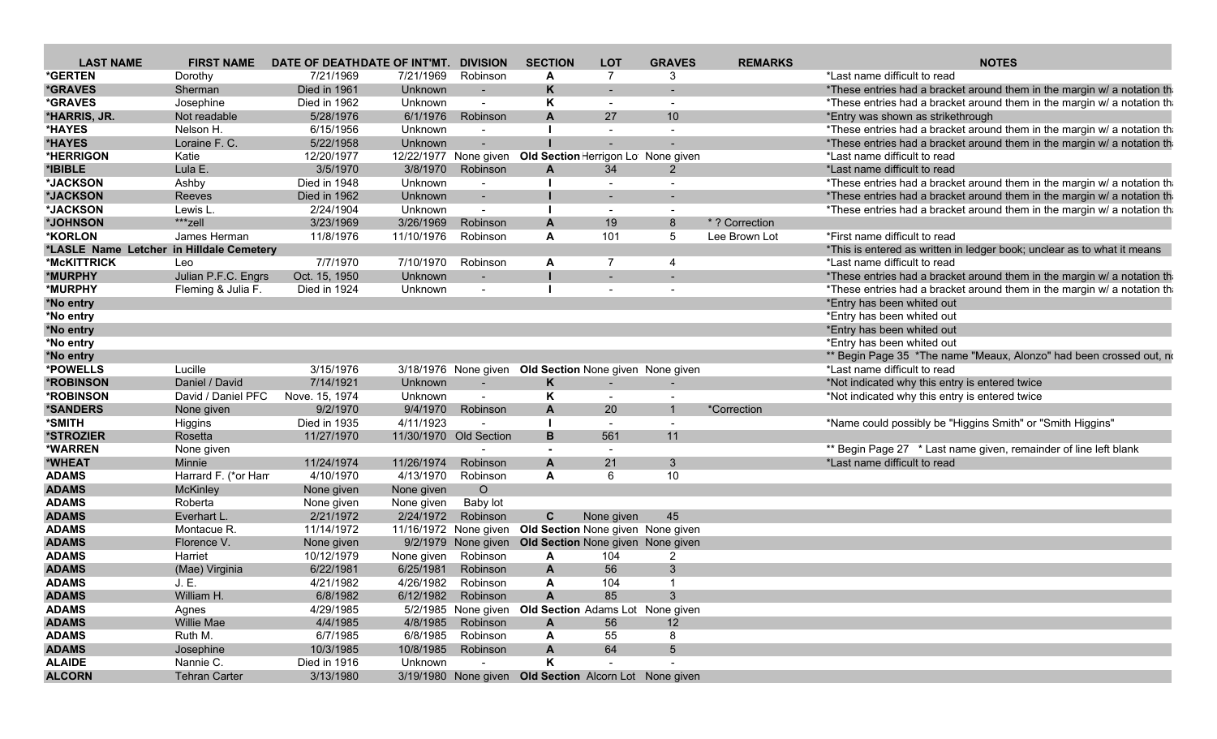| LAST NAME | FIRST NAME | DATE OF DEATH | DATE OF INT'MT. | DIVISION | SECTION | LOT | GRAVES | REMARKS | NOTES |
|---|---|---|---|---|---|---|---|---|---|
| *GERTEN | Dorothy | 7/21/1969 | 7/21/1969 | Robinson | A | 7 | 3 | | *Last name difficult to read |
| *GRAVES | Sherman | Died in 1961 | Unknown | - | K | - | - | | *These entries had a bracket around them in the margin w/ a notation th |
| *GRAVES | Josephine | Died in 1962 | Unknown | - | K | - | - | | *These entries had a bracket around them in the margin w/ a notation th |
| *HARRIS, JR. | Not readable | 5/28/1976 | 6/1/1976 | Robinson | A | 27 | 10 | | *Entry was shown as strikethrough |
| *HAYES | Nelson H. | 6/15/1956 | Unknown | - | I | - | - | | *These entries had a bracket around them in the margin w/ a notation th |
| *HAYES | Loraine F. C. | 5/22/1958 | Unknown | - | I | - | - | | *These entries had a bracket around them in the margin w/ a notation th |
| *HERRIGON | Katie | 12/20/1977 | 12/22/1977 | None given | Old Section | Herrigon Lo | None given | | *Last name difficult to read |
| *IBIBLE | Lula E. | 3/5/1970 | 3/8/1970 | Robinson | A | 34 | 2 | | *Last name difficult to read |
| *JACKSON | Ashby | Died in 1948 | Unknown | - | I | - | - | | *These entries had a bracket around them in the margin w/ a notation th |
| *JACKSON | Reeves | Died in 1962 | Unknown | - | I | - | - | | *These entries had a bracket around them in the margin w/ a notation th |
| *JACKSON | Lewis L. | 2/24/1904 | Unknown | - | I | - | - | | *These entries had a bracket around them in the margin w/ a notation th |
| *JOHNSON | ***zell | 3/23/1969 | 3/26/1969 | Robinson | A | 19 | 8 | * ? Correction | |
| *KORLON | James Herman | 11/8/1976 | 11/10/1976 | Robinson | A | 101 | 5 | Lee Brown Lot | *First name difficult to read |
| *LASLE Name Letcher in Hilldale Cemetery | | | | | | | | | *This is entered as written in ledger book; unclear as to what it means |
| *McKITTRICK | Leo | 7/7/1970 | 7/10/1970 | Robinson | A | 7 | 4 | | *Last name difficult to read |
| *MURPHY | Julian P.F.C. Engrs | Oct. 15, 1950 | Unknown | - | I | - | - | | *These entries had a bracket around them in the margin w/ a notation th |
| *MURPHY | Fleming & Julia F. | Died in 1924 | Unknown | - | I | - | - | | *These entries had a bracket around them in the margin w/ a notation th |
| *No entry | | | | | | | | | *Entry has been whited out |
| *No entry | | | | | | | | | *Entry has been whited out |
| *No entry | | | | | | | | | *Entry has been whited out |
| *No entry | | | | | | | | | *Entry has been whited out |
| *No entry | | | | | | | | | ** Begin Page 35 *The name "Meaux, Alonzo" had been crossed out, no |
| *POWELLS | Lucille | 3/15/1976 | 3/18/1976 | None given | Old Section | None given | None given | | *Last name difficult to read |
| *ROBINSON | Daniel / David | 7/14/1921 | Unknown | - | K | - | - | | *Not indicated why this entry is entered twice |
| *ROBINSON | David / Daniel PFC | Nove. 15, 1974 | Unknown | - | K | - | - | | *Not indicated why this entry is entered twice |
| *SANDERS | None given | 9/2/1970 | 9/4/1970 | Robinson | A | 20 | 1 | *Correction | |
| *SMITH | Higgins | Died in 1935 | 4/11/1923 | - | I | - | - | | *Name could possibly be "Higgins Smith" or "Smith Higgins" |
| *STROZIER | Rosetta | 11/27/1970 | 11/30/1970 | Old Section | B | 561 | 11 | | |
| *WARREN | None given | | | - | - | - | | | ** Begin Page 27 * Last name given, remainder of line left blank |
| *WHEAT | Minnie | 11/24/1974 | 11/26/1974 | Robinson | A | 21 | 3 | | *Last name difficult to read |
| ADAMS | Harrard F. (*or Har | 4/10/1970 | 4/13/1970 | Robinson | A | 6 | 10 | | |
| ADAMS | McKinley | None given | None given | O | | | | | |
| ADAMS | Roberta | None given | None given | Baby lot | | | | | |
| ADAMS | Everhart L. | 2/21/1972 | 2/24/1972 | Robinson | C | None given | 45 | | |
| ADAMS | Montacue R. | 11/14/1972 | 11/16/1972 | None given | Old Section | None given | None given | | |
| ADAMS | Florence V. | None given | 9/2/1979 | None given | Old Section | None given | None given | | |
| ADAMS | Harriet | 10/12/1979 | None given | Robinson | A | 104 | 2 | | |
| ADAMS | (Mae) Virginia | 6/22/1981 | 6/25/1981 | Robinson | A | 56 | 3 | | |
| ADAMS | J. E. | 4/21/1982 | 4/26/1982 | Robinson | A | 104 | 1 | | |
| ADAMS | William H. | 6/8/1982 | 6/12/1982 | Robinson | A | 85 | 3 | | |
| ADAMS | Agnes | 4/29/1985 | 5/2/1985 | None given | Old Section | Adams Lot | None given | | |
| ADAMS | Willie Mae | 4/4/1985 | 4/8/1985 | Robinson | A | 56 | 12 | | |
| ADAMS | Ruth M. | 6/7/1985 | 6/8/1985 | Robinson | A | 55 | 8 | | |
| ADAMS | Josephine | 10/3/1985 | 10/8/1985 | Robinson | A | 64 | 5 | | |
| ALAIDE | Nannie C. | Died in 1916 | Unknown | - | K | - | - | | |
| ALCORN | Tehran Carter | 3/13/1980 | 3/19/1980 | None given | Old Section | Alcorn Lot | None given | | |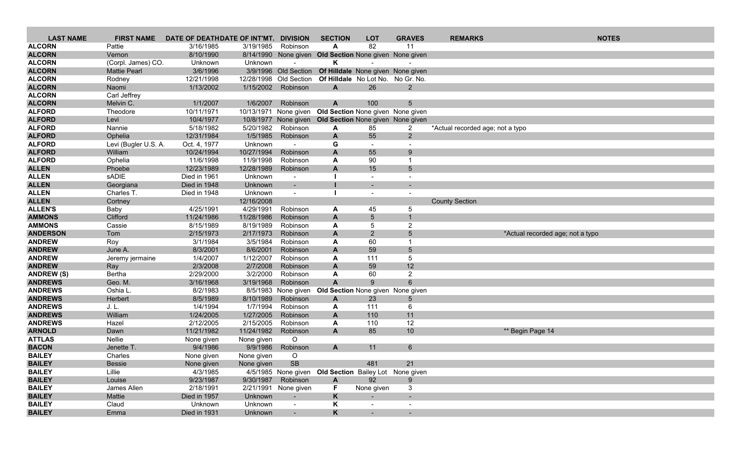| LAST NAME | FIRST NAME | DATE OF DEATH | DATE OF INT'MT. | DIVISION | SECTION | LOT | GRAVES | REMARKS | NOTES |
|---|---|---|---|---|---|---|---|---|---|
| ALCORN | Pattie | 3/16/1985 | 3/19/1985 | Robinson | A | 82 | 11 | | |
| ALCORN | Vernon | 8/10/1990 | 8/14/1990 | None given | Old Section | None given | None given | | |
| ALCORN | (Corpl. James) CO. | Unknown | Unknown | - | K | - | - | | |
| ALCORN | Mattie Pearl | 3/6/1996 | 3/9/1996 | Old Section | Of Hilldale | None given | None given | | |
| ALCORN | Rodney | 12/21/1998 | 12/28/1998 | Old Section | Of Hilldale | No Lot No. | No Gr. No. | | |
| ALCORN | Naomi | 1/13/2002 | 1/15/2002 | Robinson | A | 26 | 2 | | |
| ALCORN | Carl Jeffrey | | | | | | | | |
| ALCORN | Melvin C. | 1/1/2007 | 1/6/2007 | Robinson | A | 100 | 5 | | |
| ALFORD | Theodore | 10/11/1971 | 10/13/1971 | None given | Old Section | None given | None given | | |
| ALFORD | Levi | 10/4/1977 | 10/8/1977 | None given | Old Section | None given | None given | | |
| ALFORD | Nannie | 5/18/1982 | 5/20/1982 | Robinson | A | 85 | 2 | *Actual recorded age; not a typo | |
| ALFORD | Ophelia | 12/31/1984 | 1/5/1985 | Robinson | A | 55 | 2 | | |
| ALFORD | Levi (Bugler U.S. A. | Oct. 4, 1977 | Unknown | - | G | - | - | | |
| ALFORD | William | 10/24/1994 | 10/27/1994 | Robinson | A | 55 | 9 | | |
| ALFORD | Ophelia | 11/6/1998 | 11/9/1998 | Robinson | A | 90 | 1 | | |
| ALLEN | Phoebe | 12/23/1989 | 12/28/1989 | Robinson | A | 15 | 5 | | |
| ALLEN | sADIE | Died in 1961 | Unknown | - | I | - | - | | |
| ALLEN | Georgiana | Died in 1948 | Unknown | - | I | - | - | | |
| ALLEN | Charles T. | Died in 1948 | Unknown | - | I | - | - | | |
| ALLEN | Cortney | | 12/16/2008 | | | | | County Section | |
| ALLEN'S | Baby | 4/25/1991 | 4/29/1991 | Robinson | A | 45 | 5 | | |
| AMMONS | Clifford | 11/24/1986 | 11/28/1986 | Robinson | A | 5 | 1 | | |
| AMMONS | Cassie | 8/15/1989 | 8/19/1989 | Robinson | A | 5 | 2 | | |
| ANDERSON | Tom | 2/15/1973 | 2/17/1973 | Robinson | A | 2 | 5 | | *Actual recorded age; not a typo |
| ANDREW | Roy | 3/1/1984 | 3/5/1984 | Robinson | A | 60 | 1 | | |
| ANDREW | June A. | 8/3/2001 | 8/6/2001 | Robinson | A | 59 | 5 | | |
| ANDREW | Jeremy jermaine | 1/4/2007 | 1/12/2007 | Robinson | A | 111 | 5 | | |
| ANDREW | Ray | 2/3/2008 | 2/7/2008 | Robinson | A | 59 | 12 | | |
| ANDREW (S) | Bertha | 2/29/2000 | 3/2/2000 | Robinson | A | 60 | 2 | | |
| ANDREWS | Geo. M. | 3/16/1968 | 3/19/1968 | Robinson | A | 9 | 6 | | |
| ANDREWS | Oshia L. | 8/2/1983 | 8/5/1983 | None given | Old Section | None given | None given | | |
| ANDREWS | Herbert | 8/5/1989 | 8/10/1989 | Robinson | A | 23 | 5 | | |
| ANDREWS | J. L. | 1/4/1994 | 1/7/1994 | Robinson | A | 111 | 6 | | |
| ANDREWS | William | 1/24/2005 | 1/27/2005 | Robinson | A | 110 | 11 | | |
| ANDREWS | Hazel | 2/12/2005 | 2/15/2005 | Robinson | A | 110 | 12 | | |
| ARNOLD | Dawn | 11/21/1982 | 11/24/1982 | Robinson | A | 85 | 10 | | ** Begin Page 14 |
| ATTLAS | Nellie | None given | None given | O | | | | | |
| BACON | Jenette T. | 9/4/1986 | 9/9/1986 | Robinson | A | 11 | 6 | | |
| BAILEY | Charles | None given | None given | O | | | | | |
| BAILEY | Bessie | None given | None given | SB | | 481 | 21 | | |
| BAILEY | Lillie | 4/3/1985 | 4/5/1985 | None given | Old Section | Bailey Lot | None given | | |
| BAILEY | Louise | 9/23/1987 | 9/30/1987 | Robinson | A | 92 | 9 | | |
| BAILEY | James Allen | 2/18/1991 | 2/21/1991 | None given | F | None given | 3 | | |
| BAILEY | Mattie | Died in 1957 | Unknown | - | K | - | - | | |
| BAILEY | Claud | Unknown | Unknown | - | K | - | - | | |
| BAILEY | Emma | Died in 1931 | Unknown | - | K | - | - | | |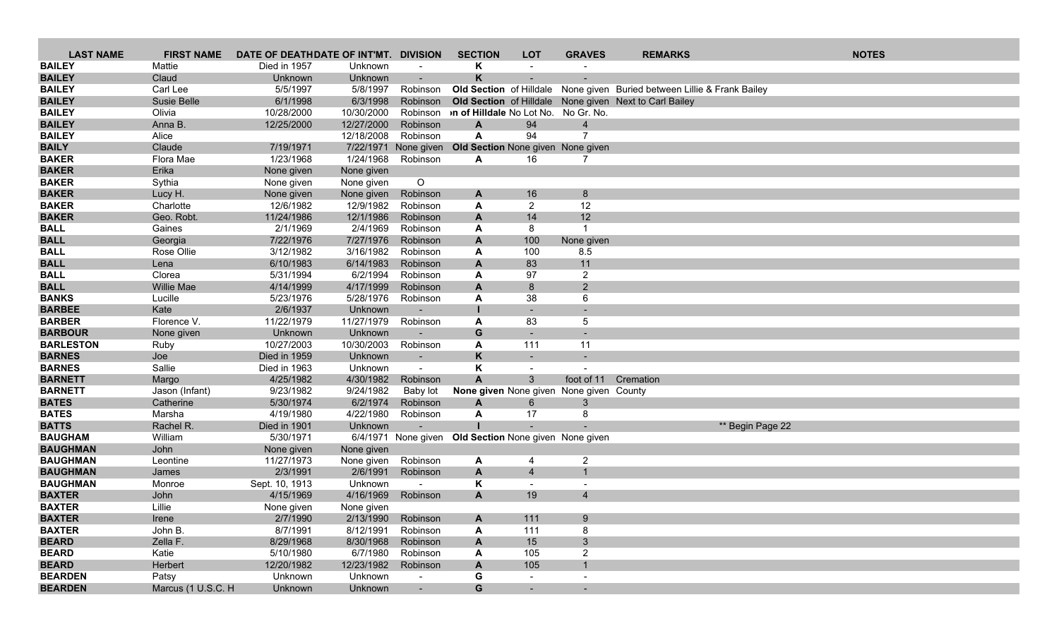| LAST NAME | FIRST NAME | DATE OF DEATH | DATE OF INT'MT. | DIVISION | SECTION | LOT | GRAVES | REMARKS | NOTES |
|---|---|---|---|---|---|---|---|---|---|
| **BAILEY** | Mattie | Died in 1957 | Unknown | - | **K** | - | - | | |
| **BAILEY** | Claud | Unknown | Unknown | - | **K** | - | - | | |
| **BAILEY** | Carl Lee | 5/5/1997 | 5/8/1997 | Robinson | **Old Section** of Hilldale | | None given | Buried between Lillie & Frank Bailey | |
| **BAILEY** | Susie Belle | 6/1/1998 | 6/3/1998 | Robinson | **Old Section** of Hilldale | | None given | Next to Carl Bailey | |
| **BAILEY** | Olivia | 10/28/2000 | 10/30/2000 | Robinson | **on of Hilldale** | No Lot No. | No Gr. No. | | |
| **BAILEY** | Anna B. | 12/25/2000 | 12/27/2000 | Robinson | **A** | 94 | 4 | | |
| **BAILEY** | Alice | | 12/18/2008 | Robinson | **A** | 94 | 7 | | |
| **BAILY** | Claude | 7/19/1971 | 7/22/1971 | None given | **Old Section** | None given | None given | | |
| **BAKER** | Flora Mae | 1/23/1968 | 1/24/1968 | Robinson | **A** | 16 | 7 | | |
| **BAKER** | Erika | None given | None given | | | | | | |
| **BAKER** | Sythia | None given | None given | O | | | | | |
| **BAKER** | Lucy H. | None given | None given | Robinson | **A** | 16 | 8 | | |
| **BAKER** | Charlotte | 12/6/1982 | 12/9/1982 | Robinson | **A** | 2 | 12 | | |
| **BAKER** | Geo. Robt. | 11/24/1986 | 12/1/1986 | Robinson | **A** | 14 | 12 | | |
| **BALL** | Gaines | 2/1/1969 | 2/4/1969 | Robinson | **A** | 8 | 1 | | |
| **BALL** | Georgia | 7/22/1976 | 7/27/1976 | Robinson | **A** | 100 | None given | | |
| **BALL** | Rose Ollie | 3/12/1982 | 3/16/1982 | Robinson | **A** | 100 | 8.5 | | |
| **BALL** | Lena | 6/10/1983 | 6/14/1983 | Robinson | **A** | 83 | 11 | | |
| **BALL** | Clorea | 5/31/1994 | 6/2/1994 | Robinson | **A** | 97 | 2 | | |
| **BALL** | Willie Mae | 4/14/1999 | 4/17/1999 | Robinson | **A** | 8 | 2 | | |
| **BANKS** | Lucille | 5/23/1976 | 5/28/1976 | Robinson | **A** | 38 | 6 | | |
| **BARBEE** | Kate | 2/6/1937 | Unknown | - | **I** | - | - | | |
| **BARBER** | Florence V. | 11/22/1979 | 11/27/1979 | Robinson | **A** | 83 | 5 | | |
| **BARBOUR** | None given | Unknown | Unknown | - | **G** | - | - | | |
| **BARLESTON** | Ruby | 10/27/2003 | 10/30/2003 | Robinson | **A** | 111 | 11 | | |
| **BARNES** | Joe | Died in 1959 | Unknown | - | **K** | - | - | | |
| **BARNES** | Sallie | Died in 1963 | Unknown | - | **K** | - | - | | |
| **BARNETT** | Margo | 4/25/1982 | 4/30/1982 | Robinson | **A** | 3 | foot of 11 | Cremation | |
| **BARNETT** | Jason (Infant) | 9/23/1982 | 9/24/1982 | Baby lot | **None given** | None given | None given | County | |
| **BATES** | Catherine | 5/30/1974 | 6/2/1974 | Robinson | **A** | 6 | 3 | | |
| **BATES** | Marsha | 4/19/1980 | 4/22/1980 | Robinson | **A** | 17 | 8 | | |
| **BATTS** | Rachel R. | Died in 1901 | Unknown | - | **I** | - | - | | ** Begin Page 22 |
| **BAUGHAM** | William | 5/30/1971 | 6/4/1971 | None given | **Old Section** | None given | None given | | |
| **BAUGHMAN** | John | None given | None given | | | | | | |
| **BAUGHMAN** | Leontine | 11/27/1973 | None given | Robinson | **A** | 4 | 2 | | |
| **BAUGHMAN** | James | 2/3/1991 | 2/6/1991 | Robinson | **A** | 4 | 1 | | |
| **BAUGHMAN** | Monroe | Sept. 10, 1913 | Unknown | - | **K** | - | - | | |
| **BAXTER** | John | 4/15/1969 | 4/16/1969 | Robinson | **A** | 19 | 4 | | |
| **BAXTER** | Lillie | None given | None given | | | | | | |
| **BAXTER** | Irene | 2/7/1990 | 2/13/1990 | Robinson | **A** | 111 | 9 | | |
| **BAXTER** | John B. | 8/7/1991 | 8/12/1991 | Robinson | **A** | 111 | 8 | | |
| **BEARD** | Zella F. | 8/29/1968 | 8/30/1968 | Robinson | **A** | 15 | 3 | | |
| **BEARD** | Katie | 5/10/1980 | 6/7/1980 | Robinson | **A** | 105 | 2 | | |
| **BEARD** | Herbert | 12/20/1982 | 12/23/1982 | Robinson | **A** | 105 | 1 | | |
| **BEARDEN** | Patsy | Unknown | Unknown | - | **G** | - | - | | |
| **BEARDEN** | Marcus (1 U.S.C. H | Unknown | Unknown | - | **G** | - | - | | |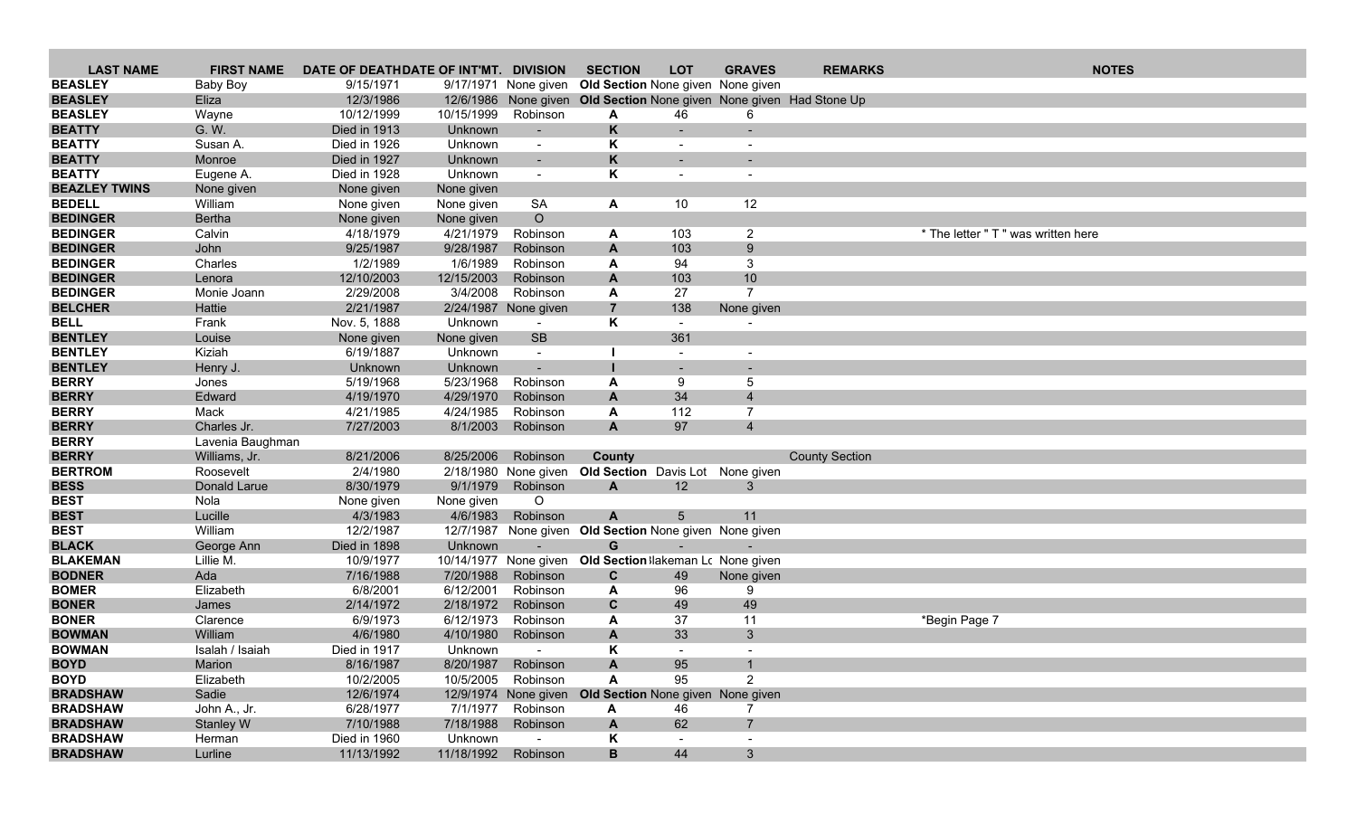| LAST NAME | FIRST NAME | DATE OF DEATH | DATE OF INT'MT. | DIVISION | SECTION | LOT | GRAVES | REMARKS | NOTES |
|---|---|---|---|---|---|---|---|---|---|
| **BEASLEY** | Baby Boy | 9/15/1971 | 9/17/1971 | None given | **Old Section** | None given | None given | | |
| **BEASLEY** | Eliza | 12/3/1986 | 12/6/1986 | None given | **Old Section** | None given | None given | Had Stone Up | |
| **BEASLEY** | Wayne | 10/12/1999 | 10/15/1999 | Robinson | **A** | 46 | 6 | | |
| **BEATTY** | G. W. | Died in 1913 | Unknown | - | **K** | - | - | | |
| **BEATTY** | Susan A. | Died in 1926 | Unknown | - | **K** | - | - | | |
| **BEATTY** | Monroe | Died in 1927 | Unknown | - | **K** | - | - | | |
| **BEATTY** | Eugene A. | Died in 1928 | Unknown | - | **K** | - | - | | |
| **BEAZLEY TWINS** | None given | None given | None given | | | | | | |
| **BEDELL** | William | None given | None given | SA | **A** | 10 | 12 | | |
| **BEDINGER** | Bertha | None given | None given | O | | | | | |
| **BEDINGER** | Calvin | 4/18/1979 | 4/21/1979 | Robinson | **A** | 103 | 2 | | * The letter " T " was written here |
| **BEDINGER** | John | 9/25/1987 | 9/28/1987 | Robinson | **A** | 103 | 9 | | |
| **BEDINGER** | Charles | 1/2/1989 | 1/6/1989 | Robinson | **A** | 94 | 3 | | |
| **BEDINGER** | Lenora | 12/10/2003 | 12/15/2003 | Robinson | **A** | 103 | 10 | | |
| **BEDINGER** | Monie Joann | 2/29/2008 | 3/4/2008 | Robinson | **A** | 27 | 7 | | |
| **BELCHER** | Hattie | 2/21/1987 | 2/24/1987 | None given | **7** | 138 | None given | | |
| **BELL** | Frank | Nov. 5, 1888 | Unknown | - | **K** | - | - | | |
| **BENTLEY** | Louise | None given | None given | SB | | 361 | | | |
| **BENTLEY** | Kiziah | 6/19/1887 | Unknown | - | **I** | - | - | | |
| **BENTLEY** | Henry J. | Unknown | Unknown | - | **I** | - | - | | |
| **BERRY** | Jones | 5/19/1968 | 5/23/1968 | Robinson | **A** | 9 | 5 | | |
| **BERRY** | Edward | 4/19/1970 | 4/29/1970 | Robinson | **A** | 34 | 4 | | |
| **BERRY** | Mack | 4/21/1985 | 4/24/1985 | Robinson | **A** | 112 | 7 | | |
| **BERRY** | Charles Jr. | 7/27/2003 | 8/1/2003 | Robinson | **A** | 97 | 4 | | |
| **BERRY** | Lavenia Baughman | | | | | | | | |
| **BERRY** | Williams, Jr. | 8/21/2006 | 8/25/2006 | Robinson | **County** | | | County Section | |
| **BERTROM** | Roosevelt | 2/4/1980 | 2/18/1980 | None given | **Old Section** | Davis Lot | None given | | |
| **BESS** | Donald Larue | 8/30/1979 | 9/1/1979 | Robinson | **A** | 12 | 3 | | |
| **BEST** | Nola | None given | None given | O | | | | | |
| **BEST** | Lucille | 4/3/1983 | 4/6/1983 | Robinson | **A** | 5 | 11 | | |
| **BEST** | William | 12/2/1987 | 12/7/1987 | None given | **Old Section** | None given | None given | | |
| **BLACK** | George Ann | Died in 1898 | Unknown | - | **G** | - | - | | |
| **BLAKEMAN** | Lillie M. | 10/9/1977 | 10/14/1977 | None given | **Old Section** | lakeman Lo | None given | | |
| **BODNER** | Ada | 7/16/1988 | 7/20/1988 | Robinson | **C** | 49 | None given | | |
| **BOMER** | Elizabeth | 6/8/2001 | 6/12/2001 | Robinson | **A** | 96 | 9 | | |
| **BONER** | James | 2/14/1972 | 2/18/1972 | Robinson | **C** | 49 | 49 | | |
| **BONER** | Clarence | 6/9/1973 | 6/12/1973 | Robinson | **A** | 37 | 11 | | *Begin Page 7 |
| **BOWMAN** | William | 4/6/1980 | 4/10/1980 | Robinson | **A** | 33 | 3 | | |
| **BOWMAN** | Isalah / Isaiah | Died in 1917 | Unknown | - | **K** | - | - | | |
| **BOYD** | Marion | 8/16/1987 | 8/20/1987 | Robinson | **A** | 95 | 1 | | |
| **BOYD** | Elizabeth | 10/2/2005 | 10/5/2005 | Robinson | **A** | 95 | 2 | | |
| **BRADSHAW** | Sadie | 12/6/1974 | 12/9/1974 | None given | **Old Section** | None given | None given | | |
| **BRADSHAW** | John A., Jr. | 6/28/1977 | 7/1/1977 | Robinson | **A** | 46 | 7 | | |
| **BRADSHAW** | Stanley W | 7/10/1988 | 7/18/1988 | Robinson | **A** | 62 | 7 | | |
| **BRADSHAW** | Herman | Died in 1960 | Unknown | - | **K** | - | - | | |
| **BRADSHAW** | Lurline | 11/13/1992 | 11/18/1992 | Robinson | **B** | 44 | 3 | | |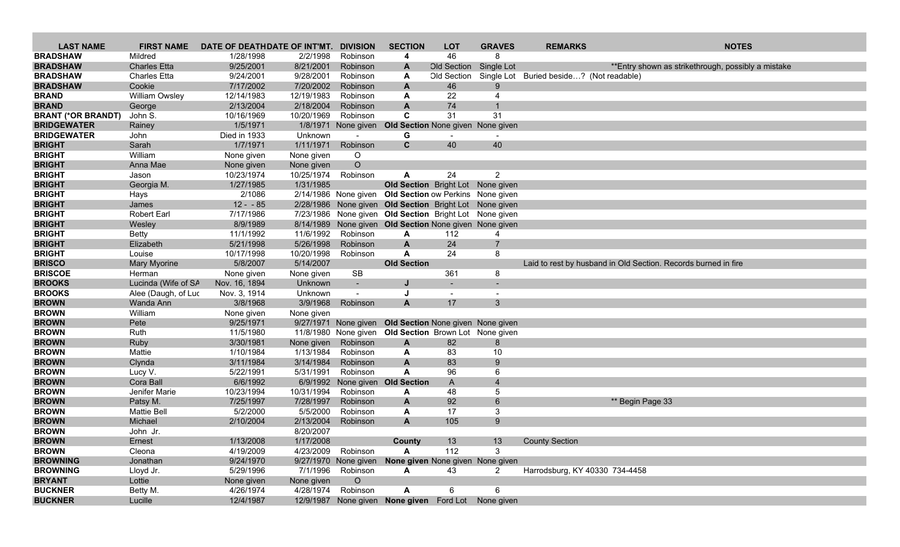| LAST NAME | FIRST NAME | DATE OF DEATH | DATE OF INT'MT. | DIVISION | SECTION | LOT | GRAVES | REMARKS | NOTES |
|---|---|---|---|---|---|---|---|---|---|
| BRADSHAW | Mildred | 1/28/1998 | 2/2/1998 | Robinson | 4 | 46 | 8 | | |
| BRADSHAW | Charles Etta | 9/25/2001 | 8/21/2001 | Robinson | A | Old Section | Single Lot | | **Entry shown as strikethrough, possibly a mistake |
| BRADSHAW | Charles Etta | 9/24/2001 | 9/28/2001 | Robinson | A | Old Section | Single Lot | Buried beside…? (Not readable) | |
| BRADSHAW | Cookie | 7/17/2002 | 7/20/2002 | Robinson | A | 46 | 9 | | |
| BRAND | William Owsley | 12/14/1983 | 12/19/1983 | Robinson | A | 22 | 4 | | |
| BRAND | George | 2/13/2004 | 2/18/2004 | Robinson | A | 74 | 1 | | |
| BRANT (*OR BRANDT) | John S. | 10/16/1969 | 10/20/1969 | Robinson | C | 31 | 31 | | |
| BRIDGEWATER | Rainey | 1/5/1971 | 1/8/1971 | None given | Old Section | None given | None given | | |
| BRIDGEWATER | John | Died in 1933 | Unknown | - | G | - | - | | |
| BRIGHT | Sarah | 1/7/1971 | 1/11/1971 | Robinson | C | 40 | 40 | | |
| BRIGHT | William | None given | None given | O | | | | | |
| BRIGHT | Anna Mae | None given | None given | O | | | | | |
| BRIGHT | Jason | 10/23/1974 | 10/25/1974 | Robinson | A | 24 | 2 | | |
| BRIGHT | Georgia M. | 1/27/1985 | 1/31/1985 | | Old Section | Bright Lot | None given | | |
| BRIGHT | Hays | 2/1086 | 2/14/1986 | None given | Old Section | ow Perkins | None given | | |
| BRIGHT | James | 12 - - 85 | 2/28/1986 | None given | Old Section | Bright Lot | None given | | |
| BRIGHT | Robert Earl | 7/17/1986 | 7/23/1986 | None given | Old Section | Bright Lot | None given | | |
| BRIGHT | Wesley | 8/9/1989 | 8/14/1989 | None given | Old Section | None given | None given | | |
| BRIGHT | Betty | 11/1/1992 | 11/6/1992 | Robinson | A | 112 | 4 | | |
| BRIGHT | Elizabeth | 5/21/1998 | 5/26/1998 | Robinson | A | 24 | 7 | | |
| BRIGHT | Louise | 10/17/1998 | 10/20/1998 | Robinson | A | 24 | 8 | | |
| BRISCO | Mary Myorine | 5/8/2007 | 5/14/2007 | | Old Section | | | Laid to rest by husband in Old Section. Records burned in fire | |
| BRISCOE | Herman | None given | None given | SB | | 361 | 8 | | |
| BROOKS | Lucinda (Wife of SA | Nov. 16, 1894 | Unknown | - | J | - | - | | |
| BROOKS | Alee (Daugh, of Luc | Nov. 3, 1914 | Unknown | - | J | - | - | | |
| BROWN | Wanda Ann | 3/8/1968 | 3/9/1968 | Robinson | A | 17 | 3 | | |
| BROWN | William | None given | None given | | | | | | |
| BROWN | Pete | 9/25/1971 | 9/27/1971 | None given | Old Section | None given | None given | | |
| BROWN | Ruth | 11/5/1980 | 11/8/1980 | None given | Old Section | Brown Lot | None given | | |
| BROWN | Ruby | 3/30/1981 | None given | Robinson | A | 82 | 8 | | |
| BROWN | Mattie | 1/10/1984 | 1/13/1984 | Robinson | A | 83 | 10 | | |
| BROWN | Clynda | 3/11/1984 | 3/14/1984 | Robinson | A | 83 | 9 | | |
| BROWN | Lucy V. | 5/22/1991 | 5/31/1991 | Robinson | A | 96 | 6 | | |
| BROWN | Cora Ball | 6/6/1992 | 6/9/1992 | None given | Old Section | A | 4 | | |
| BROWN | Jenifer Marie | 10/23/1994 | 10/31/1994 | Robinson | A | 48 | 5 | | |
| BROWN | Patsy M. | 7/25/1997 | 7/28/1997 | Robinson | A | 92 | 6 | | ** Begin Page 33 |
| BROWN | Mattie Bell | 5/2/2000 | 5/5/2000 | Robinson | A | 17 | 3 | | |
| BROWN | Michael | 2/10/2004 | 2/13/2004 | Robinson | A | 105 | 9 | | |
| BROWN | John Jr. | | 8/20/2007 | | | | | | |
| BROWN | Ernest | 1/13/2008 | 1/17/2008 | | County | 13 | 13 | County Section | |
| BROWN | Cleona | 4/19/2009 | 4/23/2009 | Robinson | A | 112 | 3 | | |
| BROWNING | Jonathan | 9/24/1970 | 9/27/1970 | None given | None given | None given | None given | | |
| BROWNING | Lloyd Jr. | 5/29/1996 | 7/1/1996 | Robinson | A | 43 | 2 | Harrodsburg, KY 40330 734-4458 | |
| BRYANT | Lottie | None given | None given | O | | | | | |
| BUCKNER | Betty M. | 4/26/1974 | 4/28/1974 | Robinson | A | 6 | 6 | | |
| BUCKNER | Lucille | 12/4/1987 | 12/9/1987 | None given | None given | Ford Lot | None given | | |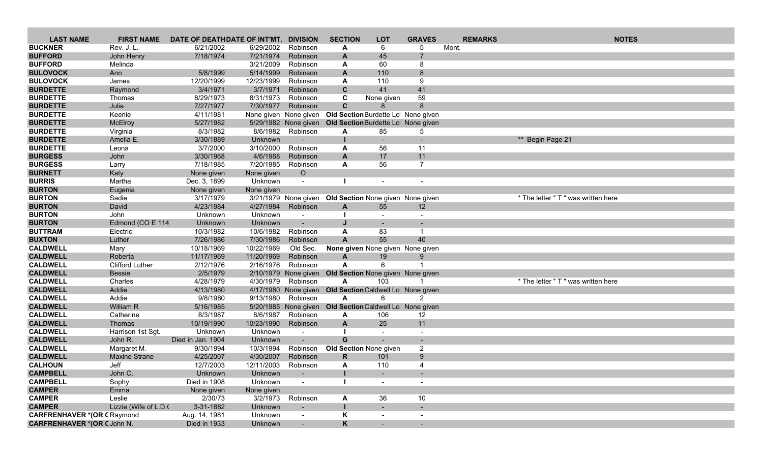| LAST NAME | FIRST NAME | DATE OF DEATH | DATE OF INT'MT. | DIVISION | SECTION | LOT | GRAVES | REMARKS | NOTES |
|---|---|---|---|---|---|---|---|---|---|
| **BUCKNER** | Rev. J. L. | 6/21/2002 | 6/29/2002 | Robinson | **A** | 6 | 5 | Mont. | |
| **BUFFORD** | John Henry | 7/18/1974 | 7/21/1974 | Robinson | **A** | 45 | 7 | | |
| **BUFFORD** | Melinda | | 3/21/2009 | Robinson | **A** | 60 | 8 | | |
| **BULOVOCK** | Ann | 5/8/1999 | 5/14/1999 | Robinson | **A** | 110 | 8 | | |
| **BULOVOCK** | James | 12/20/1999 | 12/23/1999 | Robinson | **A** | 110 | 9 | | |
| **BURDETTE** | Raymond | 3/4/1971 | 3/7/1971 | Robinson | **C** | 41 | 41 | | |
| **BURDETTE** | Thomas | 8/29/1973 | 8/31/1973 | Robinson | **C** | None given | 59 | | |
| **BURDETTE** | Julia | 7/27/1977 | 7/30/1977 | Robinson | **C** | 8 | 8 | | |
| **BURDETTE** | Keenie | 4/11/1981 | None given | None given | **Old Section** | Burdette Lot | None given | | |
| **BURDETTE** | McElroy | 5/27/1982 | 5/29/1982 | None given | **Old Section** | Burdette Lot | None given | | |
| **BURDETTE** | Virginia | 8/3/1982 | 8/6/1982 | Robinson | **A** | 85 | 5 | | |
| **BURDETTE** | Amelia E. | 3/30/1889 | Unknown | - | **I** | - | - | | ** Begin Page 21 |
| **BURDETTE** | Leona | 3/7/2000 | 3/10/2000 | Robinson | **A** | 56 | 11 | | |
| **BURGESS** | John | 3/30/1968 | 4/6/1968 | Robinson | **A** | 17 | 11 | | |
| **BURGESS** | Larry | 7/18/1985 | 7/20/1985 | Robinson | **A** | 56 | 7 | | |
| **BURNETT** | Katy | None given | None given | O | | | | | |
| **BURRIS** | Martha | Dec. 3, 1899 | Unknown | - | **I** | - | - | | |
| **BURTON** | Eugenia | None given | None given | | | | | | |
| **BURTON** | Sadie | 3/17/1979 | 3/21/1979 | None given | **Old Section** | None given | None given | | * The letter " T " was written here |
| **BURTON** | David | 4/23/1984 | 4/27/1984 | Robinson | **A** | 55 | 12 | | |
| **BURTON** | John | Unknown | Unknown | - | **I** | - | - | | |
| **BURTON** | Edmond (CO E 114 | Unknown | Unknown | - | **J** | - | - | | |
| **BUTTRAM** | Electric | 10/3/1982 | 10/6/1982 | Robinson | **A** | 83 | 1 | | |
| **BUXTON** | Luther | 7/26/1986 | 7/30/1986 | Robinson | **A** | 55 | 40 | | |
| **CALDWELL** | Mary | 10/18/1969 | 10/22/1969 | Old Sec. | **None given** | None given | None given | | |
| **CALDWELL** | Roberta | 11/17/1969 | 11/20/1969 | Robinson | **A** | 19 | 9 | | |
| **CALDWELL** | Clifford Luther | 2/12/1976 | 2/16/1976 | Robinson | **A** | 6 | 1 | | |
| **CALDWELL** | Bessie | 2/5/1979 | 2/10/1979 | None given | **Old Section** | None given | None given | | |
| **CALDWELL** | Charles | 4/28/1979 | 4/30/1979 | Robinson | **A** | 103 | 1 | | * The letter " T " was written here |
| **CALDWELL** | Addie | 4/13/1980 | 4/17/1980 | None given | **Old Section** | Caldwell Lot | None given | | |
| **CALDWELL** | Addie | 9/8/1980 | 9/13/1980 | Robinson | **A** | 6 | 2 | | |
| **CALDWELL** | William R | 5/16/1985 | 5/20/1985 | None given | **Old Section** | Caldwell Lot | None given | | |
| **CALDWELL** | Catherine | 8/3/1987 | 8/6/1987 | Robinson | **A** | 106 | 12 | | |
| **CALDWELL** | Thomas | 10/19/1990 | 10/23/1990 | Robinson | **A** | 25 | 11 | | |
| **CALDWELL** | Harrison 1st Sgt. | Unknown | Unknown | - | **I** | - | - | | |
| **CALDWELL** | John R. | Died in Jan. 1904 | Unknown | - | **G** | - | - | | |
| **CALDWELL** | Margaret M. | 9/30/1994 | 10/3/1994 | Robinson | **Old Section** | None given | 2 | | |
| **CALDWELL** | Maxine Strane | 4/25/2007 | 4/30/2007 | Robinson | **R** | 101 | 9 | | |
| **CALHOUN** | Jeff | 12/7/2003 | 12/11/2003 | Robinson | **A** | 110 | 4 | | |
| **CAMPBELL** | John C. | Unknown | Unknown | - | **I** | - | - | | |
| **CAMPBELL** | Sophy | Died in 1908 | Unknown | - | **I** | - | - | | |
| **CAMPER** | Emma | None given | None given | | | | | | |
| **CAMPER** | Leslie | 2/30/73 | 3/2/1973 | Robinson | **A** | 36 | 10 | | |
| **CAMPER** | Lizzie (Wife of L.D.( | 3-31-1882 | Unknown | - | **I** | - | - | | |
| **CARFRENHAVER *(OR C** | Raymond | Aug. 14, 1981 | Unknown | - | **K** | - | - | | |
| **CARFRENHAVER *(OR C** | John N. | Died in 1933 | Unknown | - | **K** | - | - | | |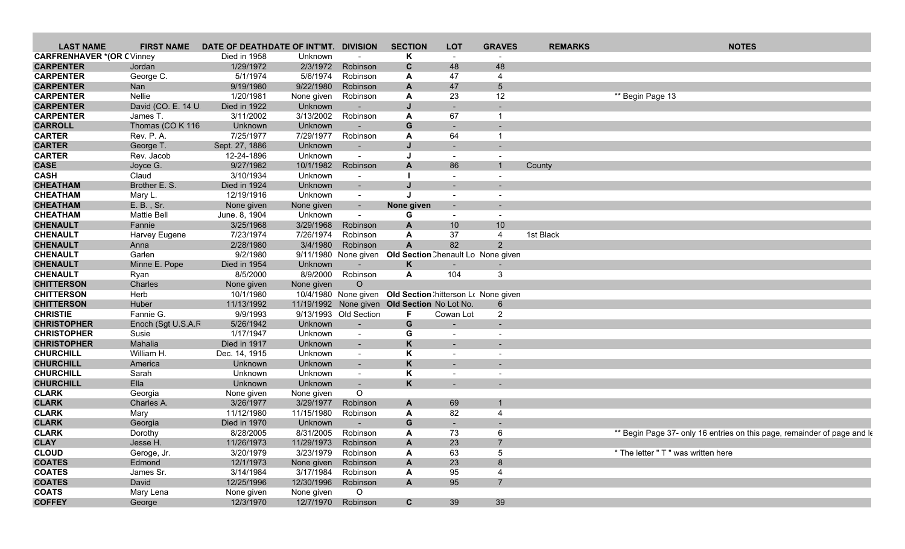| LAST NAME | FIRST NAME | DATE OF DEATH | DATE OF INT'MT. | DIVISION | SECTION | LOT | GRAVES | REMARKS | NOTES |
|---|---|---|---|---|---|---|---|---|---|
| CARFRENHAVER *(OR C | Vinney | Died in 1958 | Unknown | - | K | - | - | | |
| CARPENTER | Jordan | 1/29/1972 | 2/3/1972 | Robinson | C | 48 | 48 | | |
| CARPENTER | George C. | 5/1/1974 | 5/6/1974 | Robinson | A | 47 | 4 | | |
| CARPENTER | Nan | 9/19/1980 | 9/22/1980 | Robinson | A | 47 | 5 | | |
| CARPENTER | Nellie | 1/20/1981 | None given | Robinson | A | 23 | 12 | | ** Begin Page 13 |
| CARPENTER | David (CO. E. 14 U | Died in 1922 | Unknown | - | J | - | - | | |
| CARPENTER | James T. | 3/11/2002 | 3/13/2002 | Robinson | A | 67 | 1 | | |
| CARROLL | Thomas (CO K 116 | Unknown | Unknown | - | G | - | - | | |
| CARTER | Rev. P. A. | 7/25/1977 | 7/29/1977 | Robinson | A | 64 | 1 | | |
| CARTER | George T. | Sept. 27, 1886 | Unknown | - | J | - | - | | |
| CARTER | Rev. Jacob | 12-24-1896 | Unknown | - | J | - | - | | |
| CASE | Joyce G. | 9/27/1982 | 10/1/1982 | Robinson | A | 86 | 1 | County | |
| CASH | Claud | 3/10/1934 | Unknown | - | I | - | - | | |
| CHEATHAM | Brother E. S. | Died in 1924 | Unknown | - | J | - | - | | |
| CHEATHAM | Mary L. | 12/19/1916 | Unknown | - | J | - | - | | |
| CHEATHAM | E. B. , Sr. | None given | None given | - | None given | - | - | | |
| CHEATHAM | Mattie Bell | June. 8, 1904 | Unknown | - | G | - | - | | |
| CHENAULT | Fannie | 3/25/1968 | 3/29/1968 | Robinson | A | 10 | 10 | | |
| CHENAULT | Harvey Eugene | 7/23/1974 | 7/26/1974 | Robinson | A | 37 | 4 | 1st Black | |
| CHENAULT | Anna | 2/28/1980 | 3/4/1980 | Robinson | A | 82 | 2 | | |
| CHENAULT | Garlen | 9/2/1980 | 9/11/1980 | None given | Old Section | Chenault Lo | None given | | |
| CHENAULT | Minne E. Pope | Died in 1954 | Unknown | - | K | - | - | | |
| CHENAULT | Ryan | 8/5/2000 | 8/9/2000 | Robinson | A | 104 | 3 | | |
| CHITTERSON | Charles | None given | None given | O | | | | | |
| CHITTERSON | Herb | 10/1/1980 | 10/4/1980 | None given | Old Section | Chitterson Lo | None given | | |
| CHITTERSON | Huber | 11/13/1992 | 11/19/1992 | None given | Old Section | No Lot No. | 6 | | |
| CHRISTIE | Fannie G. | 9/9/1993 | 9/13/1993 | Old Section | F | Cowan Lot | 2 | | |
| CHRISTOPHER | Enoch (Sgt U.S.A.R | 5/26/1942 | Unknown | - | G | - | - | | |
| CHRISTOPHER | Susie | 1/17/1947 | Unknown | - | G | - | - | | |
| CHRISTOPHER | Mahalia | Died in 1917 | Unknown | - | K | - | - | | |
| CHURCHILL | William H. | Dec. 14, 1915 | Unknown | - | K | - | - | | |
| CHURCHILL | America | Unknown | Unknown | - | K | - | - | | |
| CHURCHILL | Sarah | Unknown | Unknown | - | K | - | - | | |
| CHURCHILL | Ella | Unknown | Unknown | - | K | - | - | | |
| CLARK | Georgia | None given | None given | O | | | | | |
| CLARK | Charles A. | 3/26/1977 | 3/29/1977 | Robinson | A | 69 | 1 | | |
| CLARK | Mary | 11/12/1980 | 11/15/1980 | Robinson | A | 82 | 4 | | |
| CLARK | Georgia | Died in 1970 | Unknown | - | G | - | - | | |
| CLARK | Dorothy | 8/28/2005 | 8/31/2005 | Robinson | A | 73 | 6 | | ** Begin Page 37- only 16 entries on this page, remainder of page and le |
| CLAY | Jesse H. | 11/26/1973 | 11/29/1973 | Robinson | A | 23 | 7 | | |
| CLOUD | Geroge, Jr. | 3/20/1979 | 3/23/1979 | Robinson | A | 63 | 5 | | * The letter " T " was written here |
| COATES | Edmond | 12/1/1973 | None given | Robinson | A | 23 | 8 | | |
| COATES | James Sr. | 3/14/1984 | 3/17/1984 | Robinson | A | 95 | 4 | | |
| COATES | David | 12/25/1996 | 12/30/1996 | Robinson | A | 95 | 7 | | |
| COATS | Mary Lena | None given | None given | O | | | | | |
| COFFEY | George | 12/3/1970 | 12/7/1970 | Robinson | C | 39 | 39 | | |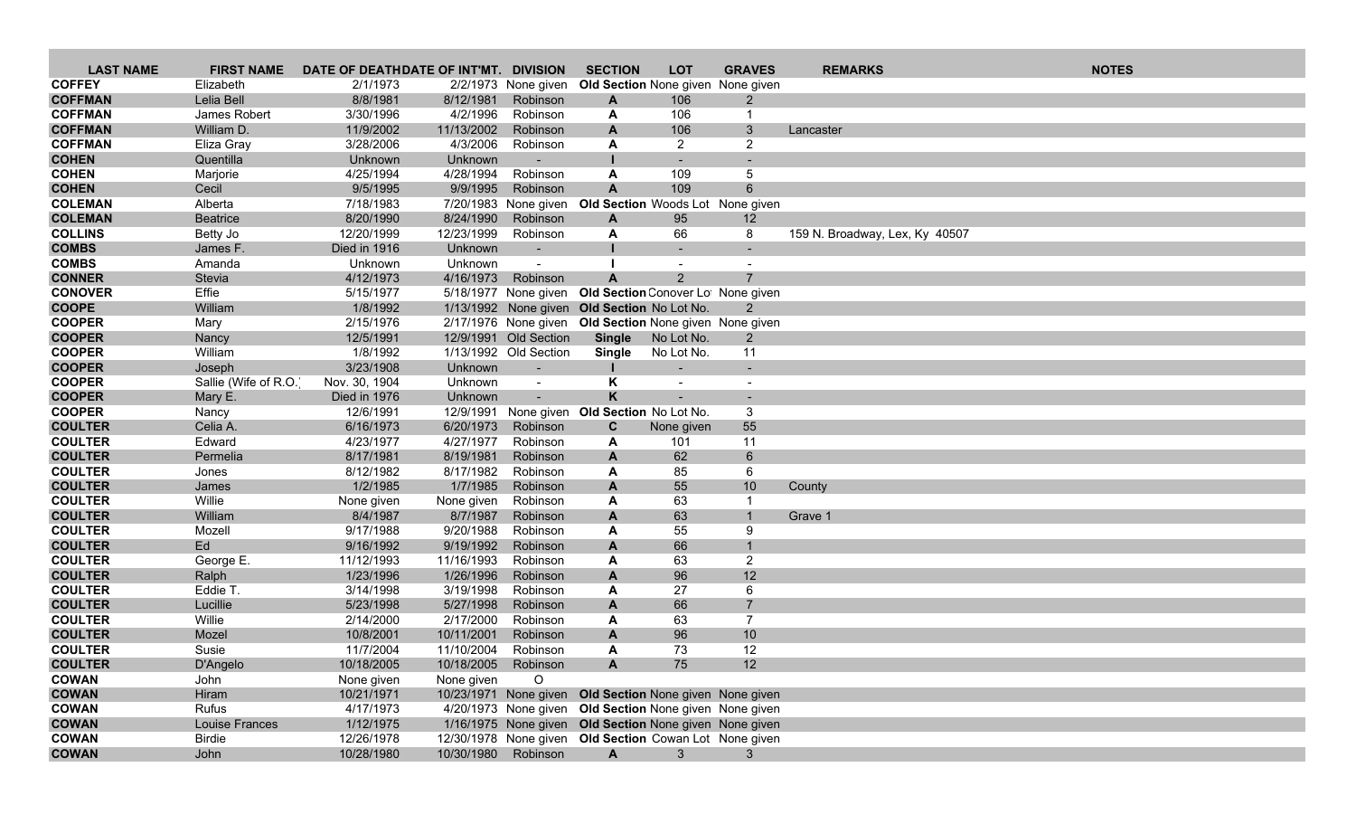| LAST NAME | FIRST NAME | DATE OF DEATH | DATE OF INT'MT. | DIVISION | SECTION | LOT | GRAVES | REMARKS | NOTES |
|---|---|---|---|---|---|---|---|---|---|
| **COFFEY** | Elizabeth | 2/1/1973 | 2/2/1973 | None given | **Old Section** | None given | None given | | |
| **COFFMAN** | Lelia Bell | 8/8/1981 | 8/12/1981 | Robinson | **A** | 106 | 2 | | |
| **COFFMAN** | James Robert | 3/30/1996 | 4/2/1996 | Robinson | **A** | 106 | 1 | | |
| **COFFMAN** | William D. | 11/9/2002 | 11/13/2002 | Robinson | **A** | 106 | 3 | Lancaster | |
| **COFFMAN** | Eliza Gray | 3/28/2006 | 4/3/2006 | Robinson | **A** | 2 | 2 | | |
| **COHEN** | Quentilla | Unknown | Unknown | - | **I** | - | - | | |
| **COHEN** | Marjorie | 4/25/1994 | 4/28/1994 | Robinson | **A** | 109 | 5 | | |
| **COHEN** | Cecil | 9/5/1995 | 9/9/1995 | Robinson | **A** | 109 | 6 | | |
| **COLEMAN** | Alberta | 7/18/1983 | 7/20/1983 | None given | **Old Section** | Woods Lot | None given | | |
| **COLEMAN** | Beatrice | 8/20/1990 | 8/24/1990 | Robinson | **A** | 95 | 12 | | |
| **COLLINS** | Betty Jo | 12/20/1999 | 12/23/1999 | Robinson | **A** | 66 | 8 | 159 N. Broadway, Lex, Ky 40507 | |
| **COMBS** | James F. | Died in 1916 | Unknown | - | **I** | - | - | | |
| **COMBS** | Amanda | Unknown | Unknown | - | **I** | - | - | | |
| **CONNER** | Stevia | 4/12/1973 | 4/16/1973 | Robinson | **A** | 2 | 7 | | |
| **CONOVER** | Effie | 5/15/1977 | 5/18/1977 | None given | **Old Section** | Conover Lo | None given | | |
| **COOPE** | William | 1/8/1992 | 1/13/1992 | None given | **Old Section** | No Lot No. | 2 | | |
| **COOPER** | Mary | 2/15/1976 | 2/17/1976 | None given | **Old Section** | None given | None given | | |
| **COOPER** | Nancy | 12/5/1991 | 12/9/1991 | Old Section | **Single** | No Lot No. | 2 | | |
| **COOPER** | William | 1/8/1992 | 1/13/1992 | Old Section | **Single** | No Lot No. | 11 | | |
| **COOPER** | Joseph | 3/23/1908 | Unknown | - | **I** | - | - | | |
| **COOPER** | Sallie (Wife of R.O.) | Nov. 30, 1904 | Unknown | - | **K** | - | - | | |
| **COOPER** | Mary E. | Died in 1976 | Unknown | - | **K** | - | - | | |
| **COOPER** | Nancy | 12/6/1991 | 12/9/1991 | None given | **Old Section** | No Lot No. | 3 | | |
| **COULTER** | Celia A. | 6/16/1973 | 6/20/1973 | Robinson | **C** | None given | 55 | | |
| **COULTER** | Edward | 4/23/1977 | 4/27/1977 | Robinson | **A** | 101 | 11 | | |
| **COULTER** | Permelia | 8/17/1981 | 8/19/1981 | Robinson | **A** | 62 | 6 | | |
| **COULTER** | Jones | 8/12/1982 | 8/17/1982 | Robinson | **A** | 85 | 6 | | |
| **COULTER** | James | 1/2/1985 | 1/7/1985 | Robinson | **A** | 55 | 10 | County | |
| **COULTER** | Willie | None given | None given | Robinson | **A** | 63 | 1 | | |
| **COULTER** | William | 8/4/1987 | 8/7/1987 | Robinson | **A** | 63 | 1 | Grave 1 | |
| **COULTER** | Mozell | 9/17/1988 | 9/20/1988 | Robinson | **A** | 55 | 9 | | |
| **COULTER** | Ed | 9/16/1992 | 9/19/1992 | Robinson | **A** | 66 | 1 | | |
| **COULTER** | George E. | 11/12/1993 | 11/16/1993 | Robinson | **A** | 63 | 2 | | |
| **COULTER** | Ralph | 1/23/1996 | 1/26/1996 | Robinson | **A** | 96 | 12 | | |
| **COULTER** | Eddie T. | 3/14/1998 | 3/19/1998 | Robinson | **A** | 27 | 6 | | |
| **COULTER** | Lucillie | 5/23/1998 | 5/27/1998 | Robinson | **A** | 66 | 7 | | |
| **COULTER** | Willie | 2/14/2000 | 2/17/2000 | Robinson | **A** | 63 | 7 | | |
| **COULTER** | Mozel | 10/8/2001 | 10/11/2001 | Robinson | **A** | 96 | 10 | | |
| **COULTER** | Susie | 11/7/2004 | 11/10/2004 | Robinson | **A** | 73 | 12 | | |
| **COULTER** | D'Angelo | 10/18/2005 | 10/18/2005 | Robinson | **A** | 75 | 12 | | |
| **COWAN** | John | None given | None given | O | | | | | |
| **COWAN** | Hiram | 10/21/1971 | 10/23/1971 | None given | **Old Section** | None given | None given | | |
| **COWAN** | Rufus | 4/17/1973 | 4/20/1973 | None given | **Old Section** | None given | None given | | |
| **COWAN** | Louise Frances | 1/12/1975 | 1/16/1975 | None given | **Old Section** | None given | None given | | |
| **COWAN** | Birdie | 12/26/1978 | 12/30/1978 | None given | **Old Section** | Cowan Lot | None given | | |
| **COWAN** | John | 10/28/1980 | 10/30/1980 | Robinson | **A** | 3 | 3 | | |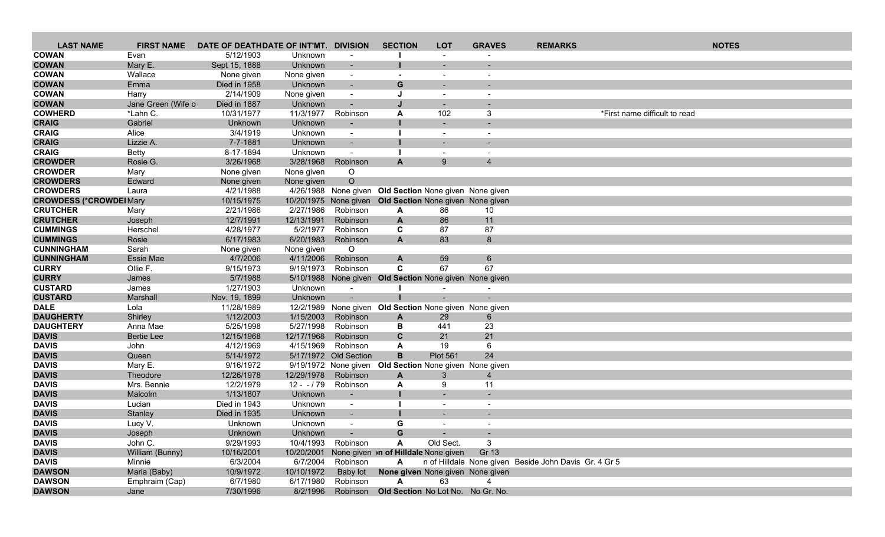| LAST NAME | FIRST NAME | DATE OF DEATH | DATE OF INT'MT. | DIVISION | SECTION | LOT | GRAVES | REMARKS | NOTES |
|---|---|---|---|---|---|---|---|---|---|
| COWAN | Evan | 5/12/1903 | Unknown | - | I | - | - | | |
| COWAN | Mary E. | Sept 15, 1888 | Unknown | - | I | - | - | | |
| COWAN | Wallace | None given | None given | - | - | - | - | | |
| COWAN | Emma | Died in 1958 | Unknown | - | G | - | - | | |
| COWAN | Harry | 2/14/1909 | None given | - | J | - | - | | |
| COWAN | Jane Green (Wife o | Died in 1887 | Unknown | - | J | - | - | | |
| COWHERD | *Lahn C. | 10/31/1977 | 11/3/1977 | Robinson | A | 102 | 3 | | *First name difficult to read |
| CRAIG | Gabriel | Unknown | Unknown | - | I | - | - | | |
| CRAIG | Alice | 3/4/1919 | Unknown | - | I | - | - | | |
| CRAIG | Lizzie A. | 7-7-1881 | Unknown | - | I | - | - | | |
| CRAIG | Betty | 8-17-1894 | Unknown | - | I | - | - | | |
| CROWDER | Rosie G. | 3/26/1968 | 3/28/1968 | Robinson | A | 9 | 4 | | |
| CROWDER | Mary | None given | None given | O | | | | | |
| CROWDERS | Edward | None given | None given | O | | | | | |
| CROWDERS | Laura | 4/21/1988 | 4/26/1988 | None given | Old Section | None given | None given | | |
| CROWDESS (*CROWDEI | Mary | 10/15/1975 | 10/20/1975 | None given | Old Section | None given | None given | | |
| CRUTCHER | Mary | 2/21/1986 | 2/27/1986 | Robinson | A | 86 | 10 | | |
| CRUTCHER | Joseph | 12/7/1991 | 12/13/1991 | Robinson | A | 86 | 11 | | |
| CUMMINGS | Herschel | 4/28/1977 | 5/2/1977 | Robinson | C | 87 | 87 | | |
| CUMMINGS | Rosie | 6/17/1983 | 6/20/1983 | Robinson | A | 83 | 8 | | |
| CUNNINGHAM | Sarah | None given | None given | O | | | | | |
| CUNNINGHAM | Essie Mae | 4/7/2006 | 4/11/2006 | Robinson | A | 59 | 6 | | |
| CURRY | Ollie F. | 9/15/1973 | 9/19/1973 | Robinson | C | 67 | 67 | | |
| CURRY | James | 5/7/1988 | 5/10/1988 | None given | Old Section | None given | None given | | |
| CUSTARD | James | 1/27/1903 | Unknown | - | I | - | - | | |
| CUSTARD | Marshall | Nov. 19, 1899 | Unknown | - | I | - | - | | |
| DALE | Lola | 11/28/1989 | 12/2/1989 | None given | Old Section | None given | None given | | |
| DAUGHERTY | Shirley | 1/12/2003 | 1/15/2003 | Robinson | A | 29 | 6 | | |
| DAUGHTERY | Anna Mae | 5/25/1998 | 5/27/1998 | Robinson | B | 441 | 23 | | |
| DAVIS | Bertie Lee | 12/15/1968 | 12/17/1968 | Robinson | C | 21 | 21 | | |
| DAVIS | John | 4/12/1969 | 4/15/1969 | Robinson | A | 19 | 6 | | |
| DAVIS | Queen | 5/14/1972 | 5/17/1972 | Old Section | B | Plot 561 | 24 | | |
| DAVIS | Mary E. | 9/16/1972 | 9/19/1972 | None given | Old Section | None given | None given | | |
| DAVIS | Theodore | 12/26/1978 | 12/29/1978 | Robinson | A | 3 | 4 | | |
| DAVIS | Mrs. Bennie | 12/2/1979 | 12 - - / 79 | Robinson | A | 9 | 11 | | |
| DAVIS | Malcolm | 1/13/1807 | Unknown | - | I | - | - | | |
| DAVIS | Lucian | Died in 1943 | Unknown | - | I | - | - | | |
| DAVIS | Stanley | Died in 1935 | Unknown | - | I | - | - | | |
| DAVIS | Lucy V. | Unknown | Unknown | - | G | - | - | | |
| DAVIS | Joseph | Unknown | Unknown | - | G | - | - | | |
| DAVIS | John C. | 9/29/1993 | 10/4/1993 | Robinson | A | Old Sect. | 3 | | |
| DAVIS | William (Bunny) | 10/16/2001 | 10/20/2001 | None given | n of Hilldale | None given | Gr 13 | | |
| DAVIS | Minnie | 6/3/2004 | 6/7/2004 | Robinson | A | n of Hilldale | None given | Beside John Davis Gr. 4 Gr 5 | |
| DAWSON | Maria (Baby) | 10/9/1972 | 10/10/1972 | Baby lot | None given | None given | None given | | |
| DAWSON | Emphraim (Cap) | 6/7/1980 | 6/17/1980 | Robinson | A | 63 | 4 | | |
| DAWSON | Jane | 7/30/1996 | 8/2/1996 | Robinson | Old Section | No Lot No. | No Gr. No. | | |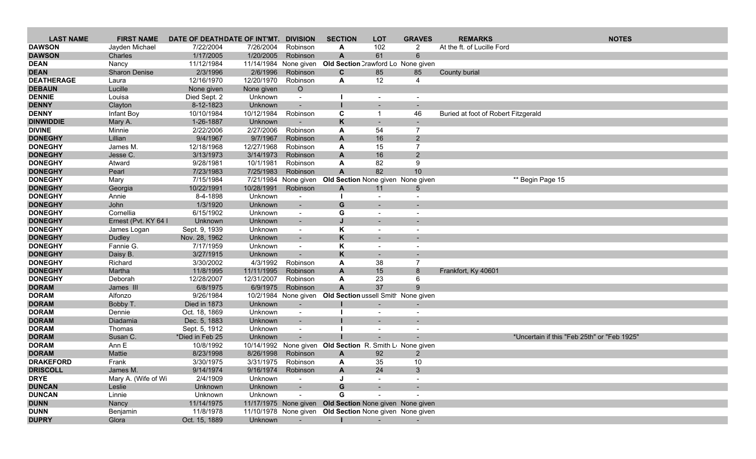| LAST NAME | FIRST NAME | DATE OF DEATH | DATE OF INT'MT. | DIVISION | SECTION | LOT | GRAVES | REMARKS | NOTES |
|---|---|---|---|---|---|---|---|---|---|
| DAWSON | Jayden Michael | 7/22/2004 | 7/26/2004 | Robinson | A | 102 | 2 | At the ft. of Lucille Ford | |
| DAWSON | Charles | 1/17/2005 | 1/20/2005 | Robinson | A | 61 | 6 | | |
| DEAN | Nancy | 11/12/1984 | 11/14/1984 | None given | Old Section | Crawford Lo | None given | | |
| DEAN | Sharon Denise | 2/3/1996 | 2/6/1996 | Robinson | C | 85 | 85 | County burial | |
| DEATHERAGE | Laura | 12/16/1970 | 12/20/1970 | Robinson | A | 12 | 4 | | |
| DEBAUN | Lucille | None given | None given | O | | | | | |
| DENNIE | Louisa | Died Sept. 2 | Unknown | - | I | - | - | | |
| DENNY | Clayton | 8-12-1823 | Unknown | - | I | - | - | | |
| DENNY | Infant Boy | 10/10/1984 | 10/12/1984 | Robinson | C | 1 | 46 | Buried at foot of Robert Fitzgerald | |
| DINWIDDIE | Mary A. | 1-26-1887 | Unknown | - | K | - | - | | |
| DIVINE | Minnie | 2/22/2006 | 2/27/2006 | Robinson | A | 54 | 7 | | |
| DONEGHY | Lillian | 9/4/1967 | 9/7/1967 | Robinson | A | 16 | 2 | | |
| DONEGHY | James M. | 12/18/1968 | 12/27/1968 | Robinson | A | 15 | 7 | | |
| DONEGHY | Jesse C. | 3/13/1973 | 3/14/1973 | Robinson | A | 16 | 2 | | |
| DONEGHY | Atward | 9/28/1981 | 10/1/1981 | Robinson | A | 82 | 9 | | |
| DONEGHY | Pearl | 7/23/1983 | 7/25/1983 | Robinson | A | 82 | 10 | | |
| DONEGHY | Mary | 7/15/1984 | 7/21/1984 | None given | Old Section | None given | None given | | ** Begin Page 15 |
| DONEGHY | Georgia | 10/22/1991 | 10/28/1991 | Robinson | A | 11 | 5 | | |
| DONEGHY | Annie | 8-4-1898 | Unknown | - | I | - | - | | |
| DONEGHY | John | 1/3/1920 | Unknown | - | G | - | - | | |
| DONEGHY | Cornellia | 6/15/1902 | Unknown | - | G | - | - | | |
| DONEGHY | Ernest (Pvt. KY 64 I | Unknown | Unknown | - | J | - | - | | |
| DONEGHY | James Logan | Sept. 9, 1939 | Unknown | - | K | - | - | | |
| DONEGHY | Dudley | Nov. 28, 1962 | Unknown | - | K | - | - | | |
| DONEGHY | Fannie G. | 7/17/1959 | Unknown | - | K | - | - | | |
| DONEGHY | Daisy B. | 3/27/1915 | Unknown | - | K | - | - | | |
| DONEGHY | Richard | 3/30/2002 | 4/3/1992 | Robinson | A | 38 | 7 | | |
| DONEGHY | Martha | 11/8/1995 | 11/11/1995 | Robinson | A | 15 | 8 | Frankfort, Ky 40601 | |
| DONEGHY | Deborah | 12/28/2007 | 12/31/2007 | Robinson | A | 23 | 6 | | |
| DORAM | James III | 6/8/1975 | 6/9/1975 | Robinson | A | 37 | 9 | | |
| DORAM | Alfonzo | 9/26/1984 | 10/2/1984 | None given | Old Section | ussell Smith | None given | | |
| DORAM | Bobby T. | Died in 1873 | Unknown | - | I | - | - | | |
| DORAM | Dennie | Oct. 18, 1869 | Unknown | - | I | - | - | | |
| DORAM | Diadamia | Dec. 5, 1883 | Unknown | - | I | - | - | | |
| DORAM | Thomas | Sept. 5, 1912 | Unknown | - | I | - | - | | |
| DORAM | Susan C. | *Died in Feb 25 | Unknown | - | I | - | - | | *Uncertain if this "Feb 25th" or "Feb 1925" |
| DORAM | Ann E | 10/8/1992 | 10/14/1992 | None given | Old Section | R. Smith L | None given | | |
| DORAM | Mattie | 8/23/1998 | 8/26/1998 | Robinson | A | 92 | 2 | | |
| DRAKEFORD | Frank | 3/30/1975 | 3/31/1975 | Robinson | A | 35 | 10 | | |
| DRISCOLL | James M. | 9/14/1974 | 9/16/1974 | Robinson | A | 24 | 3 | | |
| DRYE | Mary A. (Wife of Wi | 2/4/1909 | Unknown | - | J | - | - | | |
| DUNCAN | Leslie | Unknown | Unknown | - | G | - | - | | |
| DUNCAN | Linnie | Unknown | Unknown | - | G | - | - | | |
| DUNN | Nancy | 11/14/1975 | 11/17/1975 | None given | Old Section | None given | None given | | |
| DUNN | Benjamin | 11/8/1978 | 11/10/1978 | None given | Old Section | None given | None given | | |
| DUPRY | Glora | Oct. 15, 1889 | Unknown | - | I | - | - | | |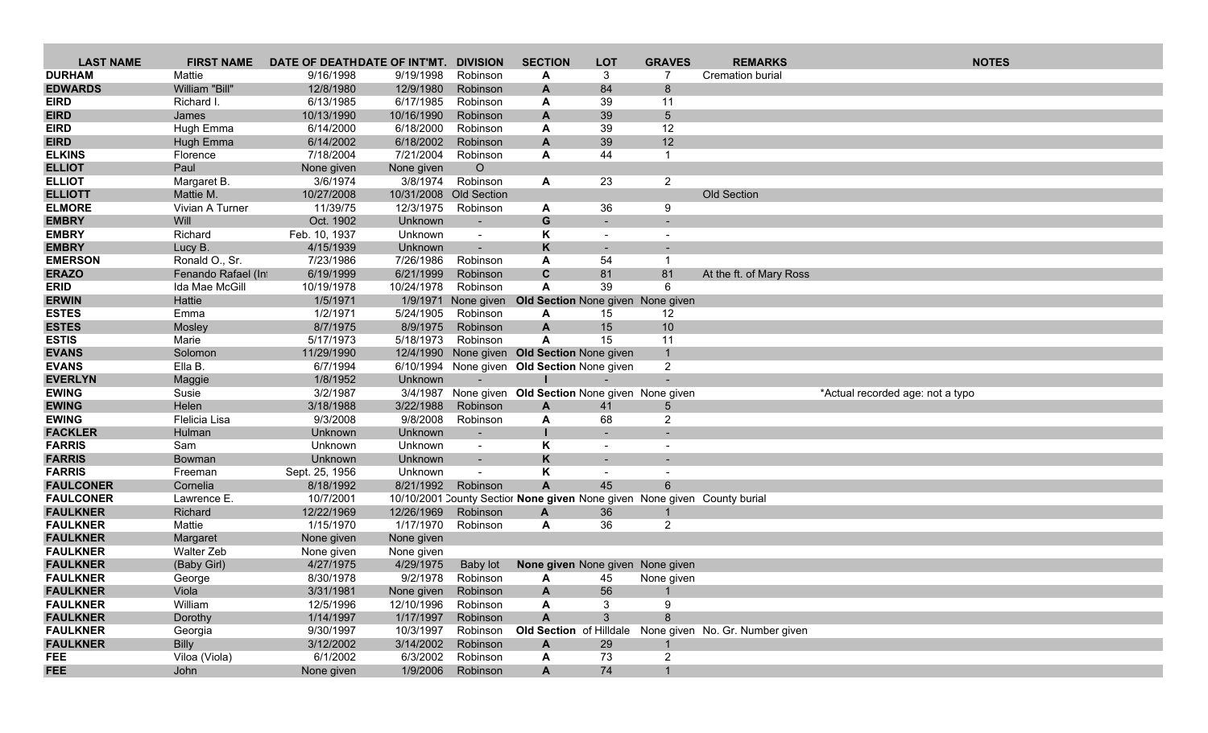| LAST NAME | FIRST NAME | DATE OF DEATH | DATE OF INT'MT. | DIVISION | SECTION | LOT | GRAVES | REMARKS | NOTES |
|---|---|---|---|---|---|---|---|---|---|
| DURHAM | Mattie | 9/16/1998 | 9/19/1998 | Robinson | A | 3 | 7 | Cremation burial | |
| EDWARDS | William "Bill" | 12/8/1980 | 12/9/1980 | Robinson | A | 84 | 8 | | |
| EIRD | Richard I. | 6/13/1985 | 6/17/1985 | Robinson | A | 39 | 11 | | |
| EIRD | James | 10/13/1990 | 10/16/1990 | Robinson | A | 39 | 5 | | |
| EIRD | Hugh Emma | 6/14/2000 | 6/18/2000 | Robinson | A | 39 | 12 | | |
| EIRD | Hugh Emma | 6/14/2002 | 6/18/2002 | Robinson | A | 39 | 12 | | |
| ELKINS | Florence | 7/18/2004 | 7/21/2004 | Robinson | A | 44 | 1 | | |
| ELLIOT | Paul | None given | None given | O | | | | | |
| ELLIOT | Margaret B. | 3/6/1974 | 3/8/1974 | Robinson | A | 23 | 2 | | |
| ELLIOTT | Mattie M. | 10/27/2008 | 10/31/2008 | Old Section | | | | Old Section | |
| ELMORE | Vivian A Turner | 11/39/75 | 12/3/1975 | Robinson | A | 36 | 9 | | |
| EMBRY | Will | Oct. 1902 | Unknown | - | G | - | - | | |
| EMBRY | Richard | Feb. 10, 1937 | Unknown | - | K | - | - | | |
| EMBRY | Lucy B. | 4/15/1939 | Unknown | - | K | - | - | | |
| EMERSON | Ronald O., Sr. | 7/23/1986 | 7/26/1986 | Robinson | A | 54 | 1 | | |
| ERAZO | Fenando Rafael (In | 6/19/1999 | 6/21/1999 | Robinson | C | 81 | 81 | At the ft. of Mary Ross | |
| ERID | Ida Mae McGill | 10/19/1978 | 10/24/1978 | Robinson | A | 39 | 6 | | |
| ERWIN | Hattie | 1/5/1971 | 1/9/1971 | None given | Old Section | None given | None given | | |
| ESTES | Emma | 1/2/1971 | 5/24/1905 | Robinson | A | 15 | 12 | | |
| ESTES | Mosley | 8/7/1975 | 8/9/1975 | Robinson | A | 15 | 10 | | |
| ESTIS | Marie | 5/17/1973 | 5/18/1973 | Robinson | A | 15 | 11 | | |
| EVANS | Solomon | 11/29/1990 | 12/4/1990 | None given | Old Section | None given | 1 | | |
| EVANS | Ella B. | 6/7/1994 | 6/10/1994 | None given | Old Section | None given | 2 | | |
| EVERLYN | Maggie | 1/8/1952 | Unknown | - | I | - | - | | |
| EWING | Susie | 3/2/1987 | 3/4/1987 | None given | Old Section | None given | None given | | *Actual recorded age: not a typo |
| EWING | Helen | 3/18/1988 | 3/22/1988 | Robinson | A | 41 | 5 | | |
| EWING | Flelicia Lisa | 9/3/2008 | 9/8/2008 | Robinson | A | 68 | 2 | | |
| FACKLER | Hulman | Unknown | Unknown | - | I | - | - | | |
| FARRIS | Sam | Unknown | Unknown | - | K | - | - | | |
| FARRIS | Bowman | Unknown | Unknown | - | K | - | - | | |
| FARRIS | Freeman | Sept. 25, 1956 | Unknown | - | K | - | - | | |
| FAULCONER | Cornelia | 8/18/1992 | 8/21/1992 | Robinson | A | 45 | 6 | | |
| FAULCONER | Lawrence E. | 10/7/2001 | 10/10/2001 | County Sectior | None given | None given | None given | County burial | |
| FAULKNER | Richard | 12/22/1969 | 12/26/1969 | Robinson | A | 36 | 1 | | |
| FAULKNER | Mattie | 1/15/1970 | 1/17/1970 | Robinson | A | 36 | 2 | | |
| FAULKNER | Margaret | None given | None given | | | | | | |
| FAULKNER | Walter Zeb | None given | None given | | | | | | |
| FAULKNER | (Baby Girl) | 4/27/1975 | 4/29/1975 | Baby lot | None given | None given | None given | | |
| FAULKNER | George | 8/30/1978 | 9/2/1978 | Robinson | A | 45 | None given | | |
| FAULKNER | Viola | 3/31/1981 | None given | Robinson | A | 56 | 1 | | |
| FAULKNER | William | 12/5/1996 | 12/10/1996 | Robinson | A | 3 | 9 | | |
| FAULKNER | Dorothy | 1/14/1997 | 1/17/1997 | Robinson | A | 3 | 8 | | |
| FAULKNER | Georgia | 9/30/1997 | 10/3/1997 | Robinson | Old Section | of Hilldale | None given | No. Gr. Number given | |
| FAULKNER | Billy | 3/12/2002 | 3/14/2002 | Robinson | A | 29 | 1 | | |
| FEE | Viloa (Viola) | 6/1/2002 | 6/3/2002 | Robinson | A | 73 | 2 | | |
| FEE | John | None given | 1/9/2006 | Robinson | A | 74 | 1 | | |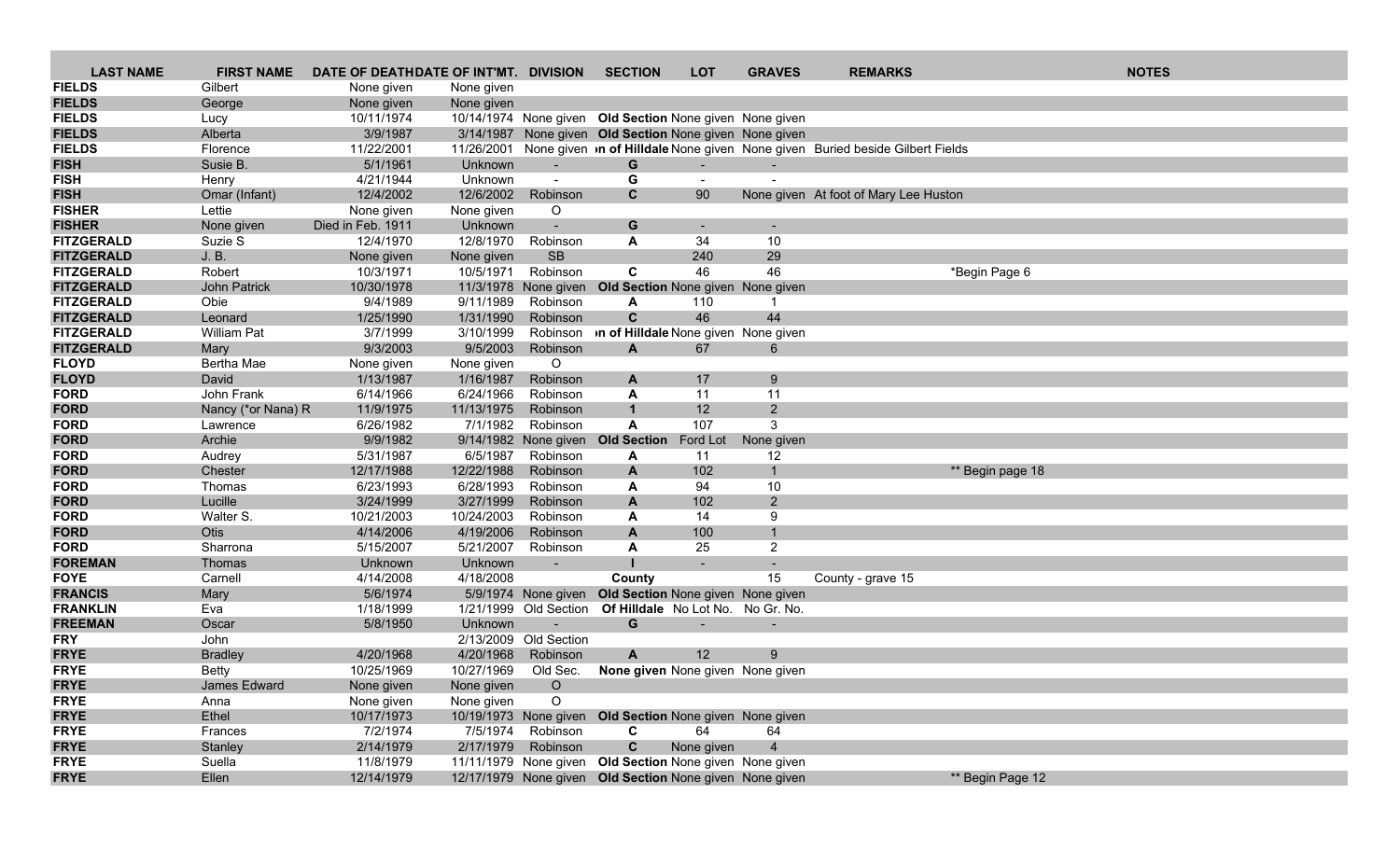| LAST NAME | FIRST NAME | DATE OF DEATH | DATE OF INT'MT. | DIVISION | SECTION | LOT | GRAVES | REMARKS | NOTES |
|---|---|---|---|---|---|---|---|---|---|
| FIELDS | Gilbert | None given | None given | | | | | | |
| FIELDS | George | None given | None given | | | | | | |
| FIELDS | Lucy | 10/11/1974 | 10/14/1974 | None given | Old Section | None given | None given | | |
| FIELDS | Alberta | 3/9/1987 | 3/14/1987 | None given | Old Section | None given | None given | | |
| FIELDS | Florence | 11/22/2001 | 11/26/2001 | None given | n of Hilldale | None given | None given | Buried beside Gilbert Fields | |
| FISH | Susie B. | 5/1/1961 | Unknown | - | G | - | - | | |
| FISH | Henry | 4/21/1944 | Unknown | - | G | - | - | | |
| FISH | Omar (Infant) | 12/4/2002 | 12/6/2002 | Robinson | C | 90 | None given | At foot of Mary Lee Huston | |
| FISHER | Lettie | None given | None given | O | | | | | |
| FISHER | None given | Died in Feb. 1911 | Unknown | - | G | - | - | | |
| FITZGERALD | Suzie S | 12/4/1970 | 12/8/1970 | Robinson | A | 34 | 10 | | |
| FITZGERALD | J. B. | None given | None given | SB | | 240 | 29 | | |
| FITZGERALD | Robert | 10/3/1971 | 10/5/1971 | Robinson | C | 46 | 46 | | *Begin Page 6 |
| FITZGERALD | John Patrick | 10/30/1978 | 11/3/1978 | None given | Old Section | None given | None given | | |
| FITZGERALD | Obie | 9/4/1989 | 9/11/1989 | Robinson | A | 110 | 1 | | |
| FITZGERALD | Leonard | 1/25/1990 | 1/31/1990 | Robinson | C | 46 | 44 | | |
| FITZGERALD | William Pat | 3/7/1999 | 3/10/1999 | Robinson | n of Hilldale | None given | None given | | |
| FITZGERALD | Mary | 9/3/2003 | 9/5/2003 | Robinson | A | 67 | 6 | | |
| FLOYD | Bertha Mae | None given | None given | O | | | | | |
| FLOYD | David | 1/13/1987 | 1/16/1987 | Robinson | A | 17 | 9 | | |
| FORD | John Frank | 6/14/1966 | 6/24/1966 | Robinson | A | 11 | 11 | | |
| FORD | Nancy (*or Nana) R | 11/9/1975 | 11/13/1975 | Robinson | 1 | 12 | 2 | | |
| FORD | Lawrence | 6/26/1982 | 7/1/1982 | Robinson | A | 107 | 3 | | |
| FORD | Archie | 9/9/1982 | 9/14/1982 | None given | Old Section | Ford Lot | None given | | |
| FORD | Audrey | 5/31/1987 | 6/5/1987 | Robinson | A | 11 | 12 | | |
| FORD | Chester | 12/17/1988 | 12/22/1988 | Robinson | A | 102 | 1 | | ** Begin page 18 |
| FORD | Thomas | 6/23/1993 | 6/28/1993 | Robinson | A | 94 | 10 | | |
| FORD | Lucille | 3/24/1999 | 3/27/1999 | Robinson | A | 102 | 2 | | |
| FORD | Walter S. | 10/21/2003 | 10/24/2003 | Robinson | A | 14 | 9 | | |
| FORD | Otis | 4/14/2006 | 4/19/2006 | Robinson | A | 100 | 1 | | |
| FORD | Sharrona | 5/15/2007 | 5/21/2007 | Robinson | A | 25 | 2 | | |
| FOREMAN | Thomas | Unknown | Unknown | - | I | - | - | | |
| FOYE | Carnell | 4/14/2008 | 4/18/2008 | | County | | 15 | County - grave 15 | |
| FRANCIS | Mary | 5/6/1974 | 5/9/1974 | None given | Old Section | None given | None given | | |
| FRANKLIN | Eva | 1/18/1999 | 1/21/1999 | Old Section | Of Hilldale | No Lot No. | No Gr. No. | | |
| FREEMAN | Oscar | 5/8/1950 | Unknown | - | G | - | - | | |
| FRY | John | | 2/13/2009 | Old Section | | | | | |
| FRYE | Bradley | 4/20/1968 | 4/20/1968 | Robinson | A | 12 | 9 | | |
| FRYE | Betty | 10/25/1969 | 10/27/1969 | Old Sec. | None given | None given | None given | | |
| FRYE | James Edward | None given | None given | O | | | | | |
| FRYE | Anna | None given | None given | O | | | | | |
| FRYE | Ethel | 10/17/1973 | 10/19/1973 | None given | Old Section | None given | None given | | |
| FRYE | Frances | 7/2/1974 | 7/5/1974 | Robinson | C | 64 | 64 | | |
| FRYE | Stanley | 2/14/1979 | 2/17/1979 | Robinson | C | None given | 4 | | |
| FRYE | Suella | 11/8/1979 | 11/11/1979 | None given | Old Section | None given | None given | | |
| FRYE | Ellen | 12/14/1979 | 12/17/1979 | None given | Old Section | None given | None given | | ** Begin Page 12 |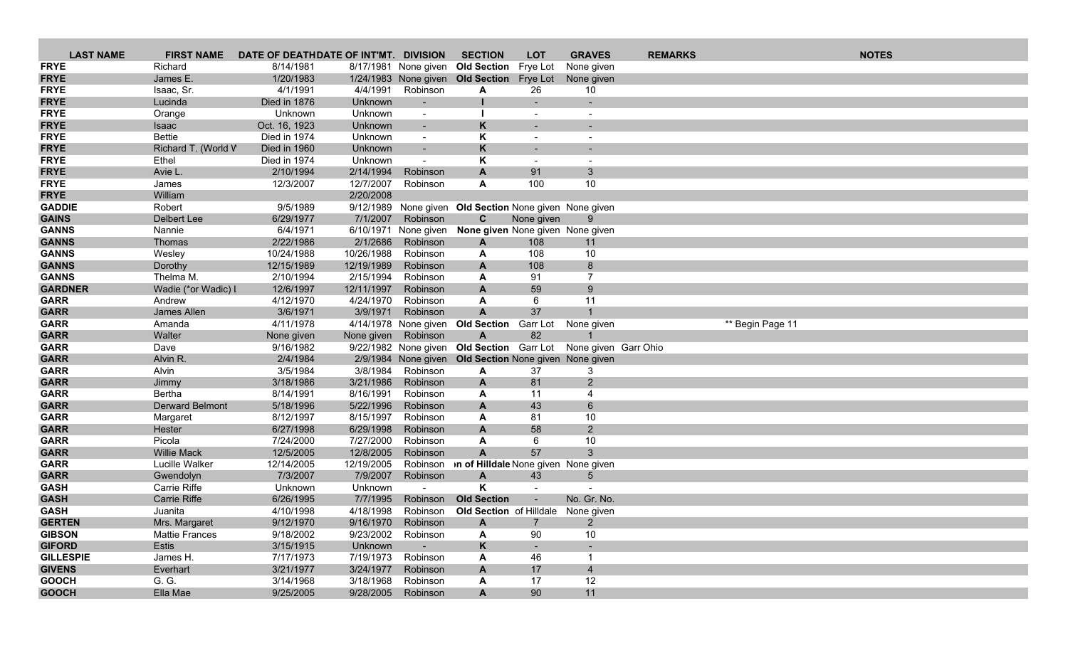| LAST NAME | FIRST NAME | DATE OF DEATH | DATE OF INT'MT. | DIVISION | SECTION | LOT | GRAVES | REMARKS | NOTES |
|---|---|---|---|---|---|---|---|---|---|
| **FRYE** | Richard | 8/14/1981 | 8/17/1981 | None given | **Old Section** | Frye Lot | None given | | |
| **FRYE** | James E. | 1/20/1983 | 1/24/1983 | None given | **Old Section** | Frye Lot | None given | | |
| **FRYE** | Isaac, Sr. | 4/1/1991 | 4/4/1991 | Robinson | **A** | 26 | 10 | | |
| **FRYE** | Lucinda | Died in 1876 | Unknown | - | **I** | - | - | | |
| **FRYE** | Orange | Unknown | Unknown | - | **I** | - | - | | |
| **FRYE** | Isaac | Oct. 16, 1923 | Unknown | - | **K** | - | - | | |
| **FRYE** | Bettie | Died in 1974 | Unknown | - | **K** | - | - | | |
| **FRYE** | Richard T. (World W | Died in 1960 | Unknown | - | **K** | - | - | | |
| **FRYE** | Ethel | Died in 1974 | Unknown | - | **K** | - | - | | |
| **FRYE** | Avie L. | 2/10/1994 | 2/14/1994 | Robinson | **A** | 91 | 3 | | |
| **FRYE** | James | 12/3/2007 | 12/7/2007 | Robinson | **A** | 100 | 10 | | |
| **FRYE** | William | | 2/20/2008 | | | | | | |
| **GADDIE** | Robert | 9/5/1989 | 9/12/1989 | None given | **Old Section** | None given | None given | | |
| **GAINS** | Delbert Lee | 6/29/1977 | 7/1/2007 | Robinson | **C** | None given | 9 | | |
| **GANNS** | Nannie | 6/4/1971 | 6/10/1971 | None given | **None given** | None given | None given | | |
| **GANNS** | Thomas | 2/22/1986 | 2/1/2686 | Robinson | **A** | 108 | 11 | | |
| **GANNS** | Wesley | 10/24/1988 | 10/26/1988 | Robinson | **A** | 108 | 10 | | |
| **GANNS** | Dorothy | 12/15/1989 | 12/19/1989 | Robinson | **A** | 108 | 8 | | |
| **GANNS** | Thelma M. | 2/10/1994 | 2/15/1994 | Robinson | **A** | 91 | 7 | | |
| **GARDNER** | Wadie (*or Wadic) I | 12/6/1997 | 12/11/1997 | Robinson | **A** | 59 | 9 | | |
| **GARR** | Andrew | 4/12/1970 | 4/24/1970 | Robinson | **A** | 6 | 11 | | |
| **GARR** | James Allen | 3/6/1971 | 3/9/1971 | Robinson | **A** | 37 | 1 | | |
| **GARR** | Amanda | 4/11/1978 | 4/14/1978 | None given | **Old Section** | Garr Lot | None given | | ** Begin Page 11 |
| **GARR** | Walter | None given | None given | Robinson | **A** | 82 | 1 | | |
| **GARR** | Dave | 9/16/1982 | 9/22/1982 | None given | **Old Section** | Garr Lot | None given | Garr Ohio | |
| **GARR** | Alvin R. | 2/4/1984 | 2/9/1984 | None given | **Old Section** | None given | None given | | |
| **GARR** | Alvin | 3/5/1984 | 3/8/1984 | Robinson | **A** | 37 | 3 | | |
| **GARR** | Jimmy | 3/18/1986 | 3/21/1986 | Robinson | **A** | 81 | 2 | | |
| **GARR** | Bertha | 8/14/1991 | 8/16/1991 | Robinson | **A** | 11 | 4 | | |
| **GARR** | Derward Belmont | 5/18/1996 | 5/22/1996 | Robinson | **A** | 43 | 6 | | |
| **GARR** | Margaret | 8/12/1997 | 8/15/1997 | Robinson | **A** | 81 | 10 | | |
| **GARR** | Hester | 6/27/1998 | 6/29/1998 | Robinson | **A** | 58 | 2 | | |
| **GARR** | Picola | 7/24/2000 | 7/27/2000 | Robinson | **A** | 6 | 10 | | |
| **GARR** | Willie Mack | 12/5/2005 | 12/8/2005 | Robinson | **A** | 57 | 3 | | |
| **GARR** | Lucille Walker | 12/14/2005 | 12/19/2005 | Robinson | **n of Hilldale** | None given | None given | | |
| **GARR** | Gwendolyn | 7/3/2007 | 7/9/2007 | Robinson | **A** | 43 | 5 | | |
| **GASH** | Carrie Riffe | Unknown | Unknown | - | **K** | - | - | | |
| **GASH** | Carrie Riffe | 6/26/1995 | 7/7/1995 | Robinson | **Old Section** | - | No. Gr. No. | | |
| **GASH** | Juanita | 4/10/1998 | 4/18/1998 | Robinson | **Old Section** | of Hilldale | None given | | |
| **GERTEN** | Mrs. Margaret | 9/12/1970 | 9/16/1970 | Robinson | **A** | 7 | 2 | | |
| **GIBSON** | Mattie Frances | 9/18/2002 | 9/23/2002 | Robinson | **A** | 90 | 10 | | |
| **GIFORD** | Estis | 3/15/1915 | Unknown | - | **K** | - | - | | |
| **GILLESPIE** | James H. | 7/17/1973 | 7/19/1973 | Robinson | **A** | 46 | 1 | | |
| **GIVENS** | Everhart | 3/21/1977 | 3/24/1977 | Robinson | **A** | 17 | 4 | | |
| **GOOCH** | G. G. | 3/14/1968 | 3/18/1968 | Robinson | **A** | 17 | 12 | | |
| **GOOCH** | Ella Mae | 9/25/2005 | 9/28/2005 | Robinson | **A** | 90 | 11 | | |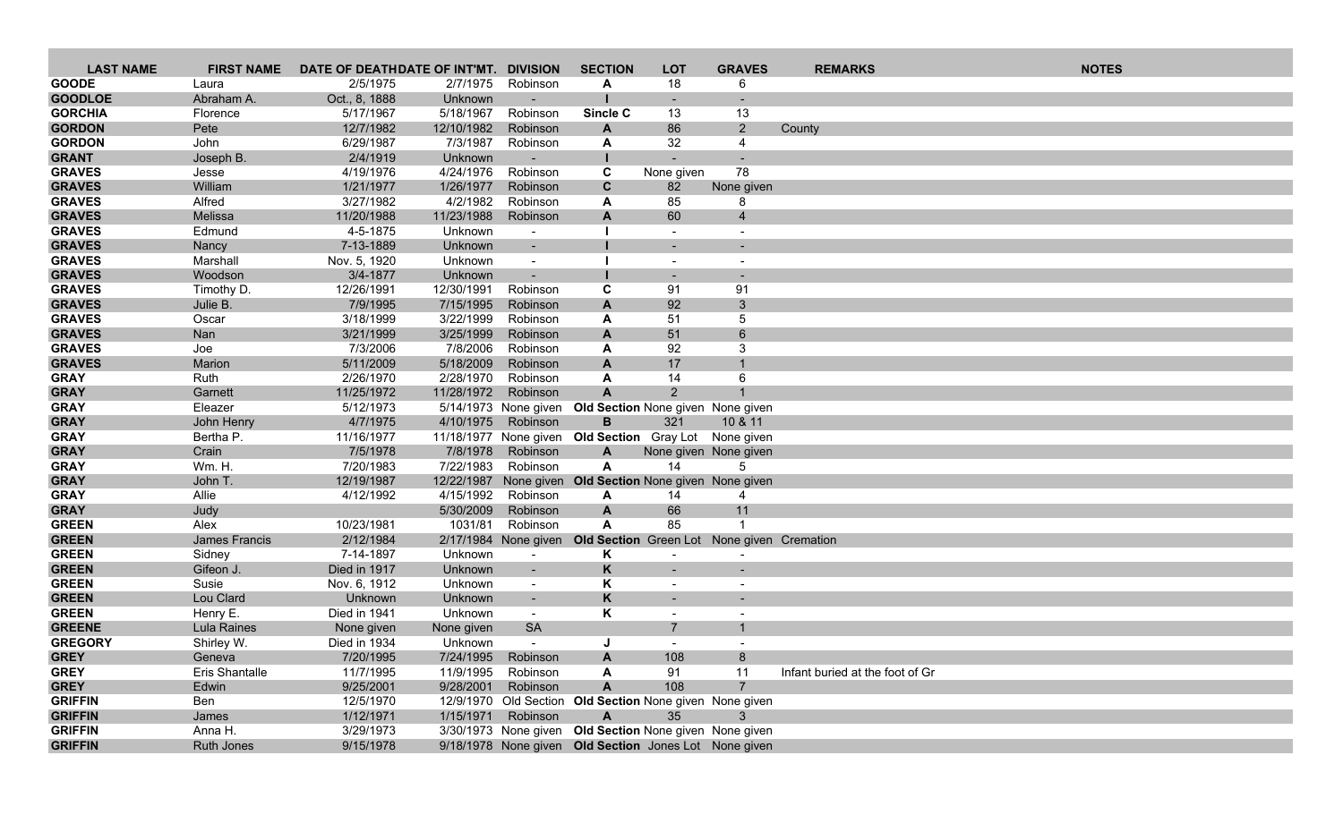| LAST NAME | FIRST NAME | DATE OF DEATH | DATE OF INT'MT. | DIVISION | SECTION | LOT | GRAVES | REMARKS | NOTES |
|---|---|---|---|---|---|---|---|---|---|
| **GOODE** | Laura | 2/5/1975 | 2/7/1975 | Robinson | **A** | 18 | 6 | | |
| **GOODLOE** | Abraham A. | Oct., 8, 1888 | Unknown | - | **I** | - | - | | |
| **GORCHIA** | Florence | 5/17/1967 | 5/18/1967 | Robinson | **Sincle C** | 13 | 13 | | |
| **GORDON** | Pete | 12/7/1982 | 12/10/1982 | Robinson | **A** | 86 | 2 | County | |
| **GORDON** | John | 6/29/1987 | 7/3/1987 | Robinson | **A** | 32 | 4 | | |
| **GRANT** | Joseph B. | 2/4/1919 | Unknown | - | **I** | - | - | | |
| **GRAVES** | Jesse | 4/19/1976 | 4/24/1976 | Robinson | **C** | None given | 78 | | |
| **GRAVES** | William | 1/21/1977 | 1/26/1977 | Robinson | **C** | 82 | None given | | |
| **GRAVES** | Alfred | 3/27/1982 | 4/2/1982 | Robinson | **A** | 85 | 8 | | |
| **GRAVES** | Melissa | 11/20/1988 | 11/23/1988 | Robinson | **A** | 60 | 4 | | |
| **GRAVES** | Edmund | 4-5-1875 | Unknown | - | **I** | - | - | | |
| **GRAVES** | Nancy | 7-13-1889 | Unknown | - | **I** | - | - | | |
| **GRAVES** | Marshall | Nov. 5, 1920 | Unknown | - | **I** | - | - | | |
| **GRAVES** | Woodson | 3/4-1877 | Unknown | - | **I** | - | - | | |
| **GRAVES** | Timothy D. | 12/26/1991 | 12/30/1991 | Robinson | **C** | 91 | 91 | | |
| **GRAVES** | Julie B. | 7/9/1995 | 7/15/1995 | Robinson | **A** | 92 | 3 | | |
| **GRAVES** | Oscar | 3/18/1999 | 3/22/1999 | Robinson | **A** | 51 | 5 | | |
| **GRAVES** | Nan | 3/21/1999 | 3/25/1999 | Robinson | **A** | 51 | 6 | | |
| **GRAVES** | Joe | 7/3/2006 | 7/8/2006 | Robinson | **A** | 92 | 3 | | |
| **GRAVES** | Marion | 5/11/2009 | 5/18/2009 | Robinson | **A** | 17 | 1 | | |
| **GRAY** | Ruth | 2/26/1970 | 2/28/1970 | Robinson | **A** | 14 | 6 | | |
| **GRAY** | Garnett | 11/25/1972 | 11/28/1972 | Robinson | **A** | 2 | 1 | | |
| **GRAY** | Eleazer | 5/12/1973 | 5/14/1973 | None given | **Old Section** | None given | None given | | |
| **GRAY** | John Henry | 4/7/1975 | 4/10/1975 | Robinson | **B** | 321 | 10 & 11 | | |
| **GRAY** | Bertha P. | 11/16/1977 | 11/18/1977 | None given | **Old Section** | Gray Lot | None given | | |
| **GRAY** | Crain | 7/5/1978 | 7/8/1978 | Robinson | **A** | None given | None given | | |
| **GRAY** | Wm. H. | 7/20/1983 | 7/22/1983 | Robinson | **A** | 14 | 5 | | |
| **GRAY** | John T. | 12/19/1987 | 12/22/1987 | None given | **Old Section** | None given | None given | | |
| **GRAY** | Allie | 4/12/1992 | 4/15/1992 | Robinson | **A** | 14 | 4 | | |
| **GRAY** | Judy | | 5/30/2009 | Robinson | **A** | 66 | 11 | | |
| **GREEN** | Alex | 10/23/1981 | 1031/81 | Robinson | **A** | 85 | 1 | | |
| **GREEN** | James Francis | 2/12/1984 | 2/17/1984 | None given | **Old Section** | Green Lot | None given | Cremation | |
| **GREEN** | Sidney | 7-14-1897 | Unknown | - | **K** | - | - | | |
| **GREEN** | Gifeon J. | Died in 1917 | Unknown | - | **K** | - | - | | |
| **GREEN** | Susie | Nov. 6, 1912 | Unknown | - | **K** | - | - | | |
| **GREEN** | Lou Clard | Unknown | Unknown | - | **K** | - | - | | |
| **GREEN** | Henry E. | Died in 1941 | Unknown | - | **K** | - | - | | |
| **GREENE** | Lula Raines | None given | None given | SA | | 7 | 1 | | |
| **GREGORY** | Shirley W. | Died in 1934 | Unknown | - | **J** | - | - | | |
| **GREY** | Geneva | 7/20/1995 | 7/24/1995 | Robinson | **A** | 108 | 8 | | |
| **GREY** | Eris Shantalle | 11/7/1995 | 11/9/1995 | Robinson | **A** | 91 | 11 | Infant buried at the foot of Gr | |
| **GREY** | Edwin | 9/25/2001 | 9/28/2001 | Robinson | **A** | 108 | 7 | | |
| **GRIFFIN** | Ben | 12/5/1970 | 12/9/1970 | Old Section | **Old Section** | None given | None given | | |
| **GRIFFIN** | James | 1/12/1971 | 1/15/1971 | Robinson | **A** | 35 | 3 | | |
| **GRIFFIN** | Anna H. | 3/29/1973 | 3/30/1973 | None given | **Old Section** | None given | None given | | |
| **GRIFFIN** | Ruth Jones | 9/15/1978 | 9/18/1978 | None given | **Old Section** | Jones Lot | None given | | |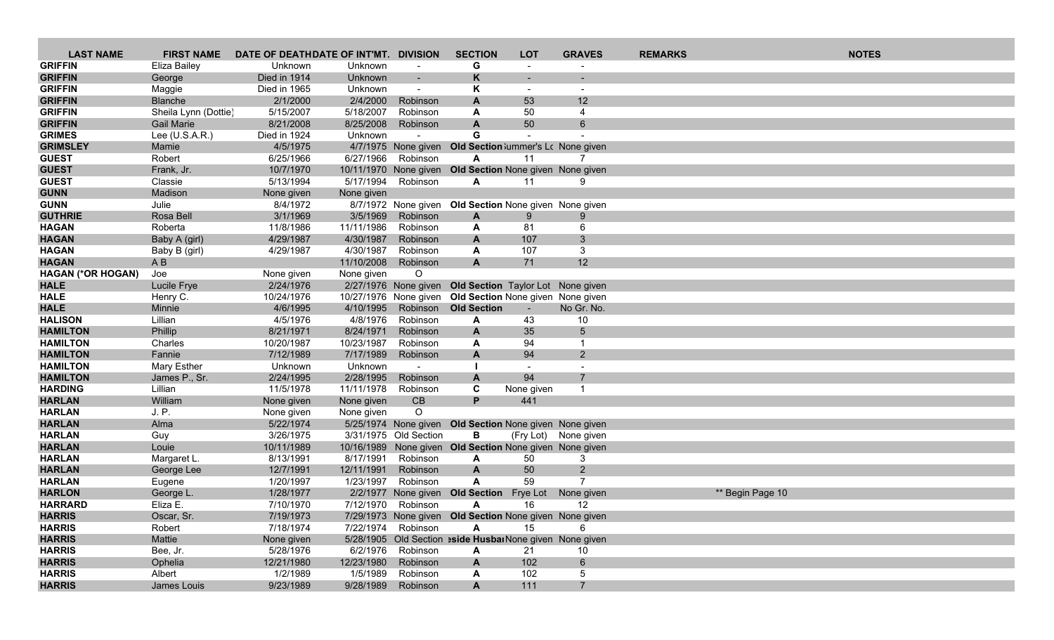| LAST NAME | FIRST NAME | DATE OF DEATH | DATE OF INT'MT. | DIVISION | SECTION | LOT | GRAVES | REMARKS | NOTES |
|---|---|---|---|---|---|---|---|---|---|
| **GRIFFIN** | Eliza Bailey | Unknown | Unknown | - | **G** | - | - | | |
| **GRIFFIN** | George | Died in 1914 | Unknown | - | **K** | - | - | | |
| **GRIFFIN** | Maggie | Died in 1965 | Unknown | - | **K** | - | - | | |
| **GRIFFIN** | Blanche | 2/1/2000 | 2/4/2000 | Robinson | **A** | 53 | 12 | | |
| **GRIFFIN** | Sheila Lynn (Dottie) | 5/15/2007 | 5/18/2007 | Robinson | **A** | 50 | 4 | | |
| **GRIFFIN** | Gail Marie | 8/21/2008 | 8/25/2008 | Robinson | **A** | 50 | 6 | | |
| **GRIMES** | Lee (U.S.A.R.) | Died in 1924 | Unknown | - | **G** | - | - | | |
| **GRIMSLEY** | Mamie | 4/5/1975 | 4/7/1975 | None given | **Old Section** | Summer's Lo | None given | | |
| **GUEST** | Robert | 6/25/1966 | 6/27/1966 | Robinson | **A** | 11 | 7 | | |
| **GUEST** | Frank, Jr. | 10/7/1970 | 10/11/1970 | None given | **Old Section** | None given | None given | | |
| **GUEST** | Classie | 5/13/1994 | 5/17/1994 | Robinson | **A** | 11 | 9 | | |
| **GUNN** | Madison | None given | None given | | | | | | |
| **GUNN** | Julie | 8/4/1972 | 8/7/1972 | None given | **Old Section** | None given | None given | | |
| **GUTHRIE** | Rosa Bell | 3/1/1969 | 3/5/1969 | Robinson | **A** | 9 | 9 | | |
| **HAGAN** | Roberta | 11/8/1986 | 11/11/1986 | Robinson | **A** | 81 | 6 | | |
| **HAGAN** | Baby A (girl) | 4/29/1987 | 4/30/1987 | Robinson | **A** | 107 | 3 | | |
| **HAGAN** | Baby B (girl) | 4/29/1987 | 4/30/1987 | Robinson | **A** | 107 | 3 | | |
| **HAGAN** | A B | | 11/10/2008 | Robinson | **A** | 71 | 12 | | |
| **HAGAN (*OR HOGAN)** | Joe | None given | None given | O | | | | | |
| **HALE** | Lucile Frye | 2/24/1976 | 2/27/1976 | None given | **Old Section** | Taylor Lot | None given | | |
| **HALE** | Henry C. | 10/24/1976 | 10/27/1976 | None given | **Old Section** | None given | None given | | |
| **HALE** | Minnie | 4/6/1995 | 4/10/1995 | Robinson | **Old Section** | - | No Gr. No. | | |
| **HALISON** | Lillian | 4/5/1976 | 4/8/1976 | Robinson | **A** | 43 | 10 | | |
| **HAMILTON** | Phillip | 8/21/1971 | 8/24/1971 | Robinson | **A** | 35 | 5 | | |
| **HAMILTON** | Charles | 10/20/1987 | 10/23/1987 | Robinson | **A** | 94 | 1 | | |
| **HAMILTON** | Fannie | 7/12/1989 | 7/17/1989 | Robinson | **A** | 94 | 2 | | |
| **HAMILTON** | Mary Esther | Unknown | Unknown | - | **I** | - | - | | |
| **HAMILTON** | James P., Sr. | 2/24/1995 | 2/28/1995 | Robinson | **A** | 94 | 7 | | |
| **HARDING** | Lillian | 11/5/1978 | 11/11/1978 | Robinson | **C** | None given | 1 | | |
| **HARLAN** | William | None given | None given | CB | **P** | 441 | | | |
| **HARLAN** | J. P. | None given | None given | O | | | | | |
| **HARLAN** | Alma | 5/22/1974 | 5/25/1974 | None given | **Old Section** | None given | None given | | |
| **HARLAN** | Guy | 3/26/1975 | 3/31/1975 | Old Section | **B** | (Fry Lot) | None given | | |
| **HARLAN** | Louie | 10/11/1989 | 10/16/1989 | None given | **Old Section** | None given | None given | | |
| **HARLAN** | Margaret L. | 8/13/1991 | 8/17/1991 | Robinson | **A** | 50 | 3 | | |
| **HARLAN** | George Lee | 12/7/1991 | 12/11/1991 | Robinson | **A** | 50 | 2 | | |
| **HARLAN** | Eugene | 1/20/1997 | 1/23/1997 | Robinson | **A** | 59 | 7 | | |
| **HARLON** | George L. | 1/28/1977 | 2/2/1977 | None given | **Old Section** | Frye Lot | None given | | ** Begin Page 10 |
| **HARRARD** | Eliza E. | 7/10/1970 | 7/12/1970 | Robinson | **A** | 16 | 12 | | |
| **HARRIS** | Oscar, Sr. | 7/19/1973 | 7/29/1973 | None given | **Old Section** | None given | None given | | |
| **HARRIS** | Robert | 7/18/1974 | 7/22/1974 | Robinson | **A** | 15 | 6 | | |
| **HARRIS** | Mattie | None given | 5/28/1905 | Old Section | **eside Husba** | None given | None given | | |
| **HARRIS** | Bee, Jr. | 5/28/1976 | 6/2/1976 | Robinson | **A** | 21 | 10 | | |
| **HARRIS** | Ophelia | 12/21/1980 | 12/23/1980 | Robinson | **A** | 102 | 6 | | |
| **HARRIS** | Albert | 1/2/1989 | 1/5/1989 | Robinson | **A** | 102 | 5 | | |
| **HARRIS** | James Louis | 9/23/1989 | 9/28/1989 | Robinson | **A** | 111 | 7 | | |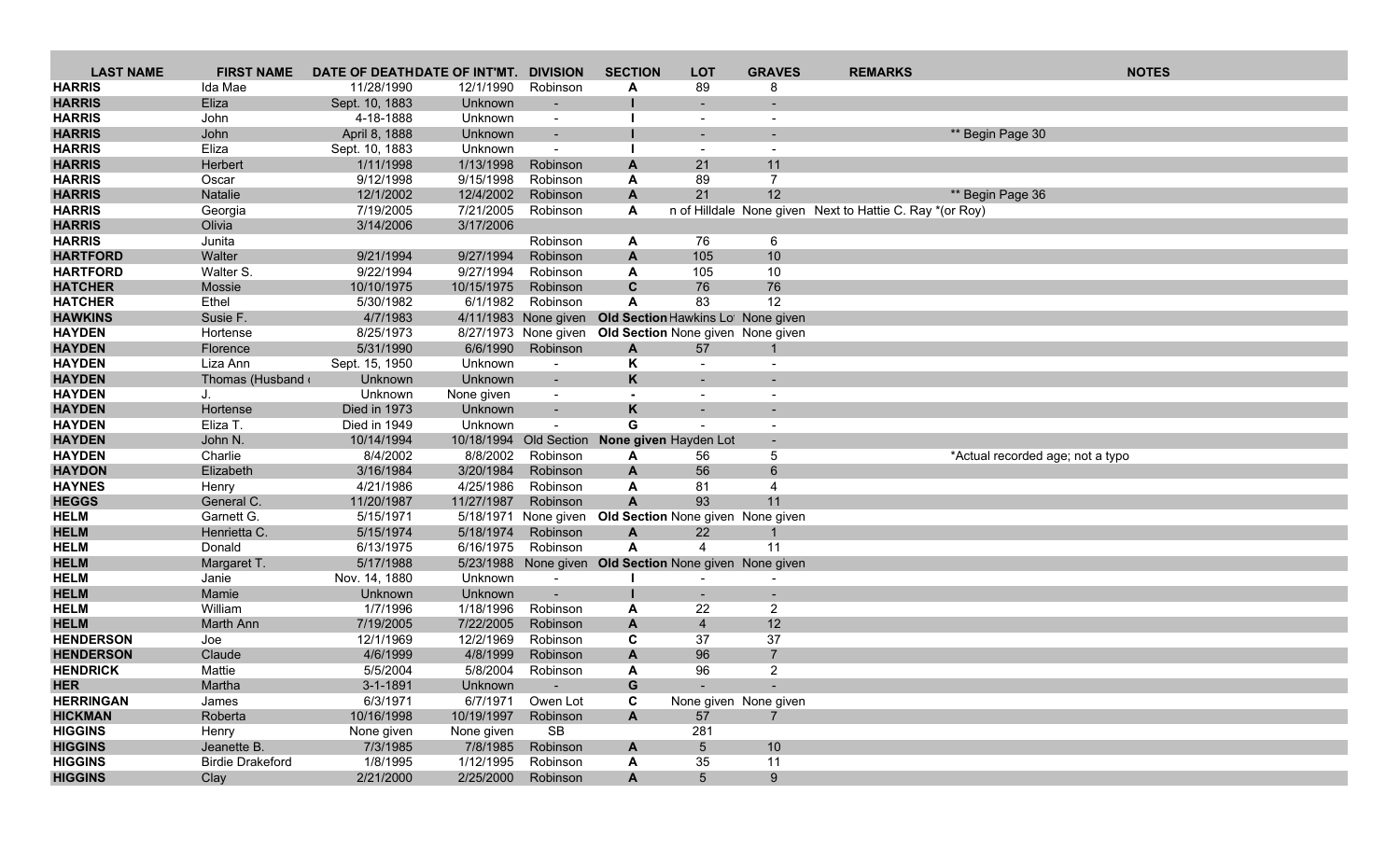| LAST NAME | FIRST NAME | DATE OF DEATH | DATE OF INT'MT. | DIVISION | SECTION | LOT | GRAVES | REMARKS | NOTES |
|---|---|---|---|---|---|---|---|---|---|
| **HARRIS** | Ida Mae | 11/28/1990 | 12/1/1990 | Robinson | A | 89 | 8 | | |
| **HARRIS** | Eliza | Sept. 10, 1883 | Unknown | - | I | - | - | | |
| **HARRIS** | John | 4-18-1888 | Unknown | - | I | - | - | | |
| **HARRIS** | John | April 8, 1888 | Unknown | - | I | - | - | | ** Begin Page 30 |
| **HARRIS** | Eliza | Sept. 10, 1883 | Unknown | - | I | - | - | | |
| **HARRIS** | Herbert | 1/11/1998 | 1/13/1998 | Robinson | A | 21 | 11 | | |
| **HARRIS** | Oscar | 9/12/1998 | 9/15/1998 | Robinson | A | 89 | 7 | | |
| **HARRIS** | Natalie | 12/1/2002 | 12/4/2002 | Robinson | A | 21 | 12 | | ** Begin Page 36 |
| **HARRIS** | Georgia | 7/19/2005 | 7/21/2005 | Robinson | A | n of Hilldale | None given | Next to Hattie C. Ray *(or Roy) | |
| **HARRIS** | Olivia | 3/14/2006 | 3/17/2006 | | | | | | |
| **HARRIS** | Junita | | | Robinson | A | 76 | 6 | | |
| **HARTFORD** | Walter | 9/21/1994 | 9/27/1994 | Robinson | A | 105 | 10 | | |
| **HARTFORD** | Walter S. | 9/22/1994 | 9/27/1994 | Robinson | A | 105 | 10 | | |
| **HATCHER** | Mossie | 10/10/1975 | 10/15/1975 | Robinson | C | 76 | 76 | | |
| **HATCHER** | Ethel | 5/30/1982 | 6/1/1982 | Robinson | A | 83 | 12 | | |
| **HAWKINS** | Susie F. | 4/7/1983 | 4/11/1983 | None given | **Old Section** | Hawkins Lot | None given | | |
| **HAYDEN** | Hortense | 8/25/1973 | 8/27/1973 | None given | **Old Section** | None given | None given | | |
| **HAYDEN** | Florence | 5/31/1990 | 6/6/1990 | Robinson | A | 57 | 1 | | |
| **HAYDEN** | Liza Ann | Sept. 15, 1950 | Unknown | - | K | - | - | | |
| **HAYDEN** | Thomas (Husband ( | Unknown | Unknown | - | K | - | - | | |
| **HAYDEN** | J. | Unknown | None given | - | - | - | - | | |
| **HAYDEN** | Hortense | Died in 1973 | Unknown | - | K | - | - | | |
| **HAYDEN** | Eliza T. | Died in 1949 | Unknown | - | G | - | - | | |
| **HAYDEN** | John N. | 10/14/1994 | 10/18/1994 | Old Section | **None given** | Hayden Lot | - | | |
| **HAYDEN** | Charlie | 8/4/2002 | 8/8/2002 | Robinson | A | 56 | 5 | | *Actual recorded age; not a typo |
| **HAYDON** | Elizabeth | 3/16/1984 | 3/20/1984 | Robinson | A | 56 | 6 | | |
| **HAYNES** | Henry | 4/21/1986 | 4/25/1986 | Robinson | A | 81 | 4 | | |
| **HEGGS** | General C. | 11/20/1987 | 11/27/1987 | Robinson | A | 93 | 11 | | |
| **HELM** | Garnett G. | 5/15/1971 | 5/18/1971 | None given | **Old Section** | None given | None given | | |
| **HELM** | Henrietta C. | 5/15/1974 | 5/18/1974 | Robinson | A | 22 | 1 | | |
| **HELM** | Donald | 6/13/1975 | 6/16/1975 | Robinson | A | 4 | 11 | | |
| **HELM** | Margaret T. | 5/17/1988 | 5/23/1988 | None given | **Old Section** | None given | None given | | |
| **HELM** | Janie | Nov. 14, 1880 | Unknown | - | I | - | - | | |
| **HELM** | Mamie | Unknown | Unknown | - | I | - | - | | |
| **HELM** | William | 1/7/1996 | 1/18/1996 | Robinson | A | 22 | 2 | | |
| **HELM** | Marth Ann | 7/19/2005 | 7/22/2005 | Robinson | A | 4 | 12 | | |
| **HENDERSON** | Joe | 12/1/1969 | 12/2/1969 | Robinson | C | 37 | 37 | | |
| **HENDERSON** | Claude | 4/6/1999 | 4/8/1999 | Robinson | A | 96 | 7 | | |
| **HENDRICK** | Mattie | 5/5/2004 | 5/8/2004 | Robinson | A | 96 | 2 | | |
| **HER** | Martha | 3-1-1891 | Unknown | - | G | - | - | | |
| **HERRINGAN** | James | 6/3/1971 | 6/7/1971 | Owen Lot | C | None given | None given | | |
| **HICKMAN** | Roberta | 10/16/1998 | 10/19/1997 | Robinson | A | 57 | 7 | | |
| **HIGGINS** | Henry | None given | None given | SB | | 281 | | | |
| **HIGGINS** | Jeanette B. | 7/3/1985 | 7/8/1985 | Robinson | A | 5 | 10 | | |
| **HIGGINS** | Birdie Drakeford | 1/8/1995 | 1/12/1995 | Robinson | A | 35 | 11 | | |
| **HIGGINS** | Clay | 2/21/2000 | 2/25/2000 | Robinson | A | 5 | 9 | | |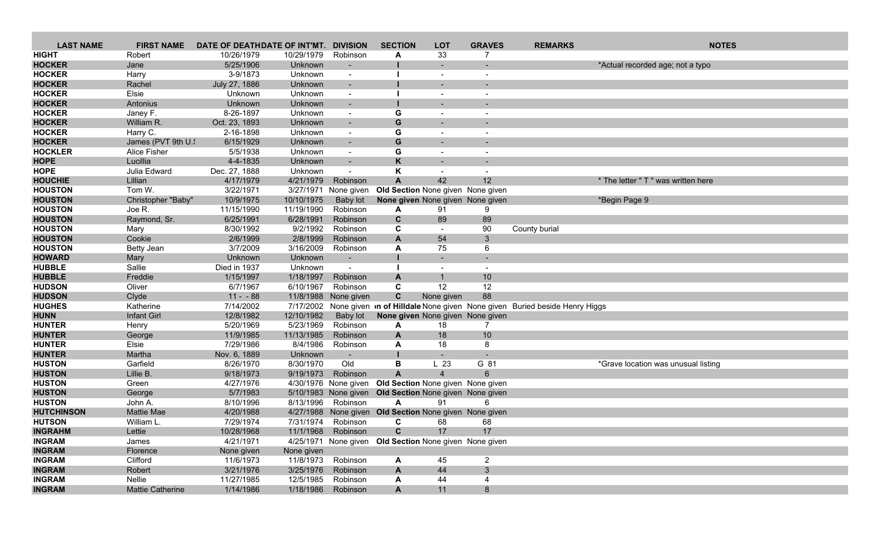| LAST NAME | FIRST NAME | DATE OF DEATH | DATE OF INT'MT. | DIVISION | SECTION | LOT | GRAVES | REMARKS | NOTES |
|---|---|---|---|---|---|---|---|---|---|
| HIGHT | Robert | 10/26/1979 | 10/29/1979 | Robinson | A | 33 | 7 | | |
| HOCKER | Jane | 5/25/1906 | Unknown | - | I | - | - | | *Actual recorded age; not a typo |
| HOCKER | Harry | 3-9/1873 | Unknown | - | I | - | - | | |
| HOCKER | Rachel | July 27, 1886 | Unknown | - | I | - | - | | |
| HOCKER | Elsie | Unknown | Unknown | - | I | - | - | | |
| HOCKER | Antonius | Unknown | Unknown | - | I | - | - | | |
| HOCKER | Janey F. | 8-26-1897 | Unknown | - | G | - | - | | |
| HOCKER | William R. | Oct. 23, 1893 | Unknown | - | G | - | - | | |
| HOCKER | Harry C. | 2-16-1898 | Unknown | - | G | - | - | | |
| HOCKER | James (PVT 9th U.! | 6/15/1929 | Unknown | - | G | - | - | | |
| HOCKLER | Alice Fisher | 5/5/1938 | Unknown | - | G | - | - | | |
| HOPE | Lucillia | 4-4-1835 | Unknown | - | K | - | - | | |
| HOPE | Julia Edward | Dec. 27, 1888 | Unknown | - | K | - | - | | |
| HOUCHIE | Lillian | 4/17/1979 | 4/21/1979 | Robinson | A | 42 | 12 | | * The letter " T " was written here |
| HOUSTON | Tom W. | 3/22/1971 | 3/27/1971 | None given | Old Section | None given | None given | | |
| HOUSTON | Christopher "Baby" | 10/9/1975 | 10/10/1975 | Baby lot | None given | None given | None given | | *Begin Page 9 |
| HOUSTON | Joe R. | 11/15/1990 | 11/19/1990 | Robinson | A | 91 | 9 | | |
| HOUSTON | Raymond, Sr. | 6/25/1991 | 6/28/1991 | Robinson | C | 89 | 89 | | |
| HOUSTON | Mary | 8/30/1992 | 9/2/1992 | Robinson | C | - | 90 | County burial | |
| HOUSTON | Cookie | 2/6/1999 | 2/8/1999 | Robinson | A | 54 | 3 | | |
| HOUSTON | Betty Jean | 3/7/2009 | 3/16/2009 | Robinson | A | 75 | 6 | | |
| HOWARD | Mary | Unknown | Unknown | - | I | - | - | | |
| HUBBLE | Sallie | Died in 1937 | Unknown | - | I | - | - | | |
| HUBBLE | Freddie | 1/15/1997 | 1/18/1997 | Robinson | A | 1 | 10 | | |
| HUDSON | Oliver | 6/7/1967 | 6/10/1967 | Robinson | C | 12 | 12 | | |
| HUDSON | Clyde | 11 - - 88 | 11/8/1988 | None given | C | None given | 88 | | |
| HUGHES | Katherine | 7/14/2002 | 7/17/2002 | None given | n of Hilldale | None given | None given | Buried beside Henry Higgs | |
| HUNN | Infant Girl | 12/8/1982 | 12/10/1982 | Baby lot | None given | None given | None given | | |
| HUNTER | Henry | 5/20/1969 | 5/23/1969 | Robinson | A | 18 | 7 | | |
| HUNTER | George | 11/9/1985 | 11/13/1985 | Robinson | A | 18 | 10 | | |
| HUNTER | Elsie | 7/29/1986 | 8/4/1986 | Robinson | A | 18 | 8 | | |
| HUNTER | Martha | Nov. 6, 1889 | Unknown | - | I | - | - | | |
| HUSTON | Garfield | 8/26/1970 | 8/30/1970 | Old | B | L 23 | G 81 | | *Grave location was unusual listing |
| HUSTON | Lillie B. | 9/18/1973 | 9/19/1973 | Robinson | A | 4 | 6 | | |
| HUSTON | Green | 4/27/1976 | 4/30/1976 | None given | Old Section | None given | None given | | |
| HUSTON | George | 5/7/1983 | 5/10/1983 | None given | Old Section | None given | None given | | |
| HUSTON | John A. | 8/10/1996 | 8/13/1996 | Robinson | A | 91 | 6 | | |
| HUTCHINSON | Mattie Mae | 4/20/1988 | 4/27/1988 | None given | Old Section | None given | None given | | |
| HUTSON | William L. | 7/29/1974 | 7/31/1974 | Robinson | C | 68 | 68 | | |
| INGRAHM | Lettie | 10/28/1968 | 11/1/1968 | Robinson | C | 17 | 17 | | |
| INGRAM | James | 4/21/1971 | 4/25/1971 | None given | Old Section | None given | None given | | |
| INGRAM | Florence | None given | None given | | | | | | |
| INGRAM | Clifford | 11/6/1973 | 11/8/1973 | Robinson | A | 45 | 2 | | |
| INGRAM | Robert | 3/21/1976 | 3/25/1976 | Robinson | A | 44 | 3 | | |
| INGRAM | Nellie | 11/27/1985 | 12/5/1985 | Robinson | A | 44 | 4 | | |
| INGRAM | Mattie Catherine | 1/14/1986 | 1/18/1986 | Robinson | A | 11 | 8 | | |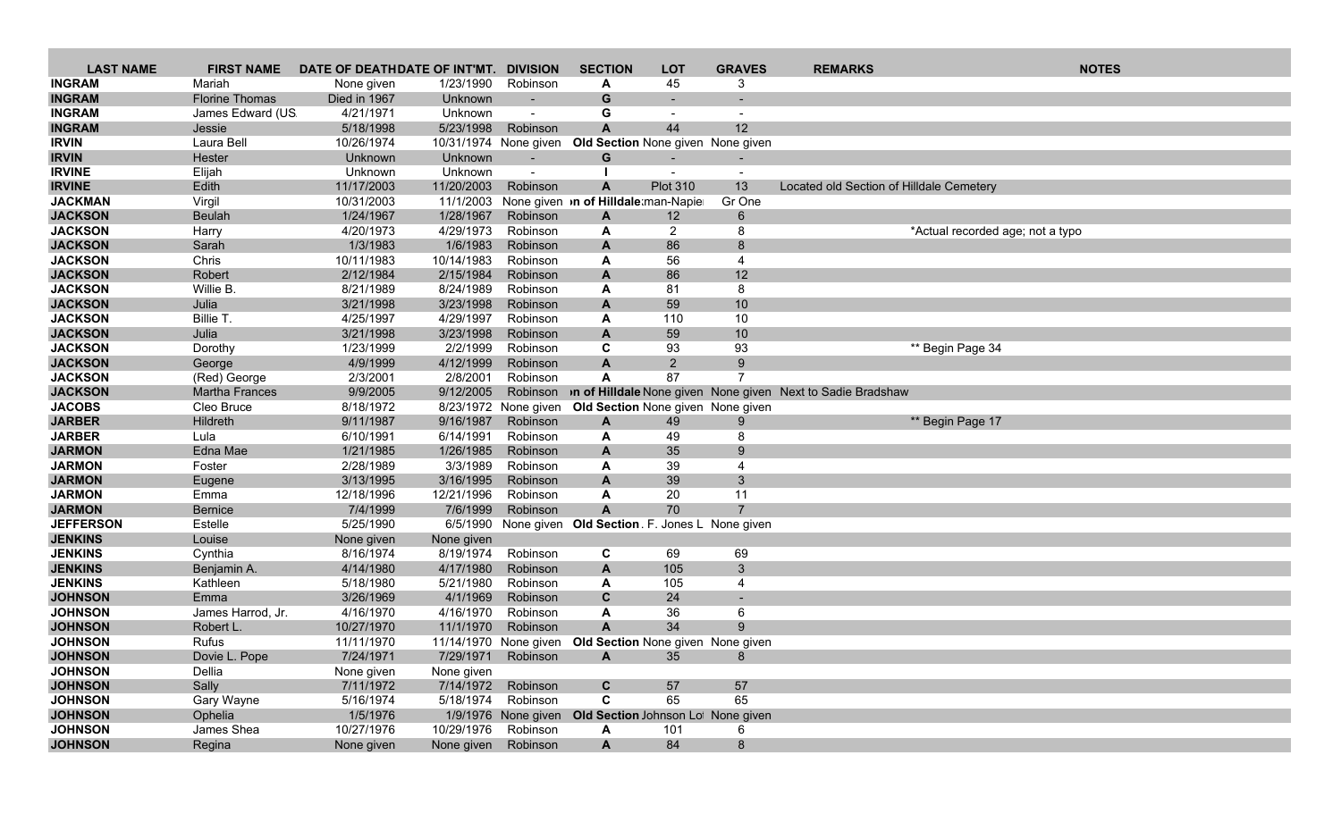| LAST NAME | FIRST NAME | DATE OF DEATH | DATE OF INT'MT. | DIVISION | SECTION | LOT | GRAVES | REMARKS | NOTES |
|---|---|---|---|---|---|---|---|---|---|
| INGRAM | Mariah | None given | 1/23/1990 | Robinson | A | 45 | 3 | | |
| INGRAM | Florine Thomas | Died in 1967 | Unknown | - | G | - | - | | |
| INGRAM | James Edward (US | 4/21/1971 | Unknown | - | G | - | - | | |
| INGRAM | Jessie | 5/18/1998 | 5/23/1998 | Robinson | A | 44 | 12 | | |
| IRVIN | Laura Bell | 10/26/1974 | 10/31/1974 | None given | Old Section | None given | None given | | |
| IRVIN | Hester | Unknown | Unknown | - | G | - | - | | |
| IRVINE | Elijah | Unknown | Unknown | - | I | - | - | | |
| IRVINE | Edith | 11/17/2003 | 11/20/2003 | Robinson | A | Plot 310 | 13 | Located old Section of Hilldale Cemetery | |
| JACKMAN | Virgil | 10/31/2003 | 11/1/2003 | None given | n of Hilldale | man-Napie | Gr One | | |
| JACKSON | Beulah | 1/24/1967 | 1/28/1967 | Robinson | A | 12 | 6 | | |
| JACKSON | Harry | 4/20/1973 | 4/29/1973 | Robinson | A | 2 | 8 | | *Actual recorded age; not a typo |
| JACKSON | Sarah | 1/3/1983 | 1/6/1983 | Robinson | A | 86 | 8 | | |
| JACKSON | Chris | 10/11/1983 | 10/14/1983 | Robinson | A | 56 | 4 | | |
| JACKSON | Robert | 2/12/1984 | 2/15/1984 | Robinson | A | 86 | 12 | | |
| JACKSON | Willie B. | 8/21/1989 | 8/24/1989 | Robinson | A | 81 | 8 | | |
| JACKSON | Julia | 3/21/1998 | 3/23/1998 | Robinson | A | 59 | 10 | | |
| JACKSON | Billie T. | 4/25/1997 | 4/29/1997 | Robinson | A | 110 | 10 | | |
| JACKSON | Julia | 3/21/1998 | 3/23/1998 | Robinson | A | 59 | 10 | | |
| JACKSON | Dorothy | 1/23/1999 | 2/2/1999 | Robinson | C | 93 | 93 | | ** Begin Page 34 |
| JACKSON | George | 4/9/1999 | 4/12/1999 | Robinson | A | 2 | 9 | | |
| JACKSON | (Red) George | 2/3/2001 | 2/8/2001 | Robinson | A | 87 | 7 | | |
| JACKSON | Martha Frances | 9/9/2005 | 9/12/2005 | Robinson | n of Hilldale | None given | None given | Next to Sadie Bradshaw | |
| JACOBS | Cleo Bruce | 8/18/1972 | 8/23/1972 | None given | Old Section | None given | None given | | |
| JARBER | Hildreth | 9/11/1987 | 9/16/1987 | Robinson | A | 49 | 9 | | ** Begin Page 17 |
| JARBER | Lula | 6/10/1991 | 6/14/1991 | Robinson | A | 49 | 8 | | |
| JARMON | Edna Mae | 1/21/1985 | 1/26/1985 | Robinson | A | 35 | 9 | | |
| JARMON | Foster | 2/28/1989 | 3/3/1989 | Robinson | A | 39 | 4 | | |
| JARMON | Eugene | 3/13/1995 | 3/16/1995 | Robinson | A | 39 | 3 | | |
| JARMON | Emma | 12/18/1996 | 12/21/1996 | Robinson | A | 20 | 11 | | |
| JARMON | Bernice | 7/4/1999 | 7/6/1999 | Robinson | A | 70 | 7 | | |
| JEFFERSON | Estelle | 5/25/1990 | 6/5/1990 | None given | Old Section | . F. Jones L | None given | | |
| JENKINS | Louise | None given | None given | | | | | | |
| JENKINS | Cynthia | 8/16/1974 | 8/19/1974 | Robinson | C | 69 | 69 | | |
| JENKINS | Benjamin A. | 4/14/1980 | 4/17/1980 | Robinson | A | 105 | 3 | | |
| JENKINS | Kathleen | 5/18/1980 | 5/21/1980 | Robinson | A | 105 | 4 | | |
| JOHNSON | Emma | 3/26/1969 | 4/1/1969 | Robinson | C | 24 | - | | |
| JOHNSON | James Harrod, Jr. | 4/16/1970 | 4/16/1970 | Robinson | A | 36 | 6 | | |
| JOHNSON | Robert L. | 10/27/1970 | 11/1/1970 | Robinson | A | 34 | 9 | | |
| JOHNSON | Rufus | 11/11/1970 | 11/14/1970 | None given | Old Section | None given | None given | | |
| JOHNSON | Dovie L. Pope | 7/24/1971 | 7/29/1971 | Robinson | A | 35 | 8 | | |
| JOHNSON | Dellia | None given | None given | | | | | | |
| JOHNSON | Sally | 7/11/1972 | 7/14/1972 | Robinson | C | 57 | 57 | | |
| JOHNSON | Gary Wayne | 5/16/1974 | 5/18/1974 | Robinson | C | 65 | 65 | | |
| JOHNSON | Ophelia | 1/5/1976 | 1/9/1976 | None given | Old Section | Johnson Lot | None given | | |
| JOHNSON | James Shea | 10/27/1976 | 10/29/1976 | Robinson | A | 101 | 6 | | |
| JOHNSON | Regina | None given | None given | Robinson | A | 84 | 8 | | |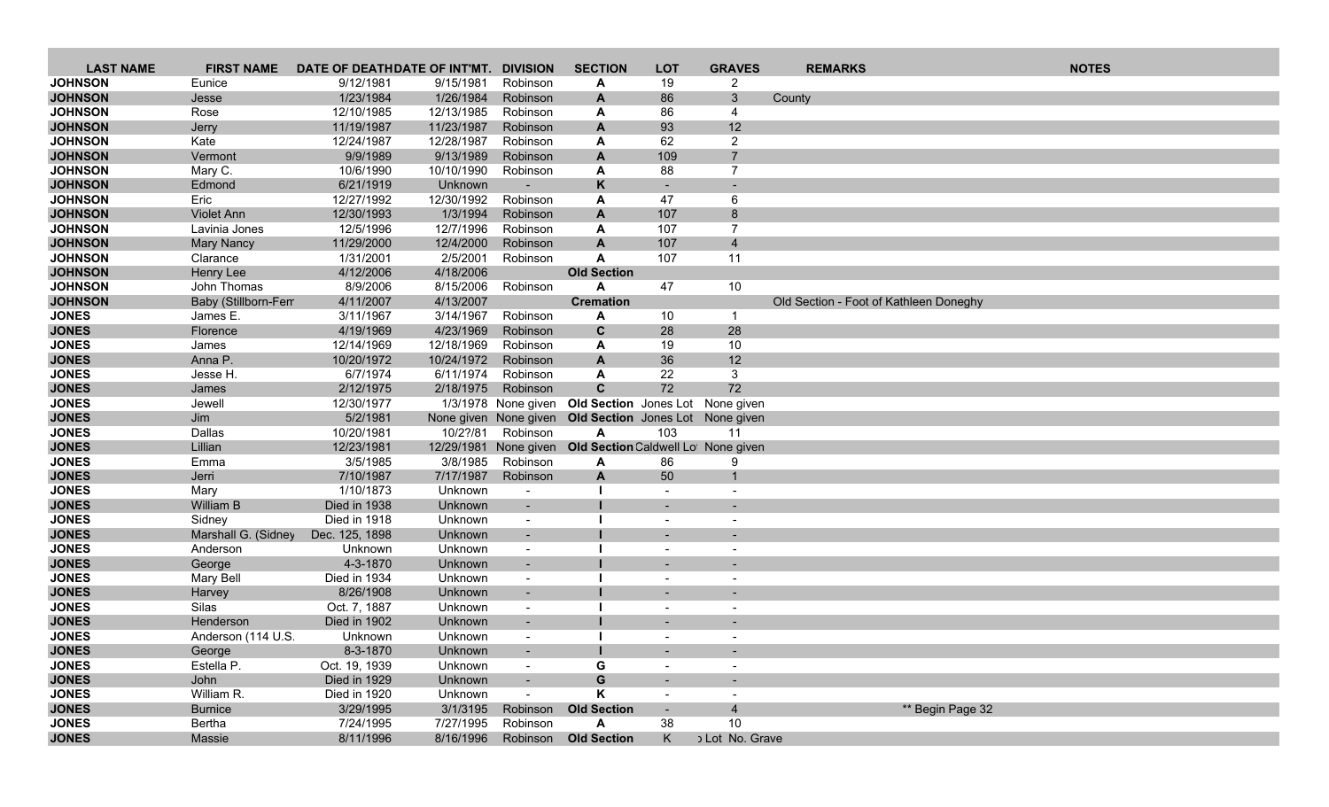| LAST NAME | FIRST NAME | DATE OF DEATH | DATE OF INT'MT. | DIVISION | SECTION | LOT | GRAVES | REMARKS | NOTES |
|---|---|---|---|---|---|---|---|---|---|
| JOHNSON | Eunice | 9/12/1981 | 9/15/1981 | Robinson | A | 19 | 2 | | |
| JOHNSON | Jesse | 1/23/1984 | 1/26/1984 | Robinson | A | 86 | 3 | County | |
| JOHNSON | Rose | 12/10/1985 | 12/13/1985 | Robinson | A | 86 | 4 | | |
| JOHNSON | Jerry | 11/19/1987 | 11/23/1987 | Robinson | A | 93 | 12 | | |
| JOHNSON | Kate | 12/24/1987 | 12/28/1987 | Robinson | A | 62 | 2 | | |
| JOHNSON | Vermont | 9/9/1989 | 9/13/1989 | Robinson | A | 109 | 7 | | |
| JOHNSON | Mary C. | 10/6/1990 | 10/10/1990 | Robinson | A | 88 | 7 | | |
| JOHNSON | Edmond | 6/21/1919 | Unknown | - | K | - | - | | |
| JOHNSON | Eric | 12/27/1992 | 12/30/1992 | Robinson | A | 47 | 6 | | |
| JOHNSON | Violet Ann | 12/30/1993 | 1/3/1994 | Robinson | A | 107 | 8 | | |
| JOHNSON | Lavinia Jones | 12/5/1996 | 12/7/1996 | Robinson | A | 107 | 7 | | |
| JOHNSON | Mary Nancy | 11/29/2000 | 12/4/2000 | Robinson | A | 107 | 4 | | |
| JOHNSON | Clarance | 1/31/2001 | 2/5/2001 | Robinson | A | 107 | 11 | | |
| JOHNSON | Henry Lee | 4/12/2006 | 4/18/2006 | | Old Section | | | | |
| JOHNSON | John Thomas | 8/9/2006 | 8/15/2006 | Robinson | A | 47 | 10 | | |
| JOHNSON | Baby (Stillborn-Fem | 4/11/2007 | 4/13/2007 | | Cremation | | | Old Section - Foot of Kathleen Doneghy | |
| JONES | James E. | 3/11/1967 | 3/14/1967 | Robinson | A | 10 | 1 | | |
| JONES | Florence | 4/19/1969 | 4/23/1969 | Robinson | C | 28 | 28 | | |
| JONES | James | 12/14/1969 | 12/18/1969 | Robinson | A | 19 | 10 | | |
| JONES | Anna P. | 10/20/1972 | 10/24/1972 | Robinson | A | 36 | 12 | | |
| JONES | Jesse H. | 6/7/1974 | 6/11/1974 | Robinson | A | 22 | 3 | | |
| JONES | James | 2/12/1975 | 2/18/1975 | Robinson | C | 72 | 72 | | |
| JONES | Jewell | 12/30/1977 | 1/3/1978 | None given | Old Section | Jones Lot | None given | | |
| JONES | Jim | 5/2/1981 | None given | None given | Old Section | Jones Lot | None given | | |
| JONES | Dallas | 10/20/1981 | 10/2?/81 | Robinson | A | 103 | 11 | | |
| JONES | Lillian | 12/23/1981 | 12/29/1981 | None given | Old Section | Caldwell Lot | None given | | |
| JONES | Emma | 3/5/1985 | 3/8/1985 | Robinson | A | 86 | 9 | | |
| JONES | Jerri | 7/10/1987 | 7/17/1987 | Robinson | A | 50 | 1 | | |
| JONES | Mary | 1/10/1873 | Unknown | - | I | - | - | | |
| JONES | William B | Died in 1938 | Unknown | - | I | - | - | | |
| JONES | Sidney | Died in 1918 | Unknown | - | I | - | - | | |
| JONES | Marshall G. (Sidney | Dec. 125, 1898 | Unknown | - | I | - | - | | |
| JONES | Anderson | Unknown | Unknown | - | I | - | - | | |
| JONES | George | 4-3-1870 | Unknown | - | I | - | - | | |
| JONES | Mary Bell | Died in 1934 | Unknown | - | I | - | - | | |
| JONES | Harvey | 8/26/1908 | Unknown | - | I | - | - | | |
| JONES | Silas | Oct. 7, 1887 | Unknown | - | I | - | - | | |
| JONES | Henderson | Died in 1902 | Unknown | - | I | - | - | | |
| JONES | Anderson (114 U.S. | Unknown | Unknown | - | I | - | - | | |
| JONES | George | 8-3-1870 | Unknown | - | I | - | - | | |
| JONES | Estella P. | Oct. 19, 1939 | Unknown | - | G | - | - | | |
| JONES | John | Died in 1929 | Unknown | - | G | - | - | | |
| JONES | William R. | Died in 1920 | Unknown | - | K | - | - | | |
| JONES | Burnice | 3/29/1995 | 3/1/3195 | Robinson | Old Section | - | 4 | | ** Begin Page 32 |
| JONES | Bertha | 7/24/1995 | 7/27/1995 | Robinson | A | 38 | 10 | | |
| JONES | Massie | 8/11/1996 | 8/16/1996 | Robinson | Old Section | K | ɔ Lot No. Grave | | |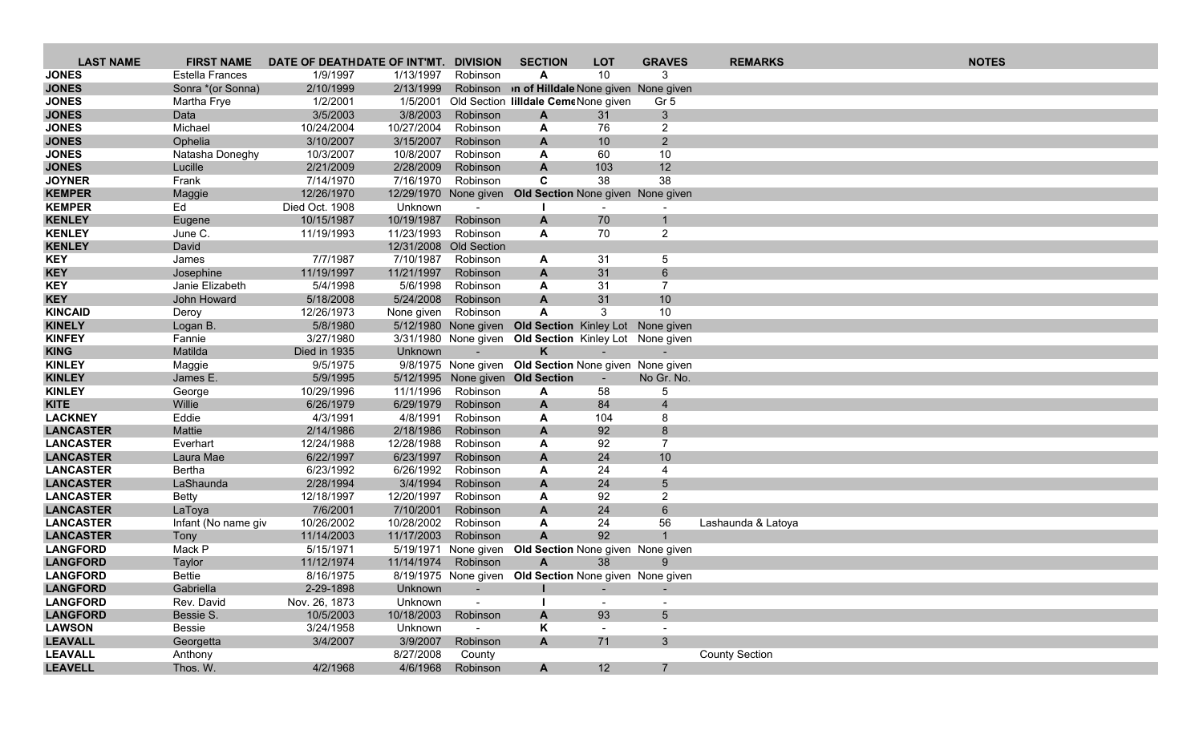| LAST NAME | FIRST NAME | DATE OF DEATH | DATE OF INT'MT. | DIVISION | SECTION | LOT | GRAVES | REMARKS | NOTES |
|---|---|---|---|---|---|---|---|---|---|
| **JONES** | Estella Frances | 1/9/1997 | 1/13/1997 | Robinson | **A** | 10 | 3 | | |
| **JONES** | Sonra *(or Sonna) | 2/10/1999 | 2/13/1999 | Robinson | **n of Hilldale** | None given | None given | | |
| **JONES** | Martha Frye | 1/2/2001 | 1/5/2001 | Old Section | **lilldale Ceme** | None given | Gr 5 | | |
| **JONES** | Data | 3/5/2003 | 3/8/2003 | Robinson | **A** | 31 | 3 | | |
| **JONES** | Michael | 10/24/2004 | 10/27/2004 | Robinson | **A** | 76 | 2 | | |
| **JONES** | Ophelia | 3/10/2007 | 3/15/2007 | Robinson | **A** | 10 | 2 | | |
| **JONES** | Natasha Doneghy | 10/3/2007 | 10/8/2007 | Robinson | **A** | 60 | 10 | | |
| **JONES** | Lucille | 2/21/2009 | 2/28/2009 | Robinson | **A** | 103 | 12 | | |
| **JOYNER** | Frank | 7/14/1970 | 7/16/1970 | Robinson | **C** | 38 | 38 | | |
| **KEMPER** | Maggie | 12/26/1970 | 12/29/1970 | None given | **Old Section** | None given | None given | | |
| **KEMPER** | Ed | Died Oct. 1908 | Unknown | - | **I** | - | - | | |
| **KENLEY** | Eugene | 10/15/1987 | 10/19/1987 | Robinson | **A** | 70 | 1 | | |
| **KENLEY** | June C. | 11/19/1993 | 11/23/1993 | Robinson | **A** | 70 | 2 | | |
| **KENLEY** | David | | 12/31/2008 | Old Section | | | | | |
| **KEY** | James | 7/7/1987 | 7/10/1987 | Robinson | **A** | 31 | 5 | | |
| **KEY** | Josephine | 11/19/1997 | 11/21/1997 | Robinson | **A** | 31 | 6 | | |
| **KEY** | Janie Elizabeth | 5/4/1998 | 5/6/1998 | Robinson | **A** | 31 | 7 | | |
| **KEY** | John Howard | 5/18/2008 | 5/24/2008 | Robinson | **A** | 31 | 10 | | |
| **KINCAID** | Deroy | 12/26/1973 | None given | Robinson | **A** | 3 | 10 | | |
| **KINELY** | Logan B. | 5/8/1980 | 5/12/1980 | None given | **Old Section** | Kinley Lot | None given | | |
| **KINFEY** | Fannie | 3/27/1980 | 3/31/1980 | None given | **Old Section** | Kinley Lot | None given | | |
| **KING** | Matilda | Died in 1935 | Unknown | - | **K** | - | - | | |
| **KINLEY** | Maggie | 9/5/1975 | 9/8/1975 | None given | **Old Section** | None given | None given | | |
| **KINLEY** | James E. | 5/9/1995 | 5/12/1995 | None given | **Old Section** | - | No Gr. No. | | |
| **KINLEY** | George | 10/29/1996 | 11/1/1996 | Robinson | **A** | 58 | 5 | | |
| **KITE** | Willie | 6/26/1979 | 6/29/1979 | Robinson | **A** | 84 | 4 | | |
| **LACKNEY** | Eddie | 4/3/1991 | 4/8/1991 | Robinson | **A** | 104 | 8 | | |
| **LANCASTER** | Mattie | 2/14/1986 | 2/18/1986 | Robinson | **A** | 92 | 8 | | |
| **LANCASTER** | Everhart | 12/24/1988 | 12/28/1988 | Robinson | **A** | 92 | 7 | | |
| **LANCASTER** | Laura Mae | 6/22/1997 | 6/23/1997 | Robinson | **A** | 24 | 10 | | |
| **LANCASTER** | Bertha | 6/23/1992 | 6/26/1992 | Robinson | **A** | 24 | 4 | | |
| **LANCASTER** | LaShaunda | 2/28/1994 | 3/4/1994 | Robinson | **A** | 24 | 5 | | |
| **LANCASTER** | Betty | 12/18/1997 | 12/20/1997 | Robinson | **A** | 92 | 2 | | |
| **LANCASTER** | LaToya | 7/6/2001 | 7/10/2001 | Robinson | **A** | 24 | 6 | | |
| **LANCASTER** | Infant (No name giv | 10/26/2002 | 10/28/2002 | Robinson | **A** | 24 | 56 | Lashaunda & Latoya | |
| **LANCASTER** | Tony | 11/14/2003 | 11/17/2003 | Robinson | **A** | 92 | 1 | | |
| **LANGFORD** | Mack P | 5/15/1971 | 5/19/1971 | None given | **Old Section** | None given | None given | | |
| **LANGFORD** | Taylor | 11/12/1974 | 11/14/1974 | Robinson | **A** | 38 | 9 | | |
| **LANGFORD** | Bettie | 8/16/1975 | 8/19/1975 | None given | **Old Section** | None given | None given | | |
| **LANGFORD** | Gabriella | 2-29-1898 | Unknown | - | **I** | - | - | | |
| **LANGFORD** | Rev. David | Nov. 26, 1873 | Unknown | - | **I** | - | - | | |
| **LANGFORD** | Bessie S. | 10/5/2003 | 10/18/2003 | Robinson | **A** | 93 | 5 | | |
| **LAWSON** | Bessie | 3/24/1958 | Unknown | - | **K** | - | - | | |
| **LEAVALL** | Georgetta | 3/4/2007 | 3/9/2007 | Robinson | **A** | 71 | 3 | | |
| **LEAVALL** | Anthony | | 8/27/2008 | County | | | | County Section | |
| **LEAVELL** | Thos. W. | 4/2/1968 | 4/6/1968 | Robinson | **A** | 12 | 7 | | |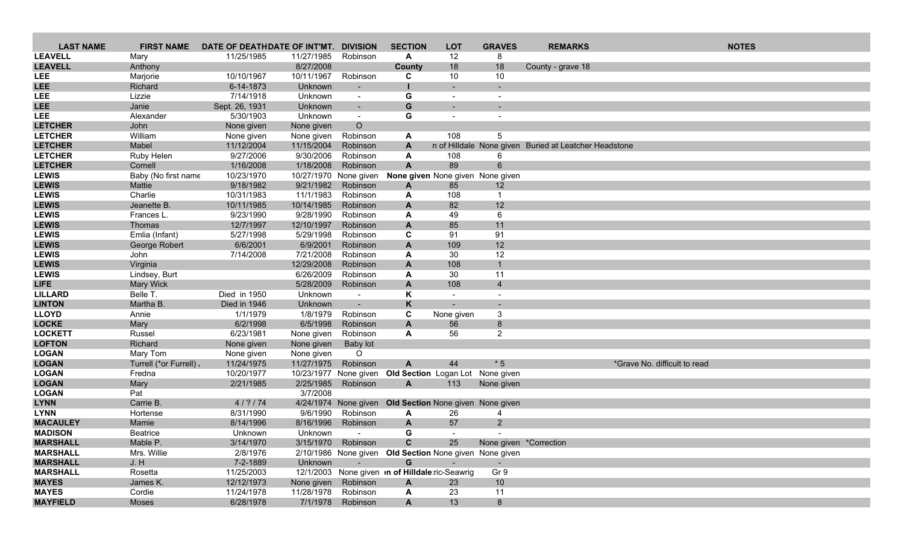| LAST NAME | FIRST NAME | DATE OF DEATH | DATE OF INT'MT. | DIVISION | SECTION | LOT | GRAVES | REMARKS | NOTES |
|---|---|---|---|---|---|---|---|---|---|
| LEAVELL | Mary | 11/25/1985 | 11/27/1985 | Robinson | A | 12 | 8 | | |
| LEAVELL | Anthony | | 8/27/2008 | | County | 18 | 18 | County - grave 18 | |
| LEE | Marjorie | 10/10/1967 | 10/11/1967 | Robinson | C | 10 | 10 | | |
| LEE | Richard | 6-14-1873 | Unknown | - | I | - | - | | |
| LEE | Lizzie | 7/14/1918 | Unknown | - | G | - | - | | |
| LEE | Janie | Sept. 26, 1931 | Unknown | - | G | - | - | | |
| LEE | Alexander | 5/30/1903 | Unknown | - | G | - | - | | |
| LETCHER | John | None given | None given | O | | | | | |
| LETCHER | William | None given | None given | Robinson | A | 108 | 5 | | |
| LETCHER | Mabel | 11/12/2004 | 11/15/2004 | Robinson | A | n of Hilldale | None given | Buried at Leatcher Headstone | |
| LETCHER | Ruby Helen | 9/27/2006 | 9/30/2006 | Robinson | A | 108 | 6 | | |
| LETCHER | Cornell | 1/16/2008 | 1/18/2008 | Robinson | A | 89 | 6 | | |
| LEWIS | Baby (No first name | 10/23/1970 | 10/27/1970 | None given | None given | None given | None given | | |
| LEWIS | Mattie | 9/18/1982 | 9/21/1982 | Robinson | A | 85 | 12 | | |
| LEWIS | Charlie | 10/31/1983 | 11/1/1983 | Robinson | A | 108 | 1 | | |
| LEWIS | Jeanette B. | 10/11/1985 | 10/14/1985 | Robinson | A | 82 | 12 | | |
| LEWIS | Frances L. | 9/23/1990 | 9/28/1990 | Robinson | A | 49 | 6 | | |
| LEWIS | Thomas | 12/7/1997 | 12/10/1997 | Robinson | A | 85 | 11 | | |
| LEWIS | Emlia (Infant) | 5/27/1998 | 5/29/1998 | Robinson | C | 91 | 91 | | |
| LEWIS | George Robert | 6/6/2001 | 6/9/2001 | Robinson | A | 109 | 12 | | |
| LEWIS | John | 7/14/2008 | 7/21/2008 | Robinson | A | 30 | 12 | | |
| LEWIS | Virginia | | 12/29/2008 | Robinson | A | 108 | 1 | | |
| LEWIS | Lindsey, Burt | | 6/26/2009 | Robinson | A | 30 | 11 | | |
| LIFE | Mary Wick | | 5/28/2009 | Robinson | A | 108 | 4 | | |
| LILLARD | Belle T. | Died in 1950 | Unknown | - | K | - | - | | |
| LINTON | Martha B. | Died in 1946 | Unknown | - | K | - | - | | |
| LLOYD | Annie | 1/1/1979 | 1/8/1979 | Robinson | C | None given | 3 | | |
| LOCKE | Mary | 6/2/1998 | 6/5/1998 | Robinson | A | 56 | 8 | | |
| LOCKETT | Russel | 6/23/1981 | None given | Robinson | A | 56 | 2 | | |
| LOFTON | Richard | None given | None given | Baby lot | | | | | |
| LOGAN | Mary Tom | None given | None given | O | | | | | |
| LOGAN | Turrell (*or Furrell) | 11/24/1975 | 11/27/1975 | Robinson | A | 44 | * 5 | | *Grave No. difficult to read |
| LOGAN | Fredna | 10/20/1977 | 10/23/1977 | None given | Old Section | Logan Lot | None given | | |
| LOGAN | Mary | 2/21/1985 | 2/25/1985 | Robinson | A | 113 | None given | | |
| LOGAN | Pat | | 3/7/2008 | | | | | | |
| LYNN | Carrie B. | 4 / ? / 74 | 4/24/1974 | None given | Old Section | None given | None given | | |
| LYNN | Hortense | 8/31/1990 | 9/6/1990 | Robinson | A | 26 | 4 | | |
| MACAULEY | Mamie | 8/14/1996 | 8/16/1996 | Robinson | A | 57 | 2 | | |
| MADISON | Beatrice | Unknown | Unknown | - | G | - | - | | |
| MARSHALL | Mable P. | 3/14/1970 | 3/15/1970 | Robinson | C | 25 | None given | *Correction | |
| MARSHALL | Mrs. Willie | 2/8/1976 | 2/10/1986 | None given | Old Section | None given | None given | | |
| MARSHALL | J. H | 7-2-1889 | Unknown | - | G | - | - | | |
| MARSHALL | Rosetta | 11/25/2003 | 12/1/2003 | None given | n of Hilldale | ric-Seawrig | Gr 9 | | |
| MAYES | James K. | 12/12/1973 | None given | Robinson | A | 23 | 10 | | |
| MAYES | Cordie | 11/24/1978 | 11/28/1978 | Robinson | A | 23 | 11 | | |
| MAYFIELD | Moses | 6/28/1978 | 7/1/1978 | Robinson | A | 13 | 8 | | |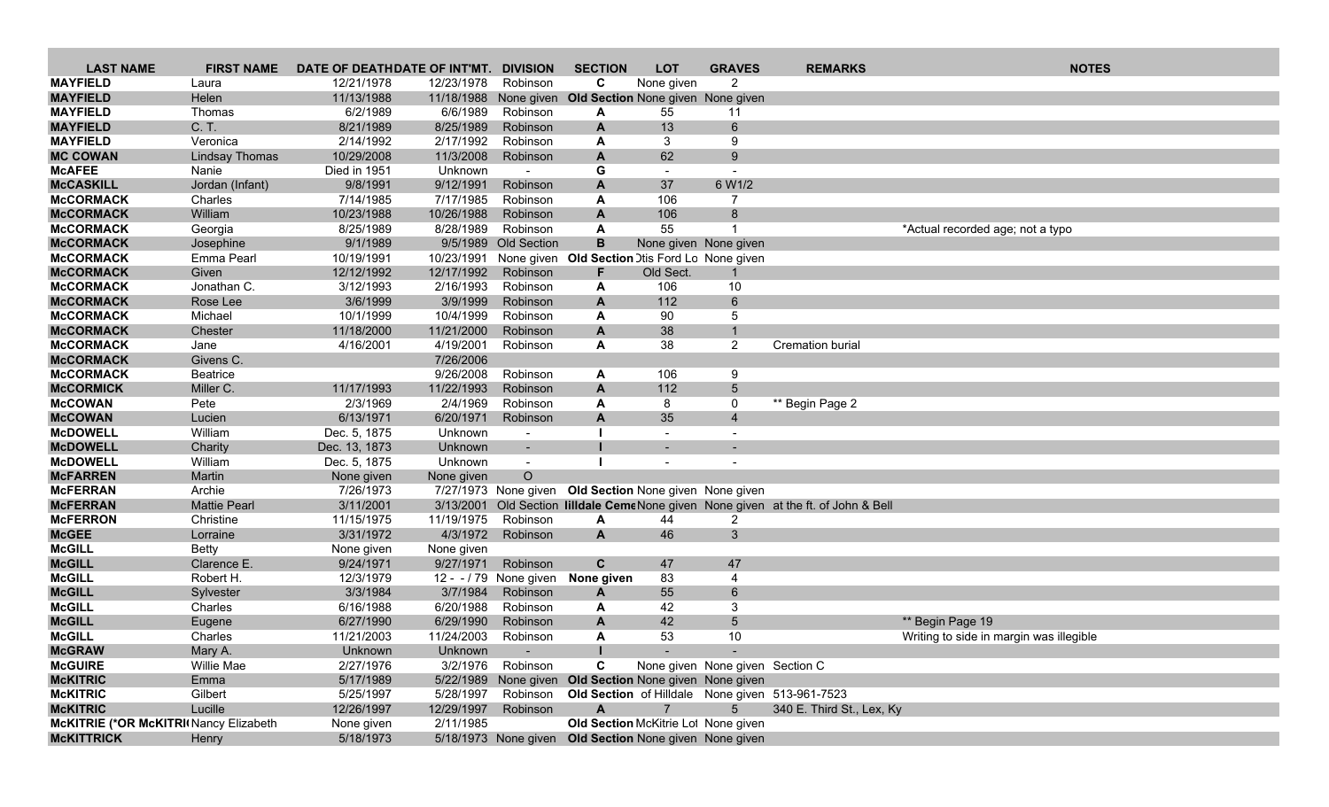| LAST NAME | FIRST NAME | DATE OF DEATH | DATE OF INT'MT. | DIVISION | SECTION | LOT | GRAVES | REMARKS | NOTES |
|---|---|---|---|---|---|---|---|---|---|
| **MAYFIELD** | Laura | 12/21/1978 | 12/23/1978 | Robinson | **C** | None given | 2 | | |
| **MAYFIELD** | Helen | 11/13/1988 | 11/18/1988 | None given | **Old Section** | None given | None given | | |
| **MAYFIELD** | Thomas | 6/2/1989 | 6/6/1989 | Robinson | **A** | 55 | 11 | | |
| **MAYFIELD** | C. T. | 8/21/1989 | 8/25/1989 | Robinson | **A** | 13 | 6 | | |
| **MAYFIELD** | Veronica | 2/14/1992 | 2/17/1992 | Robinson | **A** | 3 | 9 | | |
| **MC COWAN** | Lindsay Thomas | 10/29/2008 | 11/3/2008 | Robinson | **A** | 62 | 9 | | |
| **McAFEE** | Nanie | Died in 1951 | Unknown | - | **G** | - | - | | |
| **McCASKILL** | Jordan (Infant) | 9/8/1991 | 9/12/1991 | Robinson | **A** | 37 | 6 W1/2 | | |
| **McCORMACK** | Charles | 7/14/1985 | 7/17/1985 | Robinson | **A** | 106 | 7 | | |
| **McCORMACK** | William | 10/23/1988 | 10/26/1988 | Robinson | **A** | 106 | 8 | | |
| **McCORMACK** | Georgia | 8/25/1989 | 8/28/1989 | Robinson | **A** | 55 | 1 | | *Actual recorded age; not a typo |
| **McCORMACK** | Josephine | 9/1/1989 | 9/5/1989 | Old Section | **B** | None given | None given | | |
| **McCORMACK** | Emma Pearl | 10/19/1991 | 10/23/1991 | None given | **Old Section** | Otis Ford Lo | None given | | |
| **McCORMACK** | Given | 12/12/1992 | 12/17/1992 | Robinson | **F** | Old Sect. | 1 | | |
| **McCORMACK** | Jonathan C. | 3/12/1993 | 2/16/1993 | Robinson | **A** | 106 | 10 | | |
| **McCORMACK** | Rose Lee | 3/6/1999 | 3/9/1999 | Robinson | **A** | 112 | 6 | | |
| **McCORMACK** | Michael | 10/1/1999 | 10/4/1999 | Robinson | **A** | 90 | 5 | | |
| **McCORMACK** | Chester | 11/18/2000 | 11/21/2000 | Robinson | **A** | 38 | 1 | | |
| **McCORMACK** | Jane | 4/16/2001 | 4/19/2001 | Robinson | **A** | 38 | 2 | Cremation burial | |
| **McCORMACK** | Givens C. | | 7/26/2006 | | | | | | |
| **McCORMACK** | Beatrice | | 9/26/2008 | Robinson | **A** | 106 | 9 | | |
| **McCORMICK** | Miller C. | 11/17/1993 | 11/22/1993 | Robinson | **A** | 112 | 5 | | |
| **McCOWAN** | Pete | 2/3/1969 | 2/4/1969 | Robinson | **A** | 8 | 0 | ** Begin Page 2 | |
| **McCOWAN** | Lucien | 6/13/1971 | 6/20/1971 | Robinson | **A** | 35 | 4 | | |
| **McDOWELL** | William | Dec. 5, 1875 | Unknown | - | **I** | - | - | | |
| **McDOWELL** | Charity | Dec. 13, 1873 | Unknown | - | **I** | - | - | | |
| **McDOWELL** | William | Dec. 5, 1875 | Unknown | - | **I** | - | - | | |
| **McFARREN** | Martin | None given | None given | O | | | | | |
| **McFERRAN** | Archie | 7/26/1973 | 7/27/1973 | None given | **Old Section** | None given | None given | | |
| **McFERRAN** | Mattie Pearl | 3/11/2001 | 3/13/2001 | Old Section | **Hilldale Ceme** | None given | None given | at the ft. of John & Bell | |
| **McFERRON** | Christine | 11/15/1975 | 11/19/1975 | Robinson | **A** | 44 | 2 | | |
| **McGEE** | Lorraine | 3/31/1972 | 4/3/1972 | Robinson | **A** | 46 | 3 | | |
| **McGILL** | Betty | None given | None given | | | | | | |
| **McGILL** | Clarence E. | 9/24/1971 | 9/27/1971 | Robinson | **C** | 47 | 47 | | |
| **McGILL** | Robert H. | 12/3/1979 | 12 - - / 79 | None given | **None given** | 83 | 4 | | |
| **McGILL** | Sylvester | 3/3/1984 | 3/7/1984 | Robinson | **A** | 55 | 6 | | |
| **McGILL** | Charles | 6/16/1988 | 6/20/1988 | Robinson | **A** | 42 | 3 | | |
| **McGILL** | Eugene | 6/27/1990 | 6/29/1990 | Robinson | **A** | 42 | 5 | | ** Begin Page 19 |
| **McGILL** | Charles | 11/21/2003 | 11/24/2003 | Robinson | **A** | 53 | 10 | | Writing to side in margin was illegible |
| **McGRAW** | Mary A. | Unknown | Unknown | - | **I** | - | - | | |
| **McGUIRE** | Willie Mae | 2/27/1976 | 3/2/1976 | Robinson | **C** | None given | None given | Section C | |
| **McKITRIC** | Emma | 5/17/1989 | 5/22/1989 | None given | **Old Section** | None given | None given | | |
| **McKITRIC** | Gilbert | 5/25/1997 | 5/28/1997 | Robinson | **Old Section** | of Hilldale | None given | 513-961-7523 | |
| **McKITRIC** | Lucille | 12/26/1997 | 12/29/1997 | Robinson | **A** | 7 | 5 | 340 E. Third St., Lex, Ky | |
| **McKITRIE (*OR McKITRI** | Nancy Elizabeth | None given | 2/11/1985 | | **Old Section** | McKitrie Lot | None given | | |
| **McKITTRICK** | Henry | 5/18/1973 | 5/18/1973 | None given | **Old Section** | None given | None given | | |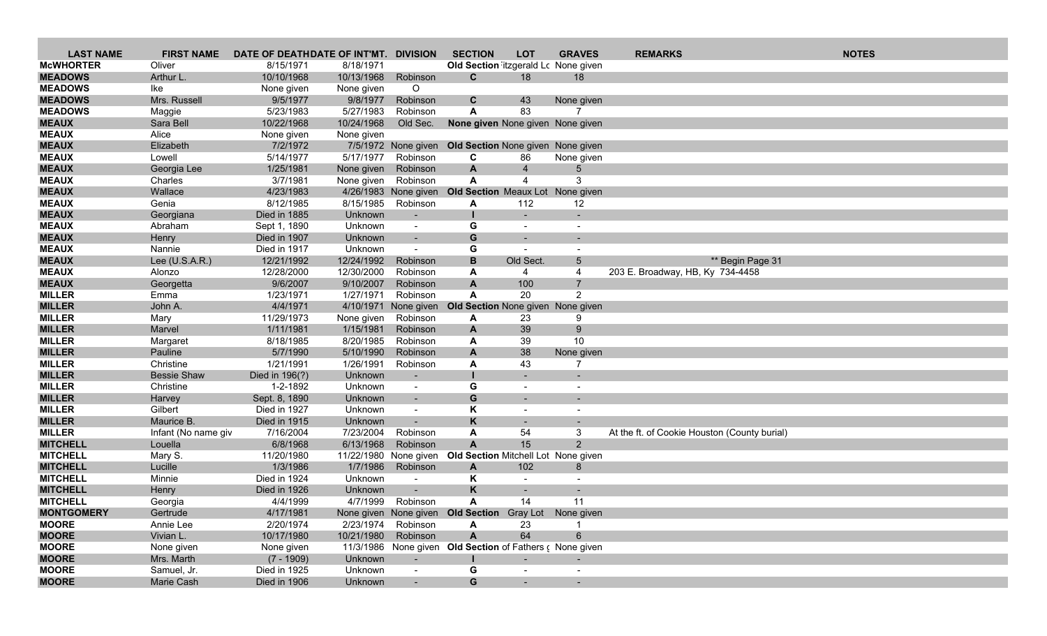| LAST NAME | FIRST NAME | DATE OF DEATH | DATE OF INT'MT. | DIVISION | SECTION | LOT | GRAVES | REMARKS | NOTES |
|---|---|---|---|---|---|---|---|---|---|
| **McWHORTER** | Oliver | 8/15/1971 | 8/18/1971 | | **Old Section** | itzgerald Lo | None given | | |
| **MEADOWS** | Arthur L. | 10/10/1968 | 10/13/1968 | Robinson | **C** | 18 | 18 | | |
| **MEADOWS** | Ike | None given | None given | O | | | | | |
| **MEADOWS** | Mrs. Russell | 9/5/1977 | 9/8/1977 | Robinson | **C** | 43 | None given | | |
| **MEADOWS** | Maggie | 5/23/1983 | 5/27/1983 | Robinson | **A** | 83 | 7 | | |
| **MEAUX** | Sara Bell | 10/22/1968 | 10/24/1968 | Old Sec. | **None given** | None given | None given | | |
| **MEAUX** | Alice | None given | None given | | | | | | |
| **MEAUX** | Elizabeth | 7/2/1972 | 7/5/1972 | None given | **Old Section** | None given | None given | | |
| **MEAUX** | Lowell | 5/14/1977 | 5/17/1977 | Robinson | **C** | 86 | None given | | |
| **MEAUX** | Georgia Lee | 1/25/1981 | None given | Robinson | **A** | 4 | 5 | | |
| **MEAUX** | Charles | 3/7/1981 | None given | Robinson | **A** | 4 | 3 | | |
| **MEAUX** | Wallace | 4/23/1983 | 4/26/1983 | None given | **Old Section** | Meaux Lot | None given | | |
| **MEAUX** | Genia | 8/12/1985 | 8/15/1985 | Robinson | **A** | 112 | 12 | | |
| **MEAUX** | Georgiana | Died in 1885 | Unknown | - | **I** | - | - | | |
| **MEAUX** | Abraham | Sept 1, 1890 | Unknown | - | **G** | - | - | | |
| **MEAUX** | Henry | Died in 1907 | Unknown | - | **G** | - | - | | |
| **MEAUX** | Nannie | Died in 1917 | Unknown | - | **G** | - | - | | |
| **MEAUX** | Lee (U.S.A.R.) | 12/21/1992 | 12/24/1992 | Robinson | **B** | Old Sect. | 5 | | ** Begin Page 31 |
| **MEAUX** | Alonzo | 12/28/2000 | 12/30/2000 | Robinson | **A** | 4 | 4 | 203 E. Broadway, HB, Ky 734-4458 | |
| **MEAUX** | Georgetta | 9/6/2007 | 9/10/2007 | Robinson | **A** | 100 | 7 | | |
| **MILLER** | Emma | 1/23/1971 | 1/27/1971 | Robinson | **A** | 20 | 2 | | |
| **MILLER** | John A. | 4/4/1971 | 4/10/1971 | None given | **Old Section** | None given | None given | | |
| **MILLER** | Mary | 11/29/1973 | None given | Robinson | **A** | 23 | 9 | | |
| **MILLER** | Marvel | 1/11/1981 | 1/15/1981 | Robinson | **A** | 39 | 9 | | |
| **MILLER** | Margaret | 8/18/1985 | 8/20/1985 | Robinson | **A** | 39 | 10 | | |
| **MILLER** | Pauline | 5/7/1990 | 5/10/1990 | Robinson | **A** | 38 | None given | | |
| **MILLER** | Christine | 1/21/1991 | 1/26/1991 | Robinson | **A** | 43 | 7 | | |
| **MILLER** | Bessie Shaw | Died in 196(?) | Unknown | - | **I** | - | - | | |
| **MILLER** | Christine | 1-2-1892 | Unknown | - | **G** | - | - | | |
| **MILLER** | Harvey | Sept. 8, 1890 | Unknown | - | **G** | - | - | | |
| **MILLER** | Gilbert | Died in 1927 | Unknown | - | **K** | - | - | | |
| **MILLER** | Maurice B. | Died in 1915 | Unknown | - | **K** | - | - | | |
| **MILLER** | Infant (No name giv | 7/16/2004 | 7/23/2004 | Robinson | **A** | 54 | 3 | At the ft. of Cookie Houston (County burial) | |
| **MITCHELL** | Louella | 6/8/1968 | 6/13/1968 | Robinson | **A** | 15 | 2 | | |
| **MITCHELL** | Mary S. | 11/20/1980 | 11/22/1980 | None given | **Old Section** | Mitchell Lot | None given | | |
| **MITCHELL** | Lucille | 1/3/1986 | 1/7/1986 | Robinson | **A** | 102 | 8 | | |
| **MITCHELL** | Minnie | Died in 1924 | Unknown | - | **K** | - | - | | |
| **MITCHELL** | Henry | Died in 1926 | Unknown | - | **K** | - | - | | |
| **MITCHELL** | Georgia | 4/4/1999 | 4/7/1999 | Robinson | **A** | 14 | 11 | | |
| **MONTGOMERY** | Gertrude | 4/17/1981 | None given | None given | **Old Section** | Gray Lot | None given | | |
| **MOORE** | Annie Lee | 2/20/1974 | 2/23/1974 | Robinson | **A** | 23 | 1 | | |
| **MOORE** | Vivian L. | 10/17/1980 | 10/21/1980 | Robinson | **A** | 64 | 6 | | |
| **MOORE** | None given | None given | 11/3/1986 | None given | **Old Section** | of Fathers ( | None given | | |
| **MOORE** | Mrs. Marth | (7 - 1909) | Unknown | - | **I** | - | - | | |
| **MOORE** | Samuel, Jr. | Died in 1925 | Unknown | - | **G** | - | - | | |
| **MOORE** | Marie Cash | Died in 1906 | Unknown | - | **G** | - | - | | |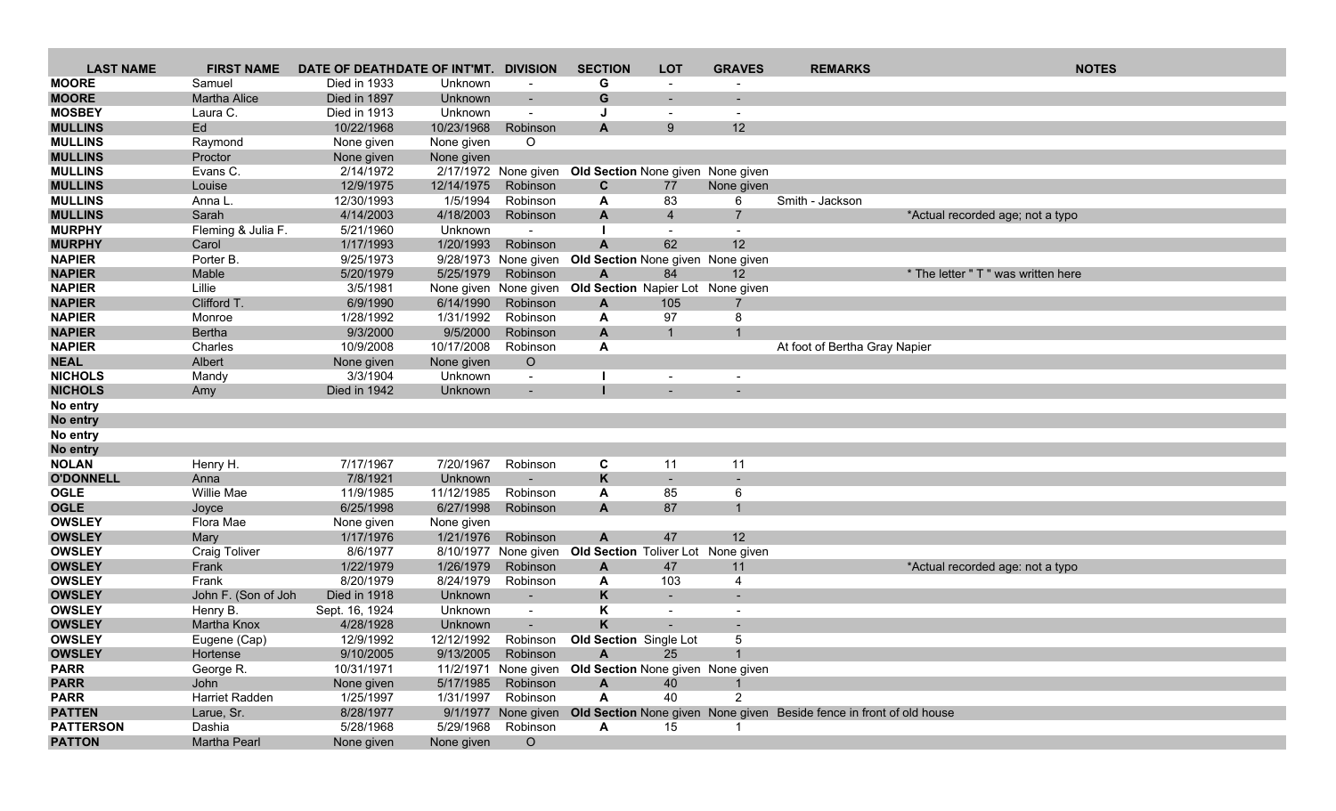| LAST NAME | FIRST NAME | DATE OF DEATH | DATE OF INT'MT. | DIVISION | SECTION | LOT | GRAVES | REMARKS | NOTES |
|---|---|---|---|---|---|---|---|---|---|
| **MOORE** | Samuel | Died in 1933 | Unknown | - | **G** | - | - | | |
| **MOORE** | Martha Alice | Died in 1897 | Unknown | - | **G** | - | - | | |
| **MOSBEY** | Laura C. | Died in 1913 | Unknown | - | **J** | - | - | | |
| **MULLINS** | Ed | 10/22/1968 | 10/23/1968 | Robinson | **A** | 9 | 12 | | |
| **MULLINS** | Raymond | None given | None given | O | | | | | |
| **MULLINS** | Proctor | None given | None given | | | | | | |
| **MULLINS** | Evans C. | 2/14/1972 | 2/17/1972 | None given | **Old Section** | None given | None given | | |
| **MULLINS** | Louise | 12/9/1975 | 12/14/1975 | Robinson | **C** | 77 | None given | | |
| **MULLINS** | Anna L. | 12/30/1993 | 1/5/1994 | Robinson | **A** | 83 | 6 | Smith - Jackson | |
| **MULLINS** | Sarah | 4/14/2003 | 4/18/2003 | Robinson | **A** | 4 | 7 | | *Actual recorded age; not a typo |
| **MURPHY** | Fleming & Julia F. | 5/21/1960 | Unknown | - | **I** | - | - | | |
| **MURPHY** | Carol | 1/17/1993 | 1/20/1993 | Robinson | **A** | 62 | 12 | | |
| **NAPIER** | Porter B. | 9/25/1973 | 9/28/1973 | None given | **Old Section** | None given | None given | | |
| **NAPIER** | Mable | 5/20/1979 | 5/25/1979 | Robinson | **A** | 84 | 12 | | * The letter " T " was written here |
| **NAPIER** | Lillie | 3/5/1981 | None given | None given | **Old Section** | Napier Lot | None given | | |
| **NAPIER** | Clifford T. | 6/9/1990 | 6/14/1990 | Robinson | **A** | 105 | 7 | | |
| **NAPIER** | Monroe | 1/28/1992 | 1/31/1992 | Robinson | **A** | 97 | 8 | | |
| **NAPIER** | Bertha | 9/3/2000 | 9/5/2000 | Robinson | **A** | 1 | 1 | | |
| **NAPIER** | Charles | 10/9/2008 | 10/17/2008 | Robinson | **A** | | | At foot of Bertha Gray Napier | |
| **NEAL** | Albert | None given | None given | O | | | | | |
| **NICHOLS** | Mandy | 3/3/1904 | Unknown | - | **I** | - | - | | |
| **NICHOLS** | Amy | Died in 1942 | Unknown | - | **I** | - | - | | |
| **No entry** | | | | | | | | | |
| **No entry** | | | | | | | | | |
| **No entry** | | | | | | | | | |
| **No entry** | | | | | | | | | |
| **NOLAN** | Henry H. | 7/17/1967 | 7/20/1967 | Robinson | **C** | 11 | 11 | | |
| **O'DONNELL** | Anna | 7/8/1921 | Unknown | - | **K** | - | - | | |
| **OGLE** | Willie Mae | 11/9/1985 | 11/12/1985 | Robinson | **A** | 85 | 6 | | |
| **OGLE** | Joyce | 6/25/1998 | 6/27/1998 | Robinson | **A** | 87 | 1 | | |
| **OWSLEY** | Flora Mae | None given | None given | | | | | | |
| **OWSLEY** | Mary | 1/17/1976 | 1/21/1976 | Robinson | **A** | 47 | 12 | | |
| **OWSLEY** | Craig Toliver | 8/6/1977 | 8/10/1977 | None given | **Old Section** | Toliver Lot | None given | | |
| **OWSLEY** | Frank | 1/22/1979 | 1/26/1979 | Robinson | **A** | 47 | 11 | | *Actual recorded age: not a typo |
| **OWSLEY** | Frank | 8/20/1979 | 8/24/1979 | Robinson | **A** | 103 | 4 | | |
| **OWSLEY** | John F. (Son of Joh | Died in 1918 | Unknown | - | **K** | - | - | | |
| **OWSLEY** | Henry B. | Sept. 16, 1924 | Unknown | - | **K** | - | - | | |
| **OWSLEY** | Martha Knox | 4/28/1928 | Unknown | - | **K** | - | - | | |
| **OWSLEY** | Eugene (Cap) | 12/9/1992 | 12/12/1992 | Robinson | **Old Section** | Single Lot | 5 | | |
| **OWSLEY** | Hortense | 9/10/2005 | 9/13/2005 | Robinson | **A** | 25 | 1 | | |
| **PARR** | George R. | 10/31/1971 | 11/2/1971 | None given | **Old Section** | None given | None given | | |
| **PARR** | John | None given | 5/17/1985 | Robinson | **A** | 40 | 1 | | |
| **PARR** | Harriet Radden | 1/25/1997 | 1/31/1997 | Robinson | **A** | 40 | 2 | | |
| **PATTEN** | Larue, Sr. | 8/28/1977 | 9/1/1977 | None given | **Old Section** | None given | None given | Beside fence in front of old house | |
| **PATTERSON** | Dashia | 5/28/1968 | 5/29/1968 | Robinson | **A** | 15 | 1 | | |
| **PATTON** | Martha Pearl | None given | None given | O | | | | | |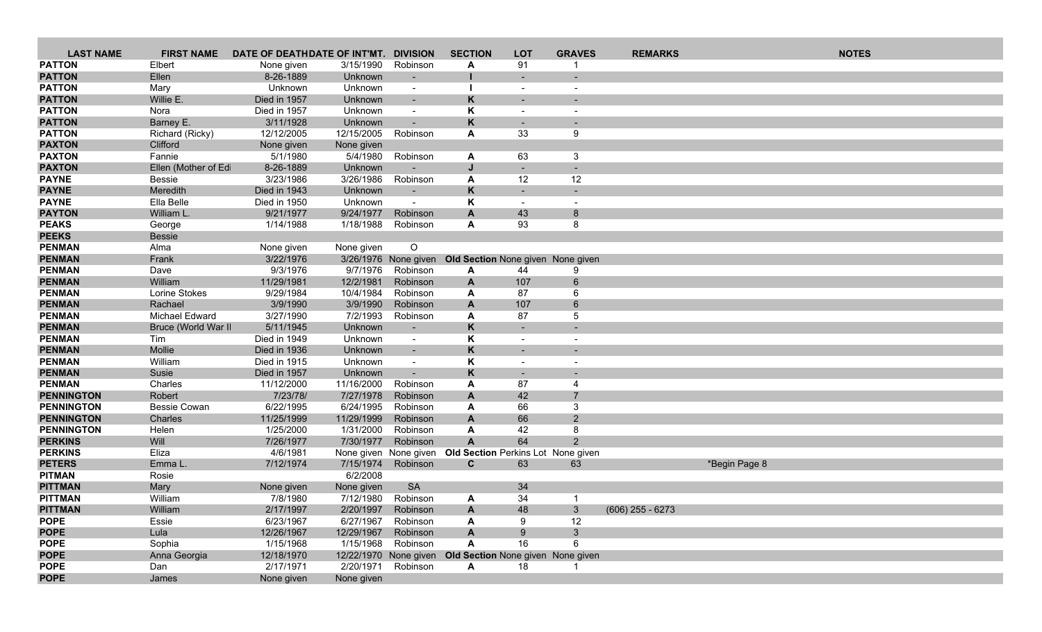| LAST NAME | FIRST NAME | DATE OF DEATH | DATE OF INT'MT. | DIVISION | SECTION | LOT | GRAVES | REMARKS | NOTES |
|---|---|---|---|---|---|---|---|---|---|
| PATTON | Elbert | None given | 3/15/1990 | Robinson | A | 91 | 1 | | |
| PATTON | Ellen | 8-26-1889 | Unknown | - | I | - | - | | |
| PATTON | Mary | Unknown | Unknown | - | I | - | - | | |
| PATTON | Willie E. | Died in 1957 | Unknown | - | K | - | - | | |
| PATTON | Nora | Died in 1957 | Unknown | - | K | - | - | | |
| PATTON | Barney E. | 3/11/1928 | Unknown | - | K | - | - | | |
| PATTON | Richard (Ricky) | 12/12/2005 | 12/15/2005 | Robinson | A | 33 | 9 | | |
| PAXTON | Clifford | None given | None given | | | | | | |
| PAXTON | Fannie | 5/1/1980 | 5/4/1980 | Robinson | A | 63 | 3 | | |
| PAXTON | Ellen (Mother of Ed | 8-26-1889 | Unknown | - | J | - | - | | |
| PAYNE | Bessie | 3/23/1986 | 3/26/1986 | Robinson | A | 12 | 12 | | |
| PAYNE | Meredith | Died in 1943 | Unknown | - | K | - | - | | |
| PAYNE | Ella Belle | Died in 1950 | Unknown | - | K | - | - | | |
| PAYTON | William L. | 9/21/1977 | 9/24/1977 | Robinson | A | 43 | 8 | | |
| PEAKS | George | 1/14/1988 | 1/18/1988 | Robinson | A | 93 | 8 | | |
| PEEKS | Bessie | | | | | | | | |
| PENMAN | Alma | None given | None given | O | | | | | |
| PENMAN | Frank | 3/22/1976 | 3/26/1976 | None given | Old Section | None given | None given | | |
| PENMAN | Dave | 9/3/1976 | 9/7/1976 | Robinson | A | 44 | 9 | | |
| PENMAN | William | 11/29/1981 | 12/2/1981 | Robinson | A | 107 | 6 | | |
| PENMAN | Lorine Stokes | 9/29/1984 | 10/4/1984 | Robinson | A | 87 | 6 | | |
| PENMAN | Rachael | 3/9/1990 | 3/9/1990 | Robinson | A | 107 | 6 | | |
| PENMAN | Michael Edward | 3/27/1990 | 7/2/1993 | Robinson | A | 87 | 5 | | |
| PENMAN | Bruce (World War II | 5/11/1945 | Unknown | - | K | - | - | | |
| PENMAN | Tim | Died in 1949 | Unknown | - | K | - | - | | |
| PENMAN | Mollie | Died in 1936 | Unknown | - | K | - | - | | |
| PENMAN | William | Died in 1915 | Unknown | - | K | - | - | | |
| PENMAN | Susie | Died in 1957 | Unknown | - | K | - | - | | |
| PENMAN | Charles | 11/12/2000 | 11/16/2000 | Robinson | A | 87 | 4 | | |
| PENNINGTON | Robert | 7/23/78/ | 7/27/1978 | Robinson | A | 42 | 7 | | |
| PENNINGTON | Bessie Cowan | 6/22/1995 | 6/24/1995 | Robinson | A | 66 | 3 | | |
| PENNINGTON | Charles | 11/25/1999 | 11/29/1999 | Robinson | A | 66 | 2 | | |
| PENNINGTON | Helen | 1/25/2000 | 1/31/2000 | Robinson | A | 42 | 8 | | |
| PERKINS | Will | 7/26/1977 | 7/30/1977 | Robinson | A | 64 | 2 | | |
| PERKINS | Eliza | 4/6/1981 | None given | None given | Old Section | Perkins Lot | None given | | |
| PETERS | Emma L. | 7/12/1974 | 7/15/1974 | Robinson | C | 63 | 63 | | *Begin Page 8 |
| PITMAN | Rosie | | 6/2/2008 | | | | | | |
| PITTMAN | Mary | None given | None given | SA | | 34 | | | |
| PITTMAN | William | 7/8/1980 | 7/12/1980 | Robinson | A | 34 | 1 | | |
| PITTMAN | William | 2/17/1997 | 2/20/1997 | Robinson | A | 48 | 3 | (606) 255 - 6273 | |
| POPE | Essie | 6/23/1967 | 6/27/1967 | Robinson | A | 9 | 12 | | |
| POPE | Lula | 12/26/1967 | 12/29/1967 | Robinson | A | 9 | 3 | | |
| POPE | Sophia | 1/15/1968 | 1/15/1968 | Robinson | A | 16 | 6 | | |
| POPE | Anna Georgia | 12/18/1970 | 12/22/1970 | None given | Old Section | None given | None given | | |
| POPE | Dan | 2/17/1971 | 2/20/1971 | Robinson | A | 18 | 1 | | |
| POPE | James | None given | None given | | | | | | |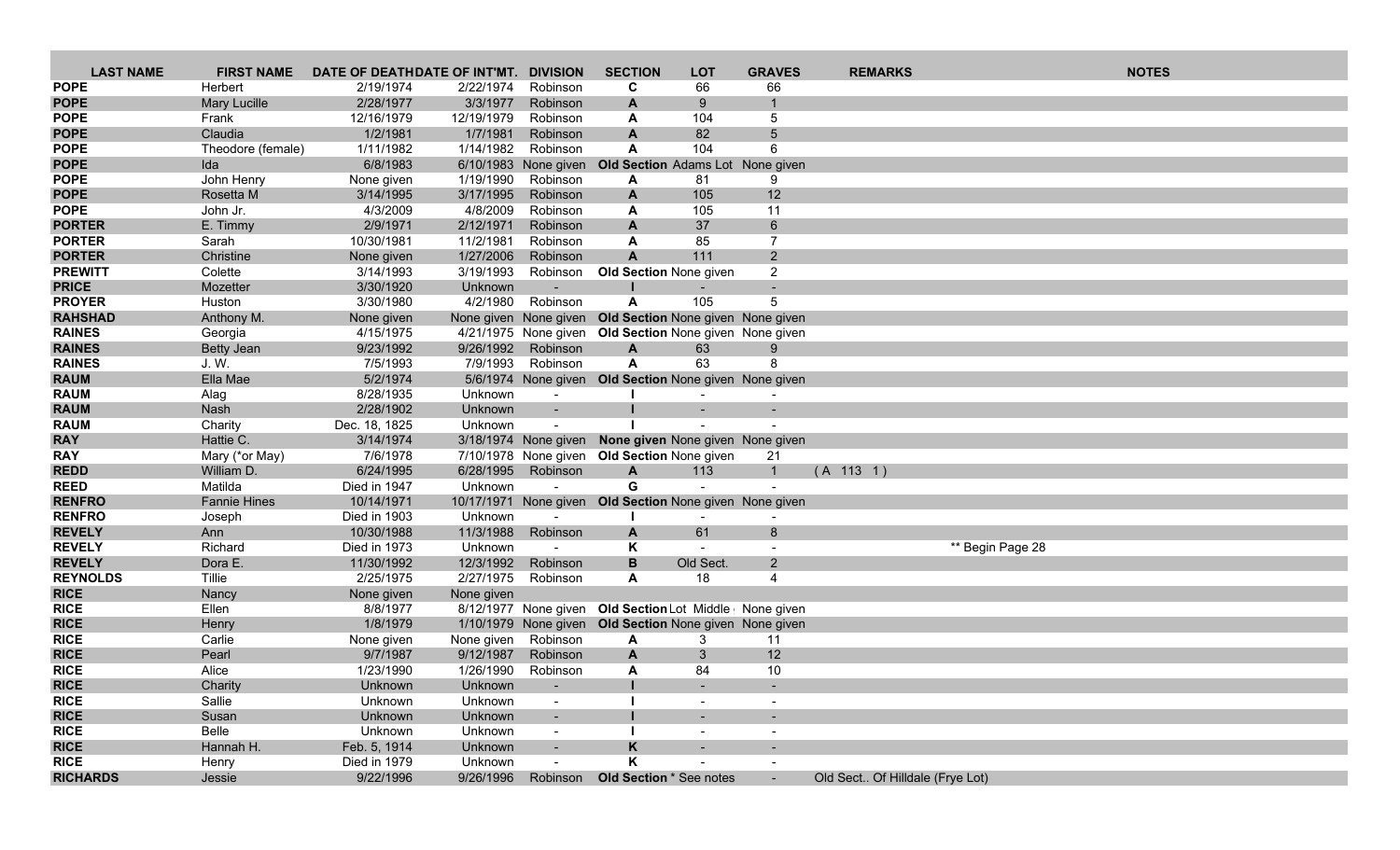| LAST NAME | FIRST NAME | DATE OF DEATH | DATE OF INT'MT. | DIVISION | SECTION | LOT | GRAVES | REMARKS | NOTES |
|---|---|---|---|---|---|---|---|---|---|
| **POPE** | Herbert | 2/19/1974 | 2/22/1974 | Robinson | **C** | 66 | 66 | | |
| **POPE** | Mary Lucille | 2/28/1977 | 3/3/1977 | Robinson | **A** | 9 | 1 | | |
| **POPE** | Frank | 12/16/1979 | 12/19/1979 | Robinson | **A** | 104 | 5 | | |
| **POPE** | Claudia | 1/2/1981 | 1/7/1981 | Robinson | **A** | 82 | 5 | | |
| **POPE** | Theodore (female) | 1/11/1982 | 1/14/1982 | Robinson | **A** | 104 | 6 | | |
| **POPE** | Ida | 6/8/1983 | 6/10/1983 | None given | **Old Section** | Adams Lot | None given | | |
| **POPE** | John Henry | None given | 1/19/1990 | Robinson | **A** | 81 | 9 | | |
| **POPE** | Rosetta M | 3/14/1995 | 3/17/1995 | Robinson | **A** | 105 | 12 | | |
| **POPE** | John Jr. | 4/3/2009 | 4/8/2009 | Robinson | **A** | 105 | 11 | | |
| **PORTER** | E. Timmy | 2/9/1971 | 2/12/1971 | Robinson | **A** | 37 | 6 | | |
| **PORTER** | Sarah | 10/30/1981 | 11/2/1981 | Robinson | **A** | 85 | 7 | | |
| **PORTER** | Christine | None given | 1/27/2006 | Robinson | **A** | 111 | 2 | | |
| **PREWITT** | Colette | 3/14/1993 | 3/19/1993 | Robinson | **Old Section** | None given | 2 | | |
| **PRICE** | Mozetter | 3/30/1920 | Unknown | - | **I** | - | - | | |
| **PROYER** | Huston | 3/30/1980 | 4/2/1980 | Robinson | **A** | 105 | 5 | | |
| **RAHSHAD** | Anthony M. | None given | None given | None given | **Old Section** | None given | None given | | |
| **RAINES** | Georgia | 4/15/1975 | 4/21/1975 | None given | **Old Section** | None given | None given | | |
| **RAINES** | Betty Jean | 9/23/1992 | 9/26/1992 | Robinson | **A** | 63 | 9 | | |
| **RAINES** | J. W. | 7/5/1993 | 7/9/1993 | Robinson | **A** | 63 | 8 | | |
| **RAUM** | Ella Mae | 5/2/1974 | 5/6/1974 | None given | **Old Section** | None given | None given | | |
| **RAUM** | Alag | 8/28/1935 | Unknown | - | **I** | - | - | | |
| **RAUM** | Nash | 2/28/1902 | Unknown | - | **I** | - | - | | |
| **RAUM** | Charity | Dec. 18, 1825 | Unknown | - | **I** | - | - | | |
| **RAY** | Hattie C. | 3/14/1974 | 3/18/1974 | None given | **None given** | None given | None given | | |
| **RAY** | Mary (*or May) | 7/6/1978 | 7/10/1978 | None given | **Old Section** | None given | 21 | | |
| **REDD** | William D. | 6/24/1995 | 6/28/1995 | Robinson | **A** | 113 | 1 | ( A 113 1 ) | |
| **REED** | Matilda | Died in 1947 | Unknown | - | **G** | - | - | | |
| **RENFRO** | Fannie Hines | 10/14/1971 | 10/17/1971 | None given | **Old Section** | None given | None given | | |
| **RENFRO** | Joseph | Died in 1903 | Unknown | - | **I** | - | - | | |
| **REVELY** | Ann | 10/30/1988 | 11/3/1988 | Robinson | **A** | 61 | 8 | | |
| **REVELY** | Richard | Died in 1973 | Unknown | - | **K** | - | - | | ** Begin Page 28 |
| **REVELY** | Dora E. | 11/30/1992 | 12/3/1992 | Robinson | **B** | Old Sect. | 2 | | |
| **REYNOLDS** | Tillie | 2/25/1975 | 2/27/1975 | Robinson | **A** | 18 | 4 | | |
| **RICE** | Nancy | None given | None given | | | | | | |
| **RICE** | Ellen | 8/8/1977 | 8/12/1977 | None given | **Old Section** | Lot Middle | None given | | |
| **RICE** | Henry | 1/8/1979 | 1/10/1979 | None given | **Old Section** | None given | None given | | |
| **RICE** | Carlie | None given | None given | Robinson | **A** | 3 | 11 | | |
| **RICE** | Pearl | 9/7/1987 | 9/12/1987 | Robinson | **A** | 3 | 12 | | |
| **RICE** | Alice | 1/23/1990 | 1/26/1990 | Robinson | **A** | 84 | 10 | | |
| **RICE** | Charity | Unknown | Unknown | - | **I** | - | - | | |
| **RICE** | Sallie | Unknown | Unknown | - | **I** | - | - | | |
| **RICE** | Susan | Unknown | Unknown | - | **I** | - | - | | |
| **RICE** | Belle | Unknown | Unknown | - | **I** | - | - | | |
| **RICE** | Hannah H. | Feb. 5, 1914 | Unknown | - | **K** | - | - | | |
| **RICE** | Henry | Died in 1979 | Unknown | - | **K** | - | - | | |
| **RICHARDS** | Jessie | 9/22/1996 | 9/26/1996 | Robinson | **Old Section** | * See notes | - | Old Sect.. Of Hilldale (Frye Lot) | |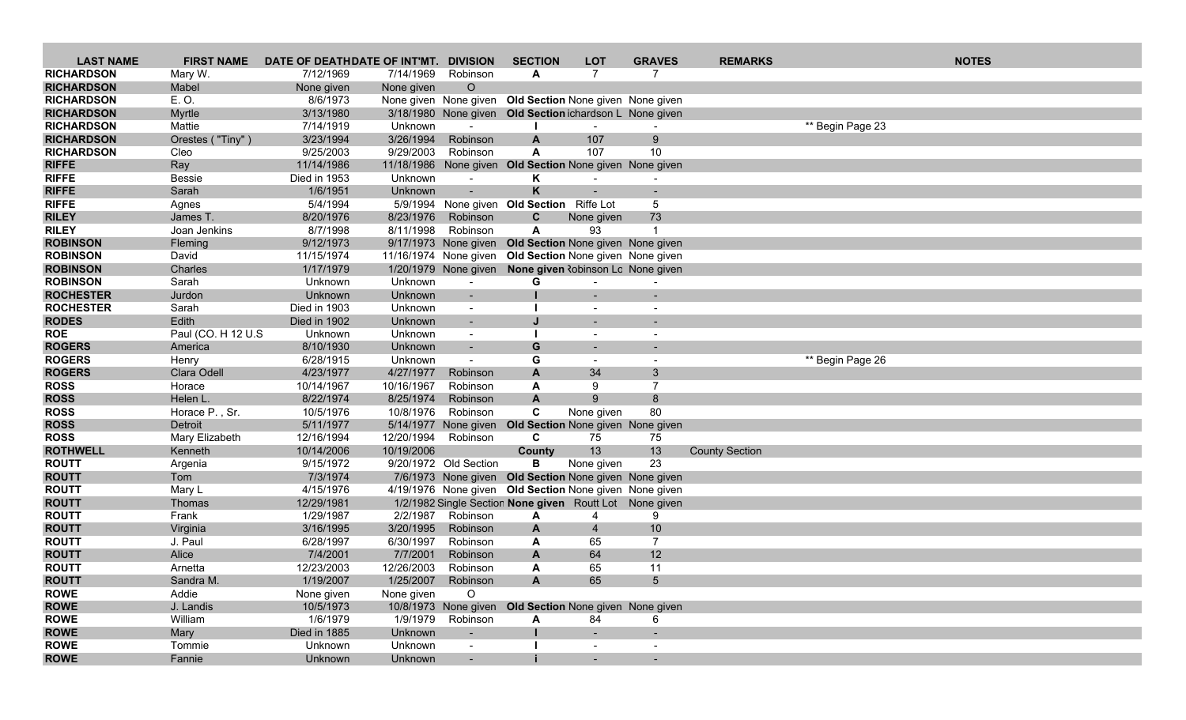| LAST NAME | FIRST NAME | DATE OF DEATH | DATE OF INT'MT. | DIVISION | SECTION | LOT | GRAVES | REMARKS | NOTES |
|---|---|---|---|---|---|---|---|---|---|
| RICHARDSON | Mary W. | 7/12/1969 | 7/14/1969 | Robinson | A | 7 | 7 | | |
| RICHARDSON | Mabel | None given | None given | O | | | | | |
| RICHARDSON | E. O. | 8/6/1973 | None given | None given | Old Section | None given | None given | | |
| RICHARDSON | Myrtle | 3/13/1980 | 3/18/1980 | None given | Old Section | ichardson L | None given | | |
| RICHARDSON | Mattie | 7/14/1919 | Unknown | - | I | - | - | | ** Begin Page 23 |
| RICHARDSON | Orestes ( "Tiny" ) | 3/23/1994 | 3/26/1994 | Robinson | A | 107 | 9 | | |
| RICHARDSON | Cleo | 9/25/2003 | 9/29/2003 | Robinson | A | 107 | 10 | | |
| RIFFE | Ray | 11/14/1986 | 11/18/1986 | None given | Old Section | None given | None given | | |
| RIFFE | Bessie | Died in 1953 | Unknown | - | K | - | - | | |
| RIFFE | Sarah | 1/6/1951 | Unknown | - | K | - | - | | |
| RIFFE | Agnes | 5/4/1994 | 5/9/1994 | None given | Old Section | Riffe Lot | 5 | | |
| RILEY | James T. | 8/20/1976 | 8/23/1976 | Robinson | C | None given | 73 | | |
| RILEY | Joan Jenkins | 8/7/1998 | 8/11/1998 | Robinson | A | 93 | 1 | | |
| ROBINSON | Fleming | 9/12/1973 | 9/17/1973 | None given | Old Section | None given | None given | | |
| ROBINSON | David | 11/15/1974 | 11/16/1974 | None given | Old Section | None given | None given | | |
| ROBINSON | Charles | 1/17/1979 | 1/20/1979 | None given | None given | Robinson Lo | None given | | |
| ROBINSON | Sarah | Unknown | Unknown | - | G | - | - | | |
| ROCHESTER | Jurdon | Unknown | Unknown | - | I | - | - | | |
| ROCHESTER | Sarah | Died in 1903 | Unknown | - | I | - | - | | |
| RODES | Edith | Died in 1902 | Unknown | - | J | - | - | | |
| ROE | Paul (CO. H 12 U.S | Unknown | Unknown | - | I | - | - | | |
| ROGERS | America | 8/10/1930 | Unknown | - | G | - | - | | |
| ROGERS | Henry | 6/28/1915 | Unknown | - | G | - | - | | ** Begin Page 26 |
| ROGERS | Clara Odell | 4/23/1977 | 4/27/1977 | Robinson | A | 34 | 3 | | |
| ROSS | Horace | 10/14/1967 | 10/16/1967 | Robinson | A | 9 | 7 | | |
| ROSS | Helen L. | 8/22/1974 | 8/25/1974 | Robinson | A | 9 | 8 | | |
| ROSS | Horace P. , Sr. | 10/5/1976 | 10/8/1976 | Robinson | C | None given | 80 | | |
| ROSS | Detroit | 5/11/1977 | 5/14/1977 | None given | Old Section | None given | None given | | |
| ROSS | Mary Elizabeth | 12/16/1994 | 12/20/1994 | Robinson | C | 75 | 75 | | |
| ROTHWELL | Kenneth | 10/14/2006 | 10/19/2006 | | County | 13 | 13 | County Section | |
| ROUTT | Argenia | 9/15/1972 | 9/20/1972 | Old Section | B | None given | 23 | | |
| ROUTT | Tom | 7/3/1974 | 7/6/1973 | None given | Old Section | None given | None given | | |
| ROUTT | Mary L | 4/15/1976 | 4/19/1976 | None given | Old Section | None given | None given | | |
| ROUTT | Thomas | 12/29/1981 | 1/2/1982 | Single Section | None given | Routt Lot | None given | | |
| ROUTT | Frank | 1/29/1987 | 2/2/1987 | Robinson | A | 4 | 9 | | |
| ROUTT | Virginia | 3/16/1995 | 3/20/1995 | Robinson | A | 4 | 10 | | |
| ROUTT | J. Paul | 6/28/1997 | 6/30/1997 | Robinson | A | 65 | 7 | | |
| ROUTT | Alice | 7/4/2001 | 7/7/2001 | Robinson | A | 64 | 12 | | |
| ROUTT | Arnetta | 12/23/2003 | 12/26/2003 | Robinson | A | 65 | 11 | | |
| ROUTT | Sandra M. | 1/19/2007 | 1/25/2007 | Robinson | A | 65 | 5 | | |
| ROWE | Addie | None given | None given | O | | | | | |
| ROWE | J. Landis | 10/5/1973 | 10/8/1973 | None given | Old Section | None given | None given | | |
| ROWE | William | 1/6/1979 | 1/9/1979 | Robinson | A | 84 | 6 | | |
| ROWE | Mary | Died in 1885 | Unknown | - | I | - | - | | |
| ROWE | Tommie | Unknown | Unknown | - | I | - | - | | |
| ROWE | Fannie | Unknown | Unknown | - | i | - | - | | |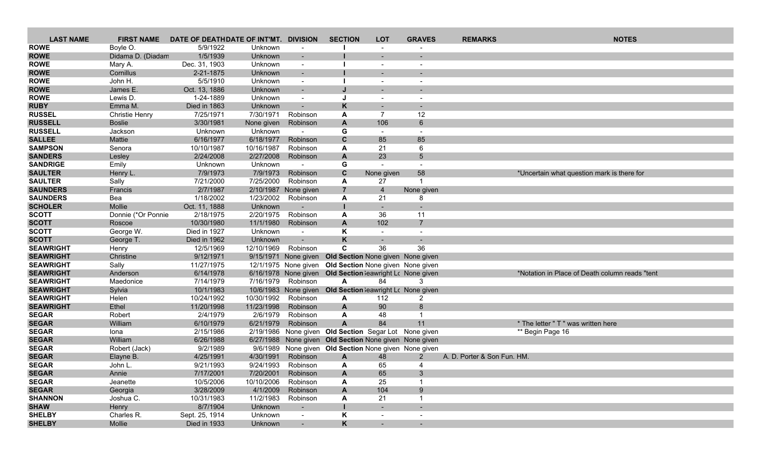| LAST NAME | FIRST NAME | DATE OF DEATH | DATE OF INT'MT. | DIVISION | SECTION | LOT | GRAVES | REMARKS | NOTES |
|---|---|---|---|---|---|---|---|---|---|
| ROWE | Boyle O. | 5/9/1922 | Unknown | - | I | - | - | | |
| ROWE | Didama D. (Diadam | 1/5/1939 | Unknown | - | I | - | - | | |
| ROWE | Mary A. | Dec. 31, 1903 | Unknown | - | I | - | - | | |
| ROWE | Cornillus | 2-21-1875 | Unknown | - | I | - | - | | |
| ROWE | John H. | 5/5/1910 | Unknown | - | I | - | - | | |
| ROWE | James E. | Oct. 13, 1886 | Unknown | - | J | - | - | | |
| ROWE | Lewis D. | 1-24-1889 | Unknown | - | J | - | - | | |
| RUBY | Emma M. | Died in 1863 | Unknown | - | K | - | - | | |
| RUSSEL | Christie Henry | 7/25/1971 | 7/30/1971 | Robinson | A | 7 | 12 | | |
| RUSSELL | Boslie | 3/30/1981 | None given | Robinson | A | 106 | 6 | | |
| RUSSELL | Jackson | Unknown | Unknown | - | G | - | - | | |
| SALLEE | Mattie | 6/16/1977 | 6/18/1977 | Robinson | C | 85 | 85 | | |
| SAMPSON | Senora | 10/10/1987 | 10/16/1987 | Robinson | A | 21 | 6 | | |
| SANDERS | Lesley | 2/24/2008 | 2/27/2008 | Robinson | A | 23 | 5 | | |
| SANDRIGE | Emily | Unknown | Unknown | - | G | - | - | | |
| SAULTER | Henry L. | 7/9/1973 | 7/9/1973 | Robinson | C | None given | 58 | | *Uncertain what question mark is there for |
| SAULTER | Sally | 7/21/2000 | 7/25/2000 | Robinson | A | 27 | 1 | | |
| SAUNDERS | Francis | 2/7/1987 | 2/10/1987 | None given | 7 | 4 | None given | | |
| SAUNDERS | Bea | 1/18/2002 | 1/23/2002 | Robinson | A | 21 | 8 | | |
| SCHOLER | Mollie | Oct. 11, 1888 | Unknown | - | I | - | - | | |
| SCOTT | Donnie (*Or Ponnie | 2/18/1975 | 2/20/1975 | Robinson | A | 36 | 11 | | |
| SCOTT | Roscoe | 10/30/1980 | 11/1/1980 | Robinson | A | 102 | 7 | | |
| SCOTT | George W. | Died in 1927 | Unknown | - | K | - | - | | |
| SCOTT | George T. | Died in 1962 | Unknown | - | K | - | - | | |
| SEAWRIGHT | Henry | 12/5/1969 | 12/10/1969 | Robinson | C | 36 | 36 | | |
| SEAWRIGHT | Christine | 9/12/1971 | 9/15/1971 | None given | Old Section | None given | None given | | |
| SEAWRIGHT | Sally | 11/27/1975 | 12/1/1975 | None given | Old Section | None given | None given | | |
| SEAWRIGHT | Anderson | 6/14/1978 | 6/16/1978 | None given | Old Section | Seawright Lo | None given | | *Notation in Place of Death column reads "tent |
| SEAWRIGHT | Maedonice | 7/14/1979 | 7/16/1979 | Robinson | A | 84 | 3 | | |
| SEAWRIGHT | Sylvia | 10/1/1983 | 10/6/1983 | None given | Old Section | Seawright Lo | None given | | |
| SEAWRIGHT | Helen | 10/24/1992 | 10/30/1992 | Robinson | A | 112 | 2 | | |
| SEAWRIGHT | Ethel | 11/20/1998 | 11/23/1998 | Robinson | A | 90 | 8 | | |
| SEGAR | Robert | 2/4/1979 | 2/6/1979 | Robinson | A | 48 | 1 | | |
| SEGAR | William | 6/10/1979 | 6/21/1979 | Robinson | A | 84 | 11 | | * The letter " T " was written here |
| SEGAR | Iona | 2/15/1986 | 2/19/1986 | None given | Old Section | Segar Lot | None given | | ** Begin Page 16 |
| SEGAR | William | 6/26/1988 | 6/27/1988 | None given | Old Section | None given | None given | | |
| SEGAR | Robert (Jack) | 9/2/1989 | 9/6/1989 | None given | Old Section | None given | None given | | |
| SEGAR | Elayne B. | 4/25/1991 | 4/30/1991 | Robinson | A | 48 | 2 | A. D. Porter & Son Fun. HM. | |
| SEGAR | John L. | 9/21/1993 | 9/24/1993 | Robinson | A | 65 | 4 | | |
| SEGAR | Annie | 7/17/2001 | 7/20/2001 | Robinson | A | 65 | 3 | | |
| SEGAR | Jeanette | 10/5/2006 | 10/10/2006 | Robinson | A | 25 | 1 | | |
| SEGAR | Georgia | 3/28/2009 | 4/1/2009 | Robinson | A | 104 | 9 | | |
| SHANNON | Joshua C. | 10/31/1983 | 11/2/1983 | Robinson | A | 21 | 1 | | |
| SHAW | Henry | 8/7/1904 | Unknown | - | I | - | - | | |
| SHELBY | Charles R. | Sept. 25, 1914 | Unknown | - | K | - | - | | |
| SHELBY | Mollie | Died in 1933 | Unknown | - | K | - | - | | |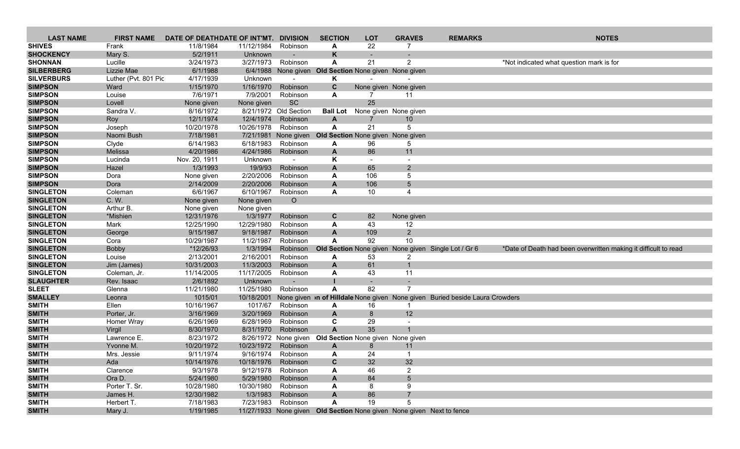| LAST NAME | FIRST NAME | DATE OF DEATH | DATE OF INT'MT. | DIVISION | SECTION | LOT | GRAVES | REMARKS | NOTES |
|---|---|---|---|---|---|---|---|---|---|
| **SHIVES** | Frank | 11/8/1984 | 11/12/1984 | Robinson | **A** | 22 | 7 | | |
| **SHOCKENCY** | Mary S. | 5/2/1911 | Unknown | - | **K** | - | - | | |
| **SHONNAN** | Lucille | 3/24/1973 | 3/27/1973 | Robinson | **A** | 21 | 2 | | *Not indicated what question mark is for |
| **SILBERBERG** | Lizzie Mae | 6/1/1988 | 6/4/1988 | None given | **Old Section** | None given | None given | | |
| **SILVERBURS** | Luther (Pvt. 801 Pic | 4/17/1939 | Unknown | - | **K** | - | - | | |
| **SIMPSON** | Ward | 1/15/1970 | 1/16/1970 | Robinson | **C** | None given | None given | | |
| **SIMPSON** | Louise | 7/6/1971 | 7/9/2001 | Robinson | **A** | 7 | 11 | | |
| **SIMPSON** | Lovell | None given | None given | SC | | 25 | | | |
| **SIMPSON** | Sandra V. | 8/16/1972 | 8/21/1972 | Old Section | **Ball Lot** | None given | None given | | |
| **SIMPSON** | Roy | 12/1/1974 | 12/4/1974 | Robinson | **A** | 7 | 10 | | |
| **SIMPSON** | Joseph | 10/20/1978 | 10/26/1978 | Robinson | **A** | 21 | 5 | | |
| **SIMPSON** | Naomi Bush | 7/18/1981 | 7/21/1981 | None given | **Old Section** | None given | None given | | |
| **SIMPSON** | Clyde | 6/14/1983 | 6/18/1983 | Robinson | **A** | 96 | 5 | | |
| **SIMPSON** | Melissa | 4/20/1986 | 4/24/1986 | Robinson | **A** | 86 | 11 | | |
| **SIMPSON** | Lucinda | Nov. 20, 1911 | Unknown | - | **K** | - | - | | |
| **SIMPSON** | Hazel | 1/3/1993 | 19/9/93 | Robinson | **A** | 65 | 2 | | |
| **SIMPSON** | Dora | None given | 2/20/2006 | Robinson | **A** | 106 | 5 | | |
| **SIMPSON** | Dora | 2/14/2009 | 2/20/2006 | Robinson | **A** | 106 | 5 | | |
| **SINGLETON** | Coleman | 6/6/1967 | 6/10/1967 | Robinson | **A** | 10 | 4 | | |
| **SINGLETON** | C. W. | None given | None given | O | | | | | |
| **SINGLETON** | Arthur B. | None given | None given | | | | | | |
| **SINGLETON** | *Mishien | 12/31/1976 | 1/3/1977 | Robinson | **C** | 82 | None given | | |
| **SINGLETON** | Mark | 12/25/1990 | 12/29/1980 | Robinson | **A** | 43 | 12 | | |
| **SINGLETON** | George | 9/15/1987 | 9/18/1987 | Robinson | **A** | 109 | 2 | | |
| **SINGLETON** | Cora | 10/29/1987 | 11/2/1987 | Robinson | **A** | 92 | 10 | | |
| **SINGLETON** | Bobby | *12/26/93 | 1/3/1994 | Robinson | **Old Section** | None given | None given | Single Lot / Gr 6 | *Date of Death had been overwritten making it difficult to read |
| **SINGLETON** | Louise | 2/13/2001 | 2/16/2001 | Robinson | **A** | 53 | 2 | | |
| **SINGLETON** | Jim (James) | 10/31/2003 | 11/3/2003 | Robinson | **A** | 61 | 1 | | |
| **SINGLETON** | Coleman, Jr. | 11/14/2005 | 11/17/2005 | Robinson | **A** | 43 | 11 | | |
| **SLAUGHTER** | Rev. Isaac | 2/6/1892 | Unknown | - | **I** | - | - | | |
| **SLEET** | Glenna | 11/21/1980 | 11/25/1980 | Robinson | **A** | 82 | 7 | | |
| **SMALLEY** | Leonra | 1015/01 | 10/18/2001 | None given | **n of Hilldale** | None given | None given | Buried beside Laura Crowders | |
| **SMITH** | Ellen | 10/16/1967 | 1017/67 | Robinson | **A** | 16 | 1 | | |
| **SMITH** | Porter, Jr. | 3/16/1969 | 3/20/1969 | Robinson | **A** | 8 | 12 | | |
| **SMITH** | Homer Wray | 6/26/1969 | 6/28/1969 | Robinson | **C** | 29 | - | | |
| **SMITH** | Virgil | 8/30/1970 | 8/31/1970 | Robinson | **A** | 35 | 1 | | |
| **SMITH** | Lawrence E. | 8/23/1972 | 8/26/1972 | None given | **Old Section** | None given | None given | | |
| **SMITH** | Yvonne M. | 10/20/1972 | 10/23/1972 | Robinson | **A** | 8 | 11 | | |
| **SMITH** | Mrs. Jessie | 9/11/1974 | 9/16/1974 | Robinson | **A** | 24 | 1 | | |
| **SMITH** | Ada | 10/14/1976 | 10/18/1976 | Robinson | **C** | 32 | 32 | | |
| **SMITH** | Clarence | 9/3/1978 | 9/12/1978 | Robinson | **A** | 46 | 2 | | |
| **SMITH** | Ora D. | 5/24/1980 | 5/29/1980 | Robinson | **A** | 84 | 5 | | |
| **SMITH** | Porter T. Sr. | 10/28/1980 | 10/30/1980 | Robinson | **A** | 8 | 9 | | |
| **SMITH** | James H. | 12/30/1982 | 1/3/1983 | Robinson | **A** | 86 | 7 | | |
| **SMITH** | Herbert T. | 7/18/1983 | 7/23/1983 | Robinson | **A** | 19 | 5 | | |
| **SMITH** | Mary J. | 1/19/1985 | 11/27/1933 | None given | **Old Section** | None given | None given | Next to fence | |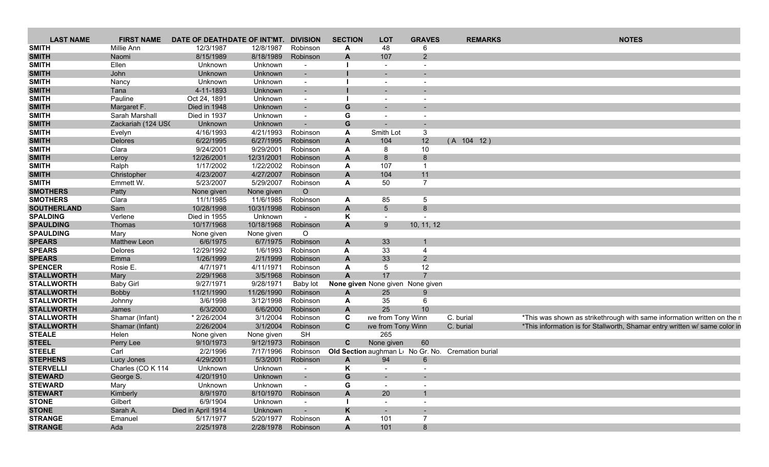| LAST NAME | FIRST NAME | DATE OF DEATH | DATE OF INT'MT. | DIVISION | SECTION | LOT | GRAVES | REMARKS | NOTES |
|---|---|---|---|---|---|---|---|---|---|
| SMITH | Millie Ann | 12/3/1987 | 12/8/1987 | Robinson | A | 48 | 6 | | |
| SMITH | Naomi | 8/15/1989 | 8/18/1989 | Robinson | A | 107 | 2 | | |
| SMITH | Ellen | Unknown | Unknown | - | I | - | - | | |
| SMITH | John | Unknown | Unknown | - | I | - | - | | |
| SMITH | Nancy | Unknown | Unknown | - | I | - | - | | |
| SMITH | Tana | 4-11-1893 | Unknown | - | I | - | - | | |
| SMITH | Pauline | Oct 24, 1891 | Unknown | - | I | - | - | | |
| SMITH | Margaret F. | Died in 1948 | Unknown | - | G | - | - | | |
| SMITH | Sarah Marshall | Died in 1937 | Unknown | - | G | - | - | | |
| SMITH | Zackariah (124 USC | Unknown | Unknown | - | G | - | - | | |
| SMITH | Evelyn | 4/16/1993 | 4/21/1993 | Robinson | A | Smith Lot | 3 | | |
| SMITH | Delores | 6/22/1995 | 6/27/1995 | Robinson | A | 104 | 12 | ( A 104 12 ) | |
| SMITH | Clara | 9/24/2001 | 9/29/2001 | Robinson | A | 8 | 10 | | |
| SMITH | Leroy | 12/26/2001 | 12/31/2001 | Robinson | A | 8 | 8 | | |
| SMITH | Ralph | 1/17/2002 | 1/22/2002 | Robinson | A | 107 | 1 | | |
| SMITH | Christopher | 4/23/2007 | 4/27/2007 | Robinson | A | 104 | 11 | | |
| SMITH | Emmett W. | 5/23/2007 | 5/29/2007 | Robinson | A | 50 | 7 | | |
| SMOTHERS | Patty | None given | None given | O | | | | | |
| SMOTHERS | Clara | 11/1/1985 | 11/6/1985 | Robinson | A | 85 | 5 | | |
| SOUTHERLAND | Sam | 10/28/1998 | 10/31/1998 | Robinson | A | 5 | 8 | | |
| SPALDING | Verlene | Died in 1955 | Unknown | - | K | - | - | | |
| SPAULDING | Thomas | 10/17/1968 | 10/18/1968 | Robinson | A | 9 | 10, 11, 12 | | |
| SPAULDING | Mary | None given | None given | O | | | | | |
| SPEARS | Matthew Leon | 6/6/1975 | 6/7/1975 | Robinson | A | 33 | 1 | | |
| SPEARS | Delores | 12/29/1992 | 1/6/1993 | Robinson | A | 33 | 4 | | |
| SPEARS | Emma | 1/26/1999 | 2/1/1999 | Robinson | A | 33 | 2 | | |
| SPENCER | Rosie E. | 4/7/1971 | 4/11/1971 | Robinson | A | 5 | 12 | | |
| STALLWORTH | Mary | 2/29/1968 | 3/5/1968 | Robinson | A | 17 | 7 | | |
| STALLWORTH | Baby Girl | 9/27/1971 | 9/28/1971 | Baby lot | None given | None given | None given | | |
| STALLWORTH | Bobby | 11/21/1990 | 11/26/1990 | Robinson | A | 25 | 9 | | |
| STALLWORTH | Johnny | 3/6/1998 | 3/12/1998 | Robinson | A | 35 | 6 | | |
| STALLWORTH | James | 6/3/2000 | 6/6/2000 | Robinson | A | 25 | 10 | | |
| STALLWORTH | Shamar (Infant) | * 2/26/2004 | 3/1/2004 | Robinson | C | ave from Tony Winn | | C. burial | *This was shown as strikethrough with same information written on the n |
| STALLWORTH | Shamar (Infant) | 2/26/2004 | 3/1/2004 | Robinson | C | ave from Tony Winn | | C. burial | *This information is for Stallworth, Shamar entry written w/ same color in |
| STEALE | Helen | None given | None given | SH | | 265 | | | |
| STEEL | Perry Lee | 9/10/1973 | 9/12/1973 | Robinson | C | None given | 60 | | |
| STEELE | Carl | 2/2/1996 | 7/17/1996 | Robinson | Old Section | aughman L | No Gr. No. | Cremation burial | |
| STEPHENS | Lucy Jones | 4/29/2001 | 5/3/2001 | Robinson | A | 94 | 6 | | |
| STERVELLI | Charles (CO K 114 | Unknown | Unknown | - | K | - | - | | |
| STEWARD | George S. | 4/20/1910 | Unknown | - | G | - | - | | |
| STEWARD | Mary | Unknown | Unknown | - | G | - | - | | |
| STEWART | Kimberly | 8/9/1970 | 8/10/1970 | Robinson | A | 20 | 1 | | |
| STONE | Gilbert | 6/9/1904 | Unknown | - | I | - | - | | |
| STONE | Sarah A. | Died in April 1914 | Unknown | - | K | - | - | | |
| STRANGE | Emanuel | 5/17/1977 | 5/20/1977 | Robinson | A | 101 | 7 | | |
| STRANGE | Ada | 2/25/1978 | 2/28/1978 | Robinson | A | 101 | 8 | | |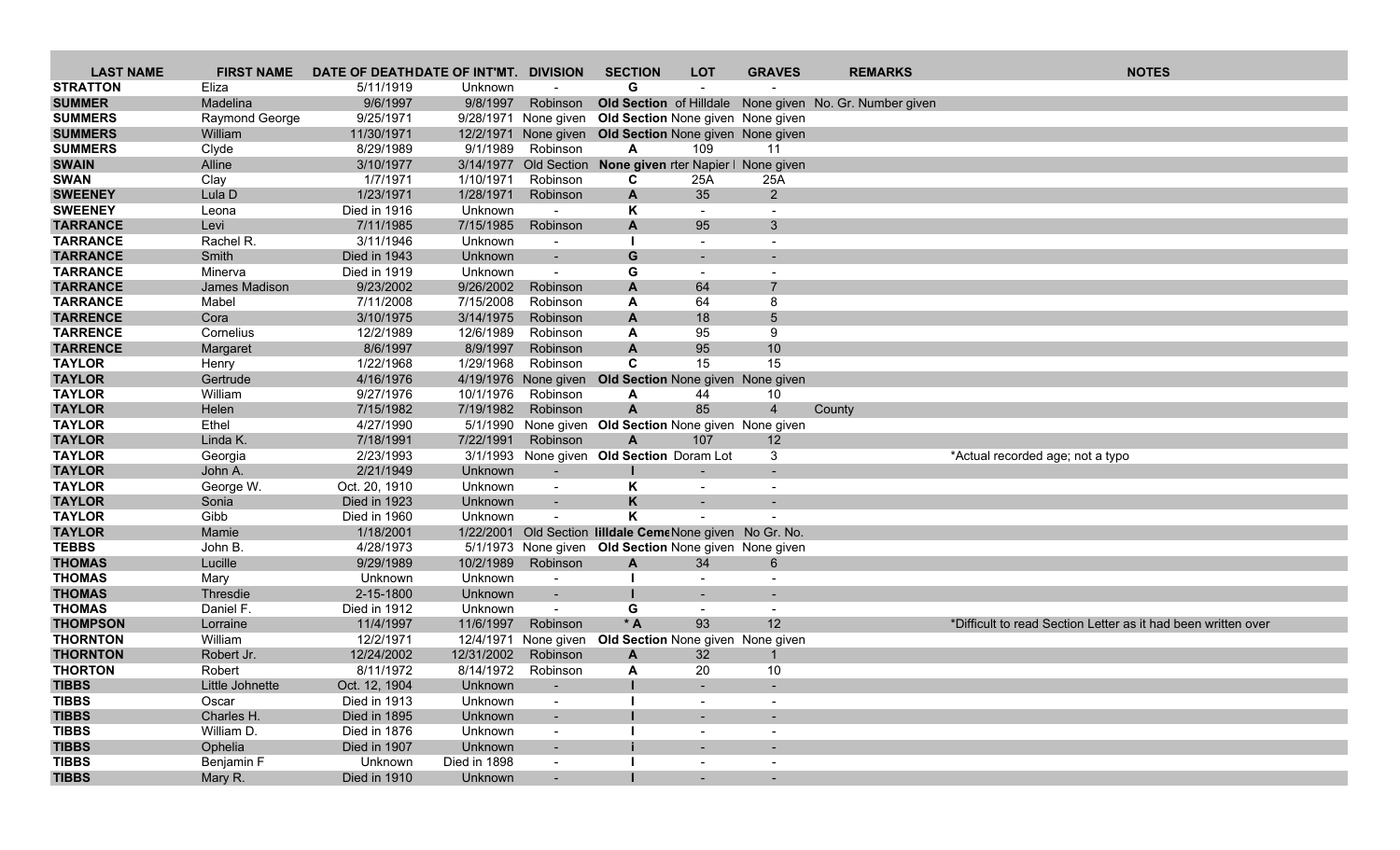| LAST NAME | FIRST NAME | DATE OF DEATH | DATE OF INT'MT. | DIVISION | SECTION | LOT | GRAVES | REMARKS | NOTES |
| --- | --- | --- | --- | --- | --- | --- | --- | --- | --- |
| **STRATTON** | Eliza | 5/11/1919 | Unknown | - | **G** | - | - | | |
| **SUMMER** | Madelina | 9/6/1997 | 9/8/1997 | Robinson | **Old Section** | of Hilldale | None given | No. Gr. Number given | |
| **SUMMERS** | Raymond George | 9/25/1971 | 9/28/1971 | None given | **Old Section** | None given | None given | | |
| **SUMMERS** | William | 11/30/1971 | 12/2/1971 | None given | **Old Section** | None given | None given | | |
| **SUMMERS** | Clyde | 8/29/1989 | 9/1/1989 | Robinson | **A** | 109 | 11 | | |
| **SWAIN** | Alline | 3/10/1977 | 3/14/1977 | Old Section | **None given** | rter Napier I | None given | | |
| **SWAN** | Clay | 1/7/1971 | 1/10/1971 | Robinson | **C** | 25A | 25A | | |
| **SWEENEY** | Lula D | 1/23/1971 | 1/28/1971 | Robinson | **A** | 35 | 2 | | |
| **SWEENEY** | Leona | Died in 1916 | Unknown | - | **K** | - | - | | |
| **TARRANCE** | Levi | 7/11/1985 | 7/15/1985 | Robinson | **A** | 95 | 3 | | |
| **TARRANCE** | Rachel R. | 3/11/1946 | Unknown | - | **I** | - | - | | |
| **TARRANCE** | Smith | Died in 1943 | Unknown | - | **G** | - | - | | |
| **TARRANCE** | Minerva | Died in 1919 | Unknown | - | **G** | - | - | | |
| **TARRANCE** | James Madison | 9/23/2002 | 9/26/2002 | Robinson | **A** | 64 | 7 | | |
| **TARRANCE** | Mabel | 7/11/2008 | 7/15/2008 | Robinson | **A** | 64 | 8 | | |
| **TARRENCE** | Cora | 3/10/1975 | 3/14/1975 | Robinson | **A** | 18 | 5 | | |
| **TARRENCE** | Cornelius | 12/2/1989 | 12/6/1989 | Robinson | **A** | 95 | 9 | | |
| **TARRENCE** | Margaret | 8/6/1997 | 8/9/1997 | Robinson | **A** | 95 | 10 | | |
| **TAYLOR** | Henry | 1/22/1968 | 1/29/1968 | Robinson | **C** | 15 | 15 | | |
| **TAYLOR** | Gertrude | 4/16/1976 | 4/19/1976 | None given | **Old Section** | None given | None given | | |
| **TAYLOR** | William | 9/27/1976 | 10/1/1976 | Robinson | **A** | 44 | 10 | | |
| **TAYLOR** | Helen | 7/15/1982 | 7/19/1982 | Robinson | **A** | 85 | 4 | County | |
| **TAYLOR** | Ethel | 4/27/1990 | 5/1/1990 | None given | **Old Section** | None given | None given | | |
| **TAYLOR** | Linda K. | 7/18/1991 | 7/22/1991 | Robinson | **A** | 107 | 12 | | |
| **TAYLOR** | Georgia | 2/23/1993 | 3/1/1993 | None given | **Old Section** | Doram Lot | 3 | | *Actual recorded age; not a typo |
| **TAYLOR** | John A. | 2/21/1949 | Unknown | - | **I** | - | - | | |
| **TAYLOR** | George W. | Oct. 20, 1910 | Unknown | - | **K** | - | - | | |
| **TAYLOR** | Sonia | Died in 1923 | Unknown | - | **K** | - | - | | |
| **TAYLOR** | Gibb | Died in 1960 | Unknown | - | **K** | - | - | | |
| **TAYLOR** | Mamie | 1/18/2001 | 1/22/2001 | Old Section | **Iilldale Ceme** | None given | No Gr. No. | | |
| **TEBBS** | John B. | 4/28/1973 | 5/1/1973 | None given | **Old Section** | None given | None given | | |
| **THOMAS** | Lucille | 9/29/1989 | 10/2/1989 | Robinson | **A** | 34 | 6 | | |
| **THOMAS** | Mary | Unknown | Unknown | - | **I** | - | - | | |
| **THOMAS** | Thresdie | 2-15-1800 | Unknown | - | **I** | - | - | | |
| **THOMAS** | Daniel F. | Died in 1912 | Unknown | - | **G** | - | - | | |
| **THOMPSON** | Lorraine | 11/4/1997 | 11/6/1997 | Robinson | *** A** | 93 | 12 | | *Difficult to read Section Letter as it had been written over |
| **THORNTON** | William | 12/2/1971 | 12/4/1971 | None given | **Old Section** | None given | None given | | |
| **THORNTON** | Robert Jr. | 12/24/2002 | 12/31/2002 | Robinson | **A** | 32 | 1 | | |
| **THORTON** | Robert | 8/11/1972 | 8/14/1972 | Robinson | **A** | 20 | 10 | | |
| **TIBBS** | Little Johnette | Oct. 12, 1904 | Unknown | - | **I** | - | - | | |
| **TIBBS** | Oscar | Died in 1913 | Unknown | - | **I** | - | - | | |
| **TIBBS** | Charles H. | Died in 1895 | Unknown | - | **I** | - | - | | |
| **TIBBS** | William D. | Died in 1876 | Unknown | - | **I** | - | - | | |
| **TIBBS** | Ophelia | Died in 1907 | Unknown | - | **i** | - | - | | |
| **TIBBS** | Benjamin F | Unknown | Died in 1898 | - | **I** | - | - | | |
| **TIBBS** | Mary R. | Died in 1910 | Unknown | - | **I** | - | - | | |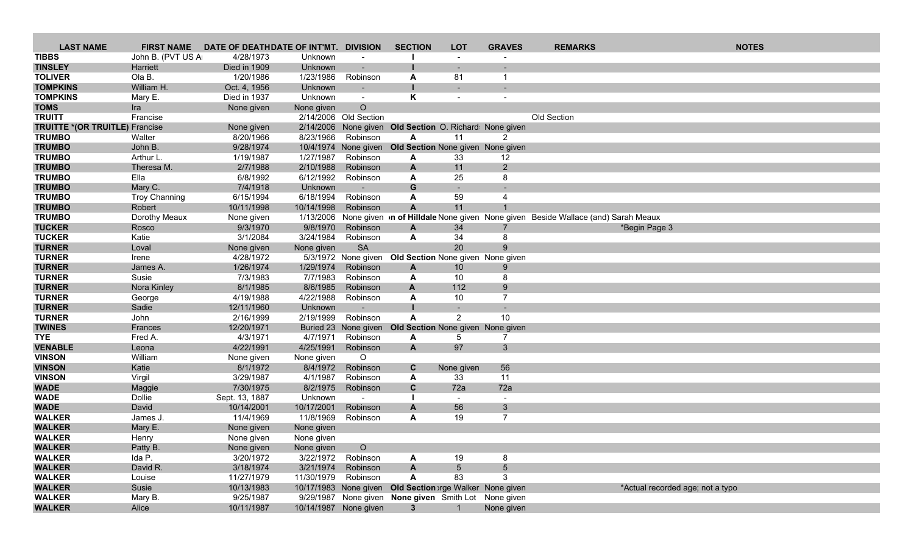| LAST NAME | FIRST NAME | DATE OF DEATH | DATE OF INT'MT. | DIVISION | SECTION | LOT | GRAVES | REMARKS | NOTES |
|---|---|---|---|---|---|---|---|---|---|
| **TIBBS** | John B. (PVT US A | 4/28/1973 | Unknown | - | **I** | - | - | | |
| **TINSLEY** | Harriett | Died in 1909 | Unknown | - | **I** | - | - | | |
| **TOLIVER** | Ola B. | 1/20/1986 | 1/23/1986 | Robinson | **A** | 81 | 1 | | |
| **TOMPKINS** | William H. | Oct. 4, 1956 | Unknown | - | **I** | - | - | | |
| **TOMPKINS** | Mary E. | Died in 1937 | Unknown | - | **K** | - | - | | |
| **TOMS** | Ira | None given | None given | O | | | | | |
| **TRUITT** | Francise | | 2/14/2006 | Old Section | | | | Old Section | |
| **TRUITTE *(OR TRUITLE)** | Francise | None given | 2/14/2006 | None given | **Old Section** | O. Richard | None given | | |
| **TRUMBO** | Walter | 8/20/1966 | 8/23/1966 | Robinson | **A** | 11 | 2 | | |
| **TRUMBO** | John B. | 9/28/1974 | 10/4/1974 | None given | **Old Section** | None given | None given | | |
| **TRUMBO** | Arthur L. | 1/19/1987 | 1/27/1987 | Robinson | **A** | 33 | 12 | | |
| **TRUMBO** | Theresa M. | 2/7/1988 | 2/10/1988 | Robinson | **A** | 11 | 2 | | |
| **TRUMBO** | Ella | 6/8/1992 | 6/12/1992 | Robinson | **A** | 25 | 8 | | |
| **TRUMBO** | Mary C. | 7/4/1918 | Unknown | - | **G** | - | - | | |
| **TRUMBO** | Troy Channing | 6/15/1994 | 6/18/1994 | Robinson | **A** | 59 | 4 | | |
| **TRUMBO** | Robert | 10/11/1998 | 10/14/1998 | Robinson | **A** | 11 | 1 | | |
| **TRUMBO** | Dorothy Meaux | None given | 1/13/2006 | None given | **n of Hilldale** | None given | None given | Beside Wallace (and) Sarah Meaux | |
| **TUCKER** | Rosco | 9/3/1970 | 9/8/1970 | Robinson | **A** | 34 | 7 | | *Begin Page 3 |
| **TUCKER** | Katie | 3/1/2084 | 3/24/1984 | Robinson | **A** | 34 | 8 | | |
| **TURNER** | Loval | None given | None given | SA | | 20 | 9 | | |
| **TURNER** | Irene | 4/28/1972 | 5/3/1972 | None given | **Old Section** | None given | None given | | |
| **TURNER** | James A. | 1/26/1974 | 1/29/1974 | Robinson | **A** | 10 | 9 | | |
| **TURNER** | Susie | 7/3/1983 | 7/7/1983 | Robinson | **A** | 10 | 8 | | |
| **TURNER** | Nora Kinley | 8/1/1985 | 8/6/1985 | Robinson | **A** | 112 | 9 | | |
| **TURNER** | George | 4/19/1988 | 4/22/1988 | Robinson | **A** | 10 | 7 | | |
| **TURNER** | Sadie | 12/11/1960 | Unknown | - | **I** | - | - | | |
| **TURNER** | John | 2/16/1999 | 2/19/1999 | Robinson | **A** | 2 | 10 | | |
| **TWINES** | Frances | 12/20/1971 | Buried 23 | None given | **Old Section** | None given | None given | | |
| **TYE** | Fred A. | 4/3/1971 | 4/7/1971 | Robinson | **A** | 5 | 7 | | |
| **VENABLE** | Leona | 4/22/1991 | 4/25/1991 | Robinson | **A** | 97 | 3 | | |
| **VINSON** | William | None given | None given | O | | | | | |
| **VINSON** | Katie | 8/1/1972 | 8/4/1972 | Robinson | **C** | None given | 56 | | |
| **VINSON** | Virgil | 3/29/1987 | 4/1/1987 | Robinson | **A** | 33 | 11 | | |
| **WADE** | Maggie | 7/30/1975 | 8/2/1975 | Robinson | **C** | 72a | 72a | | |
| **WADE** | Dollie | Sept. 13, 1887 | Unknown | - | **I** | - | - | | |
| **WADE** | David | 10/14/2001 | 10/17/2001 | Robinson | **A** | 56 | 3 | | |
| **WALKER** | James J. | 11/4/1969 | 11/8/1969 | Robinson | **A** | 19 | 7 | | |
| **WALKER** | Mary E. | None given | None given | | | | | | |
| **WALKER** | Henry | None given | None given | | | | | | |
| **WALKER** | Patty B. | None given | None given | O | | | | | |
| **WALKER** | Ida P. | 3/20/1972 | 3/22/1972 | Robinson | **A** | 19 | 8 | | |
| **WALKER** | David R. | 3/18/1974 | 3/21/1974 | Robinson | **A** | 5 | 5 | | |
| **WALKER** | Louise | 11/27/1979 | 11/30/1979 | Robinson | **A** | 83 | 3 | | |
| **WALKER** | Susie | 10/13/1983 | 10/17/1983 | None given | **Old Section** | rge Walker | None given | | *Actual recorded age; not a typo |
| **WALKER** | Mary B. | 9/25/1987 | 9/29/1987 | None given | **None given** | Smith Lot | None given | | |
| **WALKER** | Alice | 10/11/1987 | 10/14/1987 | None given | **3** | 1 | None given | | |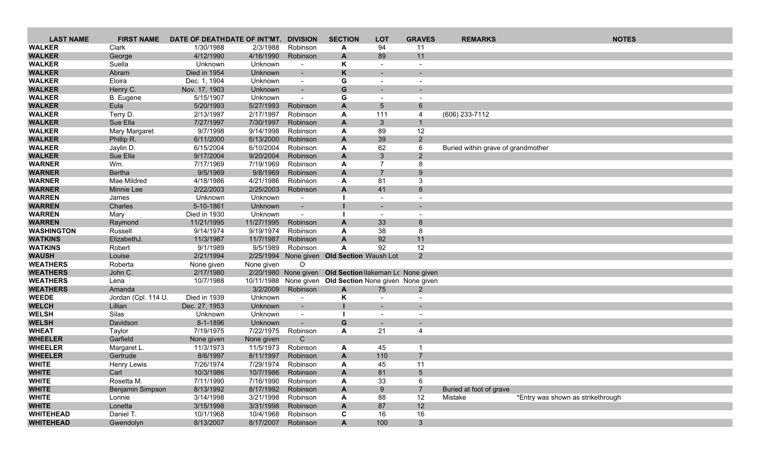| LAST NAME | FIRST NAME | DATE OF DEATH | DATE OF INT'MT. | DIVISION | SECTION | LOT | GRAVES | REMARKS | NOTES |
|---|---|---|---|---|---|---|---|---|---|
| **WALKER** | Clark | 1/30/1988 | 2/3/1988 | Robinson | **A** | 94 | 11 | | |
| **WALKER** | George | 4/12/1990 | 4/16/1990 | Robinson | **A** | 89 | 11 | | |
| **WALKER** | Suella | Unknown | Unknown | - | **K** | - | - | | |
| **WALKER** | Abram | Died in 1954 | Unknown | - | **K** | - | - | | |
| **WALKER** | Eloira | Dec. 1, 1904 | Unknown | - | **G** | - | - | | |
| **WALKER** | Henry C. | Nov. 17, 1903 | Unknown | - | **G** | - | - | | |
| **WALKER** | B. Eugene | 5/15/1907 | Unknown | - | **G** | - | - | | |
| **WALKER** | Eula | 5/20/1993 | 5/27/1993 | Robinson | **A** | 5 | 6 | | |
| **WALKER** | Terry D. | 2/13/1997 | 2/17/1997 | Robinson | **A** | 111 | 4 | (606) 233-7112 | |
| **WALKER** | Sue Ella | 7/27/1997 | 7/30/1997 | Robinson | **A** | 3 | 1 | | |
| **WALKER** | Mary Margaret | 9/7/1998 | 9/14/1998 | Robinson | **A** | 89 | 12 | | |
| **WALKER** | Phillip R. | 6/11/2000 | 6/13/2000 | Robinson | **A** | 39 | 2 | | |
| **WALKER** | Jaylin D. | 6/15/2004 | 6/10/2004 | Robinson | **A** | 62 | 6 | Buried within grave of grandmother | |
| **WALKER** | Sue Ella | 9/17/2004 | 9/20/2004 | Robinson | **A** | 3 | 2 | | |
| **WARNER** | Wm. | 7/17/1969 | 7/19/1969 | Robinson | **A** | 7 | 8 | | |
| **WARNER** | Bertha | 9/5/1969 | 9/8/1969 | Robinson | **A** | 7 | 9 | | |
| **WARNER** | Mae Mildred | 4/18/1986 | 4/21/1986 | Robinson | **A** | 81 | 3 | | |
| **WARNER** | Minnie Lee | 2/22/2003 | 2/25/2003 | Robinson | **A** | 41 | 8 | | |
| **WARREN** | James | Unknown | Unknown | - | **I** | - | - | | |
| **WARREN** | Charles | 5-10-1861 | Unknown | - | **I** | - | - | | |
| **WARREN** | Mary | Died in 1930 | Unknown | - | **I** | - | - | | |
| **WARREN** | Raymond | 11/21/1995 | 11/27/1995 | Robinson | **A** | 33 | 8 | | |
| **WASHINGTON** | Russell | 9/14/1974 | 9/19/1974 | Robinson | **A** | 38 | 8 | | |
| **WATKINS** | ElizabethJ. | 11/3/1987 | 11/7/1987 | Robinson | **A** | 92 | 11 | | |
| **WATKINS** | Robert | 9/1/1989 | 9/5/1989 | Robinson | **A** | 92 | 12 | | |
| **WAUSH** | Louise | 2/21/1994 | 2/25/1994 | None given | **Old Section** | Waush Lot | 2 | | |
| **WEATHERS** | Roberta | None given | None given | O | | | | | |
| **WEATHERS** | John C. | 2/17/1980 | 2/20/1980 | None given | **Old Section** | llakeman Lc | None given | | |
| **WEATHERS** | Lena | 10/7/1988 | 10/11/1988 | None given | **Old Section** | None given | None given | | |
| **WEATHERS** | Amanda | | 3/2/2009 | Robinson | **A** | 75 | 2 | | |
| **WEEDE** | Jordan (Cpl. 114 U. | Died in 1939 | Unknown | - | **K** | - | - | | |
| **WELCH** | Lillian | Dec. 27, 1953 | Unknown | - | **I** | - | - | | |
| **WELSH** | Silas | Unknown | Unknown | - | **I** | - | - | | |
| **WELSH** | Davidson | 8-1-1896 | Unknown | - | **G** | - | - | | |
| **WHEAT** | Taylor | 7/19/1975 | 7/22/1975 | Robinson | **A** | 21 | 4 | | |
| **WHEELER** | Garfield | None given | None given | C | | | | | |
| **WHEELER** | Margaret L. | 11/3/1973 | 11/5/1973 | Robinson | **A** | 45 | 1 | | |
| **WHEELER** | Gertrude | 8/6/1997 | 8/11/1997 | Robinson | **A** | 110 | 7 | | |
| **WHITE** | Henry Lewis | 7/26/1974 | 7/29/1974 | Robinson | **A** | 45 | 11 | | |
| **WHITE** | Carl | 10/3/1986 | 10/7/1986 | Robinson | **A** | 81 | 5 | | |
| **WHITE** | Rosetta M. | 7/11/1990 | 7/16/1990 | Robinson | **A** | 33 | 6 | | |
| **WHITE** | Benjamin Simpson | 8/13/1992 | 8/17/1992 | Robinson | **A** | 9 | 7 | Buried at foot of grave | |
| **WHITE** | Lonnie | 3/14/1998 | 3/21/1998 | Robinson | **A** | 88 | 12 | Mistake | *Entry was shown as strikethrough |
| **WHITE** | Lonetta | 3/15/1998 | 3/31/1998 | Robinson | **A** | 87 | 12 | | |
| **WHITEHEAD** | Daniel T. | 10/1/1968 | 10/4/1968 | Robinson | **C** | 16 | 16 | | |
| **WHITEHEAD** | Gwendolyn | 8/13/2007 | 8/17/2007 | Robinson | **A** | 100 | 3 | | |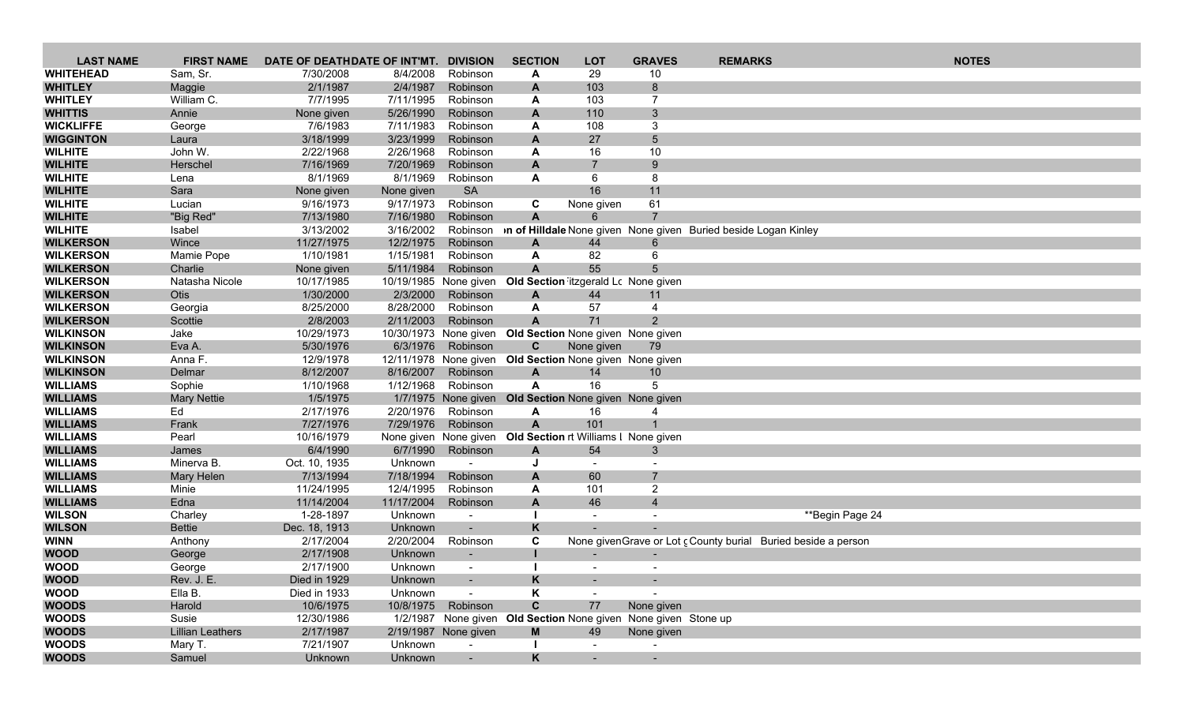| LAST NAME | FIRST NAME | DATE OF DEATH | DATE OF INT'MT. | DIVISION | SECTION | LOT | GRAVES | REMARKS | NOTES |
|---|---|---|---|---|---|---|---|---|---|
| WHITEHEAD | Sam, Sr. | 7/30/2008 | 8/4/2008 | Robinson | A | 29 | 10 | | |
| WHITLEY | Maggie | 2/1/1987 | 2/4/1987 | Robinson | A | 103 | 8 | | |
| WHITLEY | William C. | 7/7/1995 | 7/11/1995 | Robinson | A | 103 | 7 | | |
| WHITTIS | Annie | None given | 5/26/1990 | Robinson | A | 110 | 3 | | |
| WICKLIFFE | George | 7/6/1983 | 7/11/1983 | Robinson | A | 108 | 3 | | |
| WIGGINTON | Laura | 3/18/1999 | 3/23/1999 | Robinson | A | 27 | 5 | | |
| WILHITE | John W. | 2/22/1968 | 2/26/1968 | Robinson | A | 16 | 10 | | |
| WILHITE | Herschel | 7/16/1969 | 7/20/1969 | Robinson | A | 7 | 9 | | |
| WILHITE | Lena | 8/1/1969 | 8/1/1969 | Robinson | A | 6 | 8 | | |
| WILHITE | Sara | None given | None given | SA | | 16 | 11 | | |
| WILHITE | Lucian | 9/16/1973 | 9/17/1973 | Robinson | C | None given | 61 | | |
| WILHITE | "Big Red" | 7/13/1980 | 7/16/1980 | Robinson | A | 6 | 7 | | |
| WILHITE | Isabel | 3/13/2002 | 3/16/2002 | Robinson | n of Hilldale | None given | None given | Buried beside Logan Kinley | |
| WILKERSON | Wince | 11/27/1975 | 12/2/1975 | Robinson | A | 44 | 6 | | |
| WILKERSON | Mamie Pope | 1/10/1981 | 1/15/1981 | Robinson | A | 82 | 6 | | |
| WILKERSON | Charlie | None given | 5/11/1984 | Robinson | A | 55 | 5 | | |
| WILKERSON | Natasha Nicole | 10/17/1985 | 10/19/1985 | None given | Old Section | itzgerald Lc | None given | | |
| WILKERSON | Otis | 1/30/2000 | 2/3/2000 | Robinson | A | 44 | 11 | | |
| WILKERSON | Georgia | 8/25/2000 | 8/28/2000 | Robinson | A | 57 | 4 | | |
| WILKERSON | Scottie | 2/8/2003 | 2/11/2003 | Robinson | A | 71 | 2 | | |
| WILKINSON | Jake | 10/29/1973 | 10/30/1973 | None given | Old Section | None given | None given | | |
| WILKINSON | Eva A. | 5/30/1976 | 6/3/1976 | Robinson | C | None given | 79 | | |
| WILKINSON | Anna F. | 12/9/1978 | 12/11/1978 | None given | Old Section | None given | None given | | |
| WILKINSON | Delmar | 8/12/2007 | 8/16/2007 | Robinson | A | 14 | 10 | | |
| WILLIAMS | Sophie | 1/10/1968 | 1/12/1968 | Robinson | A | 16 | 5 | | |
| WILLIAMS | Mary Nettie | 1/5/1975 | 1/7/1975 | None given | Old Section | None given | None given | | |
| WILLIAMS | Ed | 2/17/1976 | 2/20/1976 | Robinson | A | 16 | 4 | | |
| WILLIAMS | Frank | 7/27/1976 | 7/29/1976 | Robinson | A | 101 | 1 | | |
| WILLIAMS | Pearl | 10/16/1979 | None given | None given | Old Section | rt Williams l | None given | | |
| WILLIAMS | James | 6/4/1990 | 6/7/1990 | Robinson | A | 54 | 3 | | |
| WILLIAMS | Minerva B. | Oct. 10, 1935 | Unknown | - | J | - | - | | |
| WILLIAMS | Mary Helen | 7/13/1994 | 7/18/1994 | Robinson | A | 60 | 7 | | |
| WILLIAMS | Minie | 11/24/1995 | 12/4/1995 | Robinson | A | 101 | 2 | | |
| WILLIAMS | Edna | 11/14/2004 | 11/17/2004 | Robinson | A | 46 | 4 | | |
| WILSON | Charley | 1-28-1897 | Unknown | - | I | - | - | | **Begin Page 24 |
| WILSON | Bettie | Dec. 18, 1913 | Unknown | - | K | - | - | | |
| WINN | Anthony | 2/17/2004 | 2/20/2004 | Robinson | C | None given | Grave or Lot g | County burial | Buried beside a person |
| WOOD | George | 2/17/1908 | Unknown | - | I | - | - | | |
| WOOD | George | 2/17/1900 | Unknown | - | I | - | - | | |
| WOOD | Rev. J. E. | Died in 1929 | Unknown | - | K | - | - | | |
| WOOD | Ella B. | Died in 1933 | Unknown | - | K | - | - | | |
| WOODS | Harold | 10/6/1975 | 10/8/1975 | Robinson | C | 77 | None given | | |
| WOODS | Susie | 12/30/1986 | 1/2/1987 | None given | Old Section | None given | None given | Stone up | |
| WOODS | Lillian Leathers | 2/17/1987 | 2/19/1987 | None given | M | 49 | None given | | |
| WOODS | Mary T. | 7/21/1907 | Unknown | - | I | - | - | | |
| WOODS | Samuel | Unknown | Unknown | - | K | - | - | | |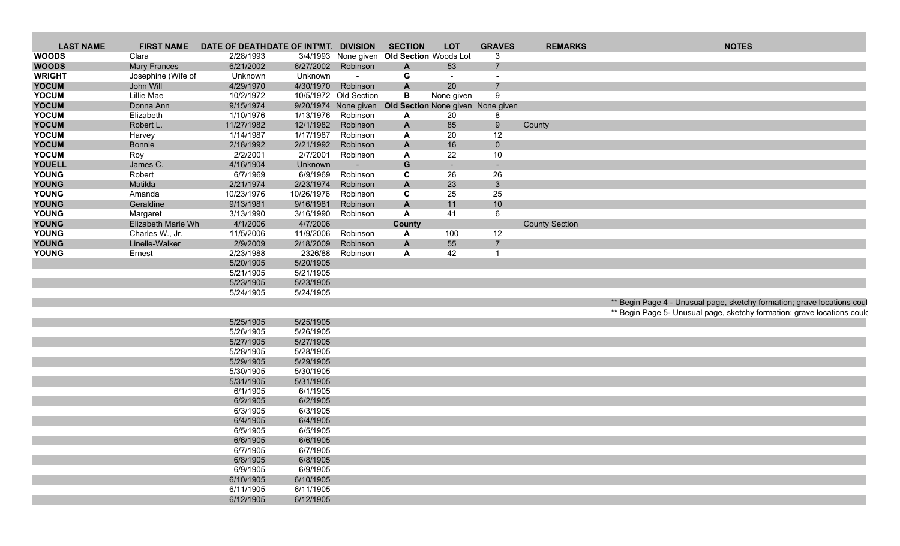| LAST NAME | FIRST NAME | DATE OF DEATH | DATE OF INT'MT. | DIVISION | SECTION | LOT | GRAVES | REMARKS | NOTES |
|---|---|---|---|---|---|---|---|---|---|
| **WOODS** | Clara | 2/28/1993 | 3/4/1993 | None given | **Old Section** | Woods Lot | 3 | | |
| **WOODS** | Mary Frances | 6/21/2002 | 6/27/2002 | Robinson | **A** | 53 | 7 | | |
| **WRIGHT** | Josephine (Wife of l | Unknown | Unknown | - | **G** | - | - | | |
| **YOCUM** | John Will | 4/29/1970 | 4/30/1970 | Robinson | **A** | 20 | 7 | | |
| **YOCUM** | Lillie Mae | 10/2/1972 | 10/5/1972 | Old Section | **B** | None given | 9 | | |
| **YOCUM** | Donna Ann | 9/15/1974 | 9/20/1974 | None given | **Old Section** | None given | None given | | |
| **YOCUM** | Elizabeth | 1/10/1976 | 1/13/1976 | Robinson | **A** | 20 | 8 | | |
| **YOCUM** | Robert L. | 11/27/1982 | 12/1/1982 | Robinson | **A** | 85 | 9 | County | |
| **YOCUM** | Harvey | 1/14/1987 | 1/17/1987 | Robinson | **A** | 20 | 12 | | |
| **YOCUM** | Bonnie | 2/18/1992 | 2/21/1992 | Robinson | **A** | 16 | 0 | | |
| **YOCUM** | Roy | 2/2/2001 | 2/7/2001 | Robinson | **A** | 22 | 10 | | |
| **YOUELL** | James C. | 4/16/1904 | Unknown | - | **G** | - | - | | |
| **YOUNG** | Robert | 6/7/1969 | 6/9/1969 | Robinson | **C** | 26 | 26 | | |
| **YOUNG** | Matilda | 2/21/1974 | 2/23/1974 | Robinson | **A** | 23 | 3 | | |
| **YOUNG** | Amanda | 10/23/1976 | 10/26/1976 | Robinson | **C** | 25 | 25 | | |
| **YOUNG** | Geraldine | 9/13/1981 | 9/16/1981 | Robinson | **A** | 11 | 10 | | |
| **YOUNG** | Margaret | 3/13/1990 | 3/16/1990 | Robinson | **A** | 41 | 6 | | |
| **YOUNG** | Elizabeth Marie Wh | 4/1/2006 | 4/7/2006 | | **County** | | | County Section | |
| **YOUNG** | Charles W., Jr. | 11/5/2006 | 11/9/2006 | Robinson | **A** | 100 | 12 | | |
| **YOUNG** | Linelle-Walker | 2/9/2009 | 2/18/2009 | Robinson | **A** | 55 | 7 | | |
| **YOUNG** | Ernest | 2/23/1988 | 2326/88 | Robinson | **A** | 42 | 1 | | |
| | | 5/20/1905 | 5/20/1905 | | | | | | |
| | | 5/21/1905 | 5/21/1905 | | | | | | |
| | | 5/23/1905 | 5/23/1905 | | | | | | |
| | | 5/24/1905 | 5/24/1905 | | | | | | |
| | | | | | | | | | ** Begin Page 4 - Unusual page, sketchy formation; grave locations coul |
| | | | | | | | | | ** Begin Page 5- Unusual page, sketchy formation; grave locations could |
| | | 5/25/1905 | 5/25/1905 | | | | | | |
| | | 5/26/1905 | 5/26/1905 | | | | | | |
| | | 5/27/1905 | 5/27/1905 | | | | | | |
| | | 5/28/1905 | 5/28/1905 | | | | | | |
| | | 5/29/1905 | 5/29/1905 | | | | | | |
| | | 5/30/1905 | 5/30/1905 | | | | | | |
| | | 5/31/1905 | 5/31/1905 | | | | | | |
| | | 6/1/1905 | 6/1/1905 | | | | | | |
| | | 6/2/1905 | 6/2/1905 | | | | | | |
| | | 6/3/1905 | 6/3/1905 | | | | | | |
| | | 6/4/1905 | 6/4/1905 | | | | | | |
| | | 6/5/1905 | 6/5/1905 | | | | | | |
| | | 6/6/1905 | 6/6/1905 | | | | | | |
| | | 6/7/1905 | 6/7/1905 | | | | | | |
| | | 6/8/1905 | 6/8/1905 | | | | | | |
| | | 6/9/1905 | 6/9/1905 | | | | | | |
| | | 6/10/1905 | 6/10/1905 | | | | | | |
| | | 6/11/1905 | 6/11/1905 | | | | | | |
| | | 6/12/1905 | 6/12/1905 | | | | | | |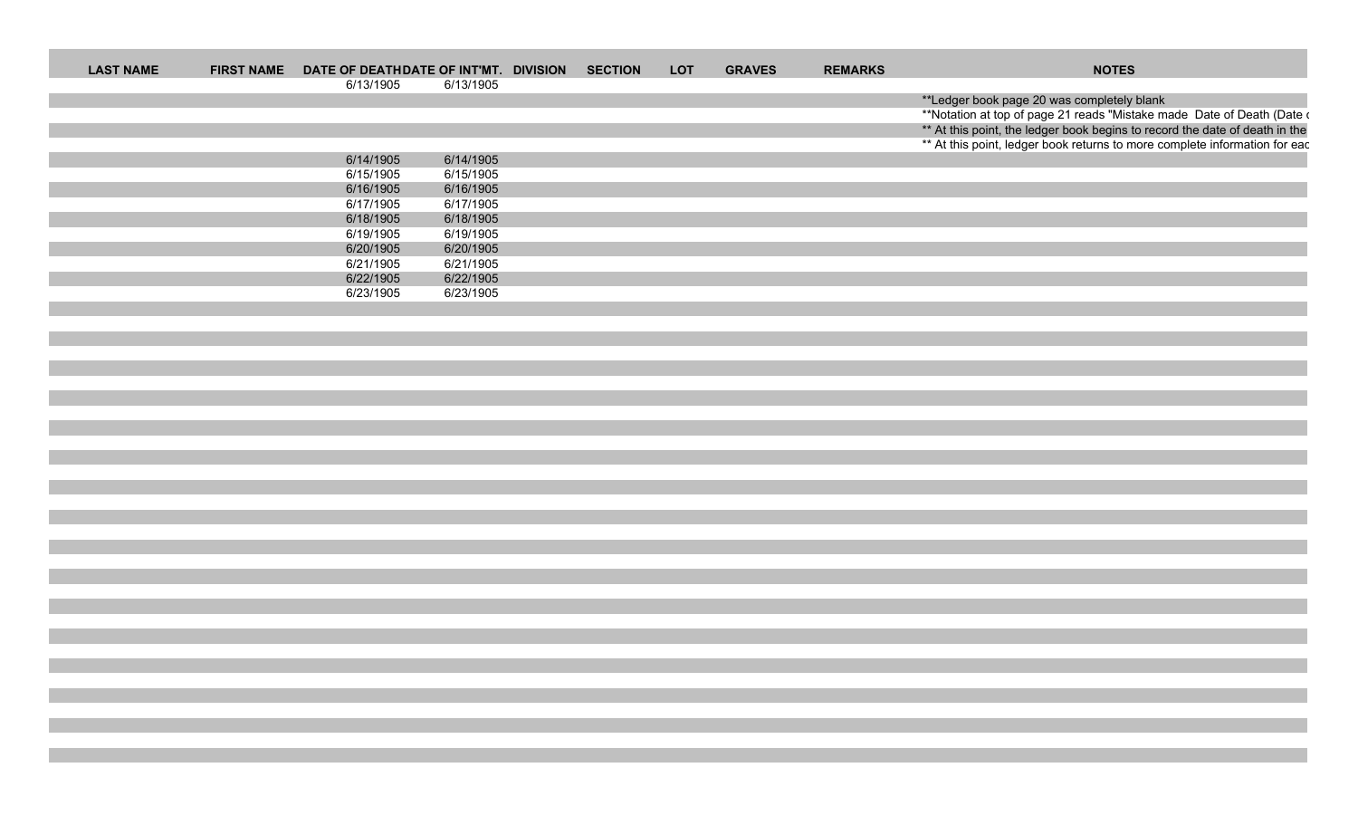| LAST NAME | FIRST NAME | DATE OF DEATH | DATE OF INT'MT. | DIVISION | SECTION | LOT | GRAVES | REMARKS | NOTES |
|---|---|---|---|---|---|---|---|---|---|
| | | 6/13/1905 | 6/13/1905 | | | | | | |
| | | | | | | | | | **Ledger book page 20 was completely blank |
| | | | | | | | | | **Notation at top of page 21 reads "Mistake made Date of Death (Date c |
| | | | | | | | | | ** At this point, the ledger book begins to record the date of death in the |
| | | | | | | | | | ** At this point, ledger book returns to more complete information for eac |
| | | 6/14/1905 | 6/14/1905 | | | | | | |
| | | 6/15/1905 | 6/15/1905 | | | | | | |
| | | 6/16/1905 | 6/16/1905 | | | | | | |
| | | 6/17/1905 | 6/17/1905 | | | | | | |
| | | 6/18/1905 | 6/18/1905 | | | | | | |
| | | 6/19/1905 | 6/19/1905 | | | | | | |
| | | 6/20/1905 | 6/20/1905 | | | | | | |
| | | 6/21/1905 | 6/21/1905 | | | | | | |
| | | 6/22/1905 | 6/22/1905 | | | | | | |
| | | 6/23/1905 | 6/23/1905 | | | | | | |